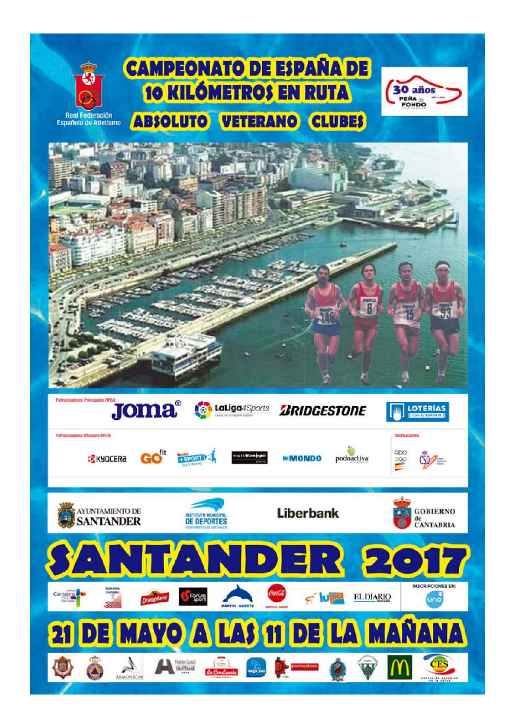Real Federación Española de Atletismo

# CAMPEONATO DE ESPAÑA DE 10 KILÓMETROS EN RUTA

## ABSOLUTO VETERANO CLUBES

30 años PEÑA de FONDO

Patrocinadores Principales RFEA:

Joma · LaLiga4Sports · BRIDGESTONE · LOTERÍAS

Patrocinadores Oficiales RFEA:

KYOCERA · GOfit · Kinder +SPORT · Viajes El Corte Inglés · MONDO · podoactiva

Instituciones:

ADO · CSD

AYUNTAMIENTO DE SANTANDER · INSTITUTO MUNICIPAL DE DEPORTES · Liberbank · GOBIERNO de CANTABRIA

# SANTANDER 2017

Cantabria · Federación Cántabra de Atletismo · Dromedario · Forum sport · MARTIN - CUESTO · Coca-Cola · lupa · EL DIARIO MONTAÑÉS

INSCRIPCIONES EN: uno

# 21 DE MAYO A LAS 11 DE LA MAÑANA

ARMONICAR · Hoteles Santos SANTEMAR · La Constancia · vega pas · pomodoro · McDonald's · CES centro de estudios de la salud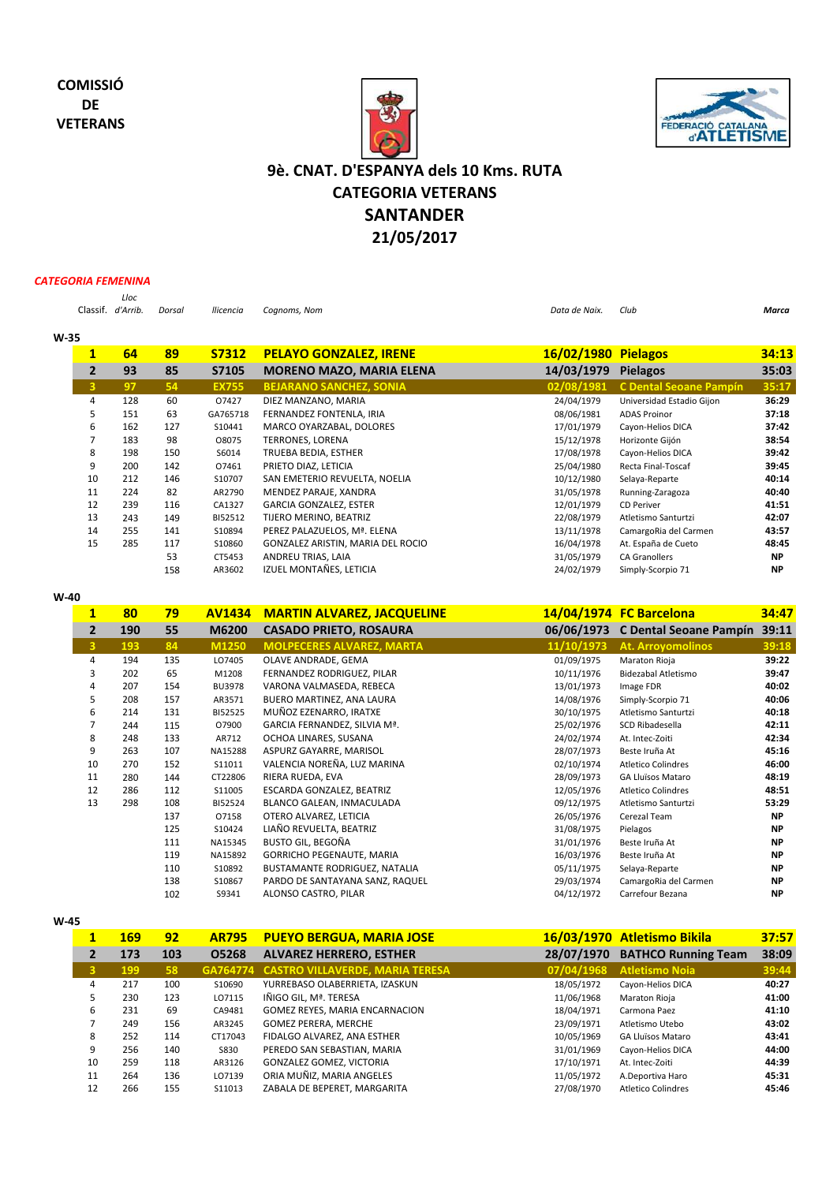**COMISSIÓ DE VETERANS**

# 9è. CNAT. D'ESPANYA dels 10 Kms. RUTA
## CATEGORIA VETERANS
## SANTANDER
## 21/05/2017

*CATEGORIA FEMENINA*

**W-35**

| Classif. | Lloc d'Arrib. | Dorsal | llicencia | Cognoms, Nom | Data de Naix. | Club | Marca |
|---|---|---|---|---|---|---|---|
| **1** | **64** | **89** | **S7312** | **PELAYO GONZALEZ, IRENE** | **16/02/1980** | **Pielagos** | **34:13** |
| **2** | **93** | **85** | **S7105** | **MORENO MAZO, MARIA ELENA** | **14/03/1979** | **Pielagos** | **35:03** |
| **3** | **97** | **54** | **EX755** | **BEJARANO SANCHEZ, SONIA** | **02/08/1981** | **C Dental Seoane Pampín** | **35:17** |
| 4 | 128 | 60 | O7427 | DIEZ MANZANO, MARIA | 24/04/1979 | Universidad Estadio Gijon | **36:29** |
| 5 | 151 | 63 | GA765718 | FERNANDEZ FONTENLA, IRIA | 08/06/1981 | ADAS Proinor | **37:18** |
| 6 | 162 | 127 | S10441 | MARCO OYARZABAL, DOLORES | 17/01/1979 | Cayon-Helios DICA | **37:42** |
| 7 | 183 | 98 | O8075 | TERRONES, LORENA | 15/12/1978 | Horizonte Gijón | **38:54** |
| 8 | 198 | 150 | S6014 | TRUEBA BEDIA, ESTHER | 17/08/1978 | Cayon-Helios DICA | **39:42** |
| 9 | 200 | 142 | O7461 | PRIETO DIAZ, LETICIA | 25/04/1980 | Recta Final-Toscaf | **39:45** |
| 10 | 212 | 146 | S10707 | SAN EMETERIO REVUELTA, NOELIA | 10/12/1980 | Selaya-Reparte | **40:14** |
| 11 | 224 | 82 | AR2790 | MENDEZ PARAJE, XANDRA | 31/05/1978 | Running-Zaragoza | **40:40** |
| 12 | 239 | 116 | CA1327 | GARCIA GONZALEZ, ESTER | 12/01/1979 | CD Periver | **41:51** |
| 13 | 243 | 149 | BI52512 | TIJERO MERINO, BEATRIZ | 22/08/1979 | Atletismo Santurtzi | **42:07** |
| 14 | 255 | 141 | S10894 | PEREZ PALAZUELOS, Mª. ELENA | 13/11/1978 | CamargoRia del Carmen | **43:57** |
| 15 | 285 | 117 | S10860 | GONZALEZ ARISTIN, MARIA DEL ROCIO | 16/04/1978 | At. España de Cueto | **48:45** |
| | | 53 | CT5453 | ANDREU TRIAS, LAIA | 31/05/1979 | CA Granollers | **NP** |
| | | 158 | AR3602 | IZUEL MONTAÑES, LETICIA | 24/02/1979 | Simply-Scorpio 71 | **NP** |

**W-40**

| Classif. | Lloc d'Arrib. | Dorsal | llicencia | Cognoms, Nom | Data de Naix. | Club | Marca |
|---|---|---|---|---|---|---|---|
| **1** | **80** | **79** | **AV1434** | **MARTIN ALVAREZ, JACQUELINE** | **14/04/1974** | **FC Barcelona** | **34:47** |
| **2** | **190** | **55** | **M6200** | **CASADO PRIETO, ROSAURA** | **06/06/1973** | **C Dental Seoane Pampín** | **39:11** |
| **3** | **193** | **84** | **M1250** | **MOLPECERES ALVAREZ, MARTA** | **11/10/1973** | **At. Arroyomolinos** | **39:18** |
| 4 | 194 | 135 | LO7405 | OLAVE ANDRADE, GEMA | 01/09/1975 | Maraton Rioja | **39:22** |
| 3 | 202 | 65 | M1208 | FERNANDEZ RODRIGUEZ, PILAR | 10/11/1976 | Bidezabal Atletismo | **39:47** |
| 4 | 207 | 154 | BU3978 | VARONA VALMASEDA, REBECA | 13/01/1973 | Image FDR | **40:02** |
| 5 | 208 | 157 | AR3571 | BUERO MARTINEZ, ANA LAURA | 14/08/1976 | Simply-Scorpio 71 | **40:06** |
| 6 | 214 | 131 | BI52525 | MUÑOZ EZENARRO, IRATXE | 30/10/1975 | Atletismo Santurtzi | **40:18** |
| 7 | 244 | 115 | O7900 | GARCIA FERNANDEZ, SILVIA Mª. | 25/02/1976 | SCD Ribadesella | **42:11** |
| 8 | 248 | 133 | AR712 | OCHOA LINARES, SUSANA | 24/02/1974 | At. Intec-Zoiti | **42:34** |
| 9 | 263 | 107 | NA15288 | ASPURZ GAYARRE, MARISOL | 28/07/1973 | Beste Iruña At | **45:16** |
| 10 | 270 | 152 | S11011 | VALENCIA NOREÑA, LUZ MARINA | 02/10/1974 | Atletico Colindres | **46:00** |
| 11 | 280 | 144 | CT22806 | RIERA RUEDA, EVA | 28/09/1973 | GA Lluïsos Mataro | **48:19** |
| 12 | 286 | 112 | S11005 | ESCARDA GONZALEZ, BEATRIZ | 12/05/1976 | Atletico Colindres | **48:51** |
| 13 | 298 | 108 | BI52524 | BLANCO GALEAN, INMACULADA | 09/12/1975 | Atletismo Santurtzi | **53:29** |
| | | 137 | O7158 | OTERO ALVAREZ, LETICIA | 26/05/1976 | Cerezal Team | **NP** |
| | | 125 | S10424 | LIAÑO REVUELTA, BEATRIZ | 31/08/1975 | Pielagos | **NP** |
| | | 111 | NA15345 | BUSTO GIL, BEGOÑA | 31/01/1976 | Beste Iruña At | **NP** |
| | | 119 | NA15892 | GORRICHO PEGENAUTE, MARIA | 16/03/1976 | Beste Iruña At | **NP** |
| | | 110 | S10892 | BUSTAMANTE RODRIGUEZ, NATALIA | 05/11/1975 | Selaya-Reparte | **NP** |
| | | 138 | S10867 | PARDO DE SANTAYANA SANZ, RAQUEL | 29/03/1974 | CamargoRia del Carmen | **NP** |
| | | 102 | S9341 | ALONSO CASTRO, PILAR | 04/12/1972 | Carrefour Bezana | **NP** |

**W-45**

| Classif. | Lloc d'Arrib. | Dorsal | llicencia | Cognoms, Nom | Data de Naix. | Club | Marca |
|---|---|---|---|---|---|---|---|
| **1** | **169** | **92** | **AR795** | **PUEYO BERGUA, MARIA JOSE** | **16/03/1970** | **Atletismo Bikila** | **37:57** |
| **2** | **173** | **103** | **O5268** | **ALVAREZ HERRERO, ESTHER** | **28/07/1970** | **BATHCO Running Team** | **38:09** |
| **3** | **199** | **58** | **GA764774** | **CASTRO VILLAVERDE, MARIA TERESA** | **07/04/1968** | **Atletismo Noia** | **39:44** |
| 4 | 217 | 100 | S10690 | YURREBASO OLABERRIETA, IZASKUN | 18/05/1972 | Cayon-Helios DICA | **40:27** |
| 5 | 230 | 123 | LO7115 | IÑIGO GIL, Mª. TERESA | 11/06/1968 | Maraton Rioja | **41:00** |
| 6 | 231 | 69 | CA9481 | GOMEZ REYES, MARIA ENCARNACION | 18/04/1971 | Carmona Paez | **41:10** |
| 7 | 249 | 156 | AR3245 | GOMEZ PERERA, MERCHE | 23/09/1971 | Atletismo Utebo | **43:02** |
| 8 | 252 | 114 | CT17043 | FIDALGO ALVAREZ, ANA ESTHER | 10/05/1969 | GA Lluïsos Mataro | **43:41** |
| 9 | 256 | 140 | S830 | PEREDO SAN SEBASTIAN, MARIA | 31/01/1969 | Cayon-Helios DICA | **44:00** |
| 10 | 259 | 118 | AR3126 | GONZALEZ GOMEZ, VICTORIA | 17/10/1971 | At. Intec-Zoiti | **44:39** |
| 11 | 264 | 136 | LO7139 | ORIA MUÑIZ, MARIA ANGELES | 11/05/1972 | A.Deportiva Haro | **45:31** |
| 12 | 266 | 155 | S11013 | ZABALA DE BEPERET, MARGARITA | 27/08/1970 | Atletico Colindres | **45:46** |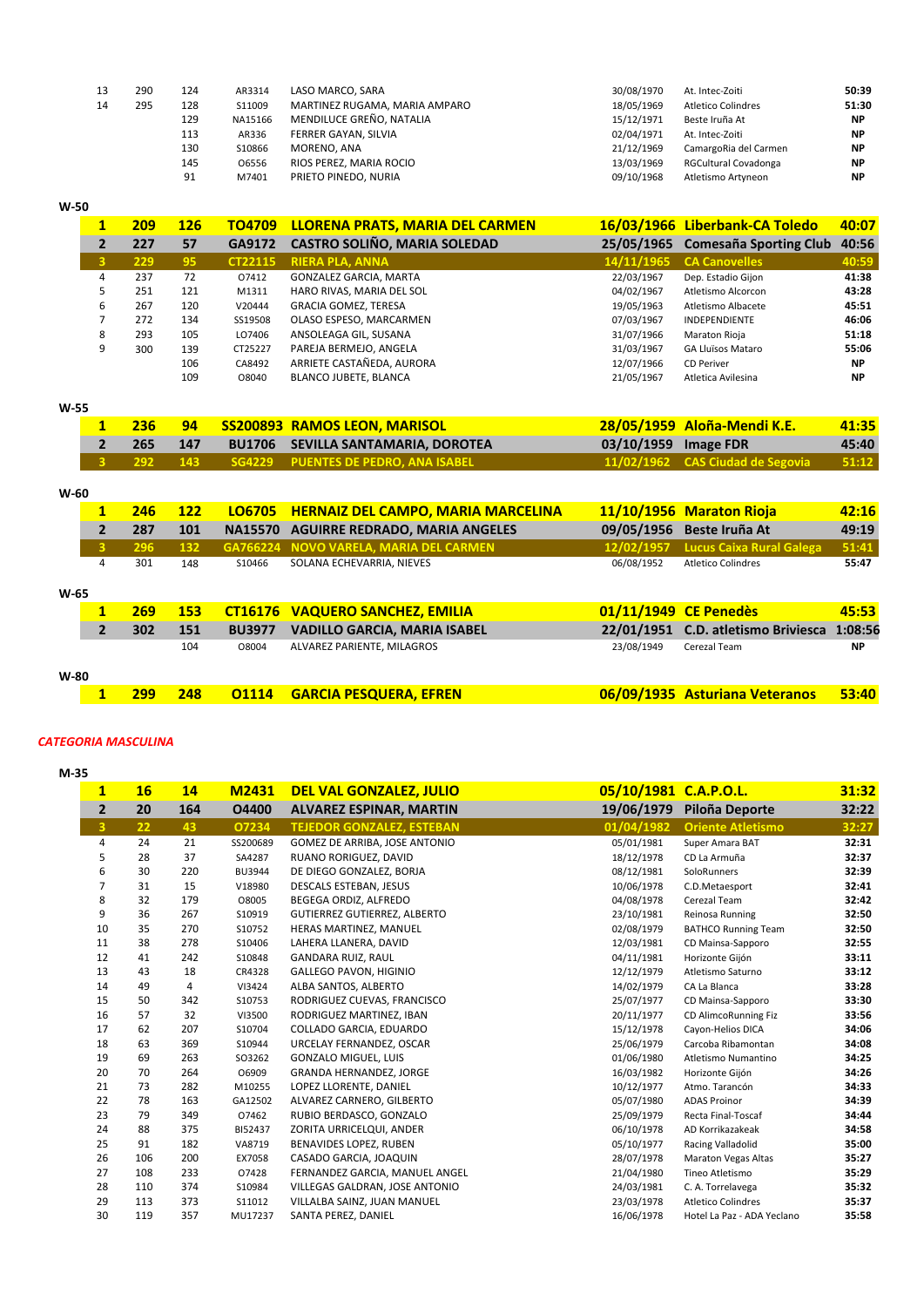| | | | | | | | |
|---|---|---|---|---|---|---|---|
| 13 | 290 | 124 | AR3314 | LASO MARCO, SARA | 30/08/1970 | At. Intec-Zoiti | 50:39 |
| 14 | 295 | 128 | S11009 | MARTINEZ RUGAMA, MARIA AMPARO | 18/05/1969 | Atletico Colindres | 51:30 |
| | | 129 | NA15166 | MENDILUCE GREÑO, NATALIA | 15/12/1971 | Beste Iruña At | NP |
| | | 113 | AR336 | FERRER GAYAN, SILVIA | 02/04/1971 | At. Intec-Zoiti | NP |
| | | 130 | S10866 | MORENO, ANA | 21/12/1969 | CamargoRia del Carmen | NP |
| | | 145 | O6556 | RIOS PEREZ, MARIA ROCIO | 13/03/1969 | RGCultural Covadonga | NP |
| | | 91 | M7401 | PRIETO PINEDO, NURIA | 09/10/1968 | Atletismo Artyneon | NP |

**W-50**

| | | | | | | | |
|---|---|---|---|---|---|---|---|
| **1** | **209** | **126** | **TO4709** | **LLORENA PRATS, MARIA DEL CARMEN** | **16/03/1966** | **Liberbank-CA Toledo** | **40:07** |
| **2** | **227** | **57** | **GA9172** | **CASTRO SOLIÑO, MARIA SOLEDAD** | **25/05/1965** | **Comesaña Sporting Club** | **40:56** |
| **3** | **229** | **95** | **CT22115** | **RIERA PLA, ANNA** | **14/11/1965** | **CA Canovelles** | **40:59** |
| 4 | 237 | 72 | O7412 | GONZALEZ GARCIA, MARTA | 22/03/1967 | Dep. Estadio Gijon | 41:38 |
| 5 | 251 | 121 | M1311 | HARO RIVAS, MARIA DEL SOL | 04/02/1967 | Atletismo Alcorcon | 43:28 |
| 6 | 267 | 120 | V20444 | GRACIA GOMEZ, TERESA | 19/05/1963 | Atletismo Albacete | 45:51 |
| 7 | 272 | 134 | SS19508 | OLASO ESPESO, MARCARMEN | 07/03/1967 | INDEPENDIENTE | 46:06 |
| 8 | 293 | 105 | LO7406 | ANSOLEAGA GIL, SUSANA | 31/07/1966 | Maraton Rioja | 51:18 |
| 9 | 300 | 139 | CT25227 | PAREJA BERMEJO, ANGELA | 31/03/1967 | GA Lluïsos Mataro | 55:06 |
| | | 106 | CA8492 | ARRIETE CASTAÑEDA, AURORA | 12/07/1966 | CD Periver | NP |
| | | 109 | O8040 | BLANCO JUBETE, BLANCA | 21/05/1967 | Atletica Avilesina | NP |

**W-55**

| | | | | | | | |
|---|---|---|---|---|---|---|---|
| **1** | **236** | **94** | **SS200893** | **RAMOS LEON, MARISOL** | **28/05/1959** | **Aloña-Mendi K.E.** | **41:35** |
| **2** | **265** | **147** | **BU1706** | **SEVILLA SANTAMARIA, DOROTEA** | **03/10/1959** | **Image FDR** | **45:40** |
| **3** | **292** | **143** | **SG4229** | **PUENTES DE PEDRO, ANA ISABEL** | **11/02/1962** | **CAS Ciudad de Segovia** | **51:12** |

**W-60**

| | | | | | | | |
|---|---|---|---|---|---|---|---|
| **1** | **246** | **122** | **LO6705** | **HERNAIZ DEL CAMPO, MARIA MARCELINA** | **11/10/1956** | **Maraton Rioja** | **42:16** |
| **2** | **287** | **101** | **NA15570** | **AGUIRRE REDRADO, MARIA ANGELES** | **09/05/1956** | **Beste Iruña At** | **49:19** |
| **3** | **296** | **132** | **GA766224** | **NOVO VARELA, MARIA DEL CARMEN** | **12/02/1957** | **Lucus Caixa Rural Galega** | **51:41** |
| 4 | 301 | 148 | S10466 | SOLANA ECHEVARRIA, NIEVES | 06/08/1952 | Atletico Colindres | 55:47 |

**W-65**

| | | | | | | | |
|---|---|---|---|---|---|---|---|
| **1** | **269** | **153** | **CT16176** | **VAQUERO SANCHEZ, EMILIA** | **01/11/1949** | **CE Penedès** | **45:53** |
| **2** | **302** | **151** | **BU3977** | **VADILLO GARCIA, MARIA ISABEL** | **22/01/1951** | **C.D. atletismo Briviesca** | **1:08:56** |
| | | 104 | O8004 | ALVAREZ PARIENTE, MILAGROS | 23/08/1949 | Cerezal Team | NP |

**W-80**

| | | | | | | | |
|---|---|---|---|---|---|---|---|
| **1** | **299** | **248** | **O1114** | **GARCIA PESQUERA, EFREN** | **06/09/1935** | **Asturiana Veteranos** | **53:40** |

## *CATEGORIA MASCULINA*

**M-35**

| | | | | | | | |
|---|---|---|---|---|---|---|---|
| **1** | **16** | **14** | **M2431** | **DEL VAL GONZALEZ, JULIO** | **05/10/1981** | **C.A.P.O.L.** | **31:32** |
| **2** | **20** | **164** | **O4400** | **ALVAREZ ESPINAR, MARTIN** | **19/06/1979** | **Piloña Deporte** | **32:22** |
| **3** | **22** | **43** | **O7234** | **TEJEDOR GONZALEZ, ESTEBAN** | **01/04/1982** | **Oriente Atletismo** | **32:27** |
| 4 | 24 | 21 | SS200689 | GOMEZ DE ARRIBA, JOSE ANTONIO | 05/01/1981 | Super Amara BAT | 32:31 |
| 5 | 28 | 37 | SA4287 | RUANO RORIGUEZ, DAVID | 18/12/1978 | CD La Armuña | 32:37 |
| 6 | 30 | 220 | BU3944 | DE DIEGO GONZALEZ, BORJA | 08/12/1981 | SoloRunners | 32:39 |
| 7 | 31 | 15 | V18980 | DESCALS ESTEBAN, JESUS | 10/06/1978 | C.D.Metaesport | 32:41 |
| 8 | 32 | 179 | O8005 | BEGEGA ORDIZ, ALFREDO | 04/08/1978 | Cerezal Team | 32:42 |
| 9 | 36 | 267 | S10919 | GUTIERREZ GUTIERREZ, ALBERTO | 23/10/1981 | Reinosa Running | 32:50 |
| 10 | 35 | 270 | S10752 | HERAS MARTINEZ, MANUEL | 02/08/1979 | BATHCO Running Team | 32:50 |
| 11 | 38 | 278 | S10406 | LAHERA LLANERA, DAVID | 12/03/1981 | CD Mainsa-Sapporo | 32:55 |
| 12 | 41 | 242 | S10848 | GANDARA RUIZ, RAUL | 04/11/1981 | Horizonte Gijón | 33:11 |
| 13 | 43 | 18 | CR4328 | GALLEGO PAVON, HIGINIO | 12/12/1979 | Atletismo Saturno | 33:12 |
| 14 | 49 | 4 | VI3424 | ALBA SANTOS, ALBERTO | 14/02/1979 | CA La Blanca | 33:28 |
| 15 | 50 | 342 | S10753 | RODRIGUEZ CUEVAS, FRANCISCO | 25/07/1977 | CD Mainsa-Sapporo | 33:30 |
| 16 | 57 | 32 | VI3500 | RODRIGUEZ MARTINEZ, IBAN | 20/11/1977 | CD AlimcoRunning Fiz | 33:56 |
| 17 | 62 | 207 | S10704 | COLLADO GARCIA, EDUARDO | 15/12/1978 | Cayon-Helios DICA | 34:06 |
| 18 | 63 | 369 | S10944 | URCELAY FERNANDEZ, OSCAR | 25/06/1979 | Carcoba Ribamontan | 34:08 |
| 19 | 69 | 263 | SO3262 | GONZALO MIGUEL, LUIS | 01/06/1980 | Atletismo Numantino | 34:25 |
| 20 | 70 | 264 | O6909 | GRANDA HERNANDEZ, JORGE | 16/03/1982 | Horizonte Gijón | 34:26 |
| 21 | 73 | 282 | M10255 | LOPEZ LLORENTE, DANIEL | 10/12/1977 | Atmo. Tarancón | 34:33 |
| 22 | 78 | 163 | GA12502 | ALVAREZ CARNERO, GILBERTO | 05/07/1980 | ADAS Proinor | 34:39 |
| 23 | 79 | 349 | O7462 | RUBIO BERDASCO, GONZALO | 25/09/1979 | Recta Final-Toscaf | 34:44 |
| 24 | 88 | 375 | BI52437 | ZORITA URRICELQUI, ANDER | 06/10/1978 | AD Korrikazakeak | 34:58 |
| 25 | 91 | 182 | VA8719 | BENAVIDES LOPEZ, RUBEN | 05/10/1977 | Racing Valladolid | 35:00 |
| 26 | 106 | 200 | EX7058 | CASADO GARCIA, JOAQUIN | 28/07/1978 | Maraton Vegas Altas | 35:27 |
| 27 | 108 | 233 | O7428 | FERNANDEZ GARCIA, MANUEL ANGEL | 21/04/1980 | Tineo Atletismo | 35:29 |
| 28 | 110 | 374 | S10984 | VILLEGAS GALDRAN, JOSE ANTONIO | 24/03/1981 | C. A. Torrelavega | 35:32 |
| 29 | 113 | 373 | S11012 | VILLALBA SAINZ, JUAN MANUEL | 23/03/1978 | Atletico Colindres | 35:37 |
| 30 | 119 | 357 | MU17237 | SANTA PEREZ, DANIEL | 16/06/1978 | Hotel La Paz - ADA Yeclano | 35:58 |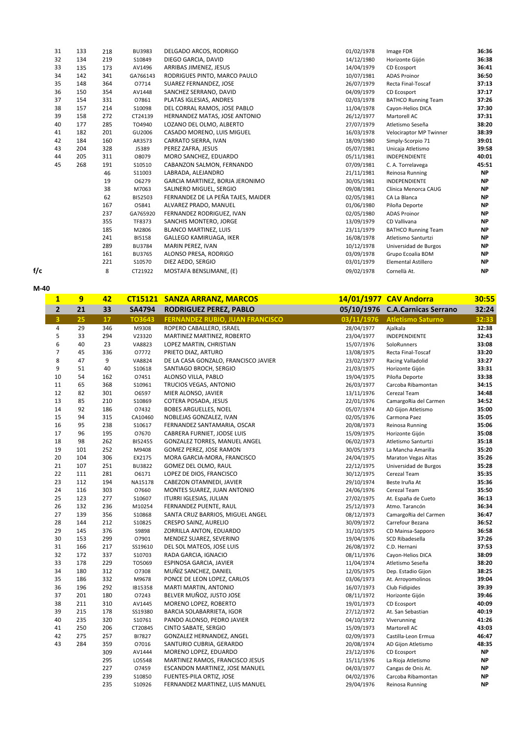| | | | | | | | |
|---|---|---|---|---|---|---|---|
| 31 | 133 | 218 | BU3983 | DELGADO ARCOS, RODRIGO | 01/02/1978 | Image FDR | **36:36** |
| 32 | 134 | 219 | S10849 | DIEGO GARCIA, DAVID | 14/12/1980 | Horizonte Gijón | **36:38** |
| 33 | 135 | 173 | AV1496 | ARRIBAS JIMENEZ, JESUS | 14/04/1979 | CD Ecosport | **36:41** |
| 34 | 142 | 341 | GA766143 | RODRIGUES PINTO, MARCO PAULO | 10/07/1981 | ADAS Proinor | **36:50** |
| 35 | 148 | 364 | O7714 | SUAREZ FERNANDEZ, JOSE | 26/07/1979 | Recta Final-Toscaf | **37:13** |
| 36 | 150 | 354 | AV1448 | SANCHEZ SERRANO, DAVID | 04/09/1979 | CD Ecosport | **37:17** |
| 37 | 154 | 331 | O7861 | PLATAS IGLESIAS, ANDRES | 02/03/1978 | BATHCO Running Team | **37:26** |
| 38 | 157 | 214 | S10098 | DEL CORRAL RAMOS, JOSE PABLO | 11/04/1978 | Cayon-Helios DICA | **37:30** |
| 39 | 158 | 272 | CT24139 | HERNANDEZ MATAS, JOSE ANTONIO | 26/12/1977 | Martorell AC | **37:31** |
| 40 | 177 | 285 | TO4940 | LOZANO DEL OLMO, ALBERTO | 27/07/1979 | Atletismo Seseña | **38:20** |
| 41 | 182 | 201 | GU2006 | CASADO MORENO, LUIS MIGUEL | 16/03/1978 | Velociraptor MP Twinner | **38:39** |
| 42 | 184 | 160 | AR3573 | CARRATO SIERRA, IVAN | 18/09/1980 | Simply-Scorpio 71 | **39:01** |
| 43 | 204 | 328 | J5389 | PEREZ ZAFRA, JESUS | 05/07/1981 | Unicaja Atletismo | **39:58** |
| 44 | 205 | 311 | O8079 | MORO SANCHEZ, EDUARDO | 05/11/1981 | INDEPENDIENTE | **40:01** |
| 45 | 268 | 191 | S10510 | CABANZON SALMON, FERNANDO | 07/09/1981 | C. A. Torrelavega | **45:51** |
| | | 46 | S11003 | LABRADA, ALEJANDRO | 21/11/1981 | Reinosa Running | **NP** |
| | | 19 | O6279 | GARCIA MARTINEZ, BORJA JERONIMO | 30/05/1981 | INDEPENDIENTE | **NP** |
| | | 38 | M7063 | SALINERO MIGUEL, SERGIO | 09/08/1981 | Clínica Menorca CAUG | **NP** |
| | | 62 | BI52503 | FERNANDEZ DE LA PEÑA TAJES, MAIDER | 02/05/1981 | CA La Blanca | **NP** |
| | | 167 | O5841 | ALVAREZ PRADO, MANUEL | 01/06/1980 | Piloña Deporte | **NP** |
| | | 237 | GA765920 | FERNANDEZ RODRIGUEZ, IVAN | 02/05/1980 | ADAS Proinor | **NP** |
| | | 355 | TF8373 | SANCHIS MONTERO, JORGE | 13/09/1979 | CD Vallivana | **NP** |
| | | 185 | M2806 | BLANCO MARTINEZ, LUIS | 23/11/1979 | BATHCO Running Team | **NP** |
| | | 241 | BI5158 | GALLEGO KAMIRUAGA, IKER | 16/08/1978 | Atletismo Santurtzi | **NP** |
| | | 289 | BU3784 | MARIN PEREZ, IVAN | 10/12/1978 | Universidad de Burgos | **NP** |
| | | 161 | BU3765 | ALONSO PRESA, RODRIGO | 03/09/1978 | Grupo Ecoalia BDM | **NP** |
| | | 221 | S10570 | DIEZ AEDO, SERGIO | 03/01/1979 | Elemental Astillero | **NP** |
| f/c | | 8 | CT21922 | MOSTAFA BENSLIMANE, (E) | 09/02/1978 | Cornellà At. | **NP** |

**M-40**

| | | | | | | | |
|---|---|---|---|---|---|---|---|
| **1** | **9** | **42** | **CT15121** | **SANZA ARRANZ, MARCOS** | **14/01/1977** | **CAV Andorra** | **30:55** |
| **2** | **21** | **33** | **SA4794** | **RODRIGUEZ PEREZ, PABLO** | **05/10/1976** | **C.A.Carnicas Serrano** | **32:24** |
| **3** | **25** | **17** | **TO3643** | **FERNANDEZ RUBIO, JUAN FRANCISCO** | **03/11/1976** | **Atletismo Saturno** | **32:33** |
| 4 | 29 | 346 | M9308 | ROPERO CABALLERO, ISRAEL | 28/04/1977 | Ajalkala | **32:38** |
| 5 | 33 | 294 | V23320 | MARTINEZ MARTINEZ, ROBERTO | 23/04/1977 | INDEPENDIENTE | **32:43** |
| 6 | 40 | 23 | VA8823 | LOPEZ MARTIN, CHRISTIAN | 15/07/1976 | SoloRunners | **33:08** |
| 7 | 45 | 336 | O7772 | PRIETO DIAZ, ARTURO | 13/08/1975 | Recta Final-Toscaf | **33:20** |
| 8 | 47 | 9 | VA8824 | DE LA CASA GONZALO, FRANCISCO JAVIER | 23/02/1977 | Racing Valladolid | **33:27** |
| 9 | 51 | 40 | S10618 | SANTIAGO BROCH, SERGIO | 21/03/1975 | Horizonte Gijón | **33:31** |
| 10 | 54 | 162 | O7451 | ALONSO VILLA, PABLO | 19/04/1975 | Piloña Deporte | **33:38** |
| 11 | 65 | 368 | S10961 | TRUCIOS VEGAS, ANTONIO | 26/03/1977 | Carcoba Ribamontan | **34:15** |
| 12 | 82 | 301 | O6597 | MIER ALONSO, JAVIER | 13/11/1976 | Cerezal Team | **34:48** |
| 13 | 85 | 210 | S10869 | COTERA POSADA, JESUS | 22/01/1976 | CamargoRia del Carmen | **34:52** |
| 14 | 92 | 186 | O7432 | BOBES ARGUELLES, NOEL | 05/07/1974 | AD Gijon Atletismo | **35:00** |
| 15 | 94 | 315 | CA10460 | NOBLEJAS GONZALEZ, IVAN | 02/05/1976 | Carmona Paez | **35:05** |
| 16 | 95 | 238 | S10617 | FERNANDEZ SANTAMARIA, OSCAR | 20/08/1973 | Reinosa Running | **35:06** |
| 17 | 96 | 195 | O7670 | CABRERA FURNIET, JODSE LUIS | 15/09/1975 | Horizonte Gijón | **35:08** |
| 18 | 98 | 262 | BI52455 | GONZALEZ TORRES, MANUEL ANGEL | 06/02/1973 | Atletismo Santurtzi | **35:18** |
| 19 | 101 | 252 | M9408 | GOMEZ PEREZ, JOSE RAMON | 30/05/1973 | La Mancha Amarilla | **35:20** |
| 20 | 104 | 306 | EX2175 | MORA GARCIA-MORA, FRANCISCO | 24/04/1975 | Maraton Vegas Altas | **35:26** |
| 21 | 107 | 251 | BU3822 | GOMEZ DEL OLMO, RAUL | 22/12/1975 | Universidad de Burgos | **35:28** |
| 22 | 111 | 281 | O6171 | LOPEZ DE DIOS, FRANCISCO | 30/12/1975 | Cerezal Team | **35:35** |
| 23 | 112 | 194 | NA15178 | CABEZON OTAMNEDI, JAVIER | 29/10/1974 | Beste Iruña At | **35:36** |
| 24 | 116 | 303 | O7660 | MONTES SUAREZ, JUAN ANTONIO | 24/06/1976 | Cerezal Team | **35:50** |
| 25 | 123 | 277 | S10607 | ITURRI IGLESIAS, JULIAN | 27/02/1975 | At. España de Cueto | **36:13** |
| 26 | 132 | 236 | M10254 | FERNANDEZ PUENTE, RAUL | 25/12/1973 | Atmo. Tarancón | **36:34** |
| 27 | 139 | 356 | S10868 | SANTA CRUZ BARRIOS, MIGUEL ANGEL | 08/12/1973 | CamargoRia del Carmen | **36:47** |
| 28 | 144 | 212 | S10825 | CRESPO SAINZ, AURELIO | 30/09/1972 | Carrefour Bezana | **36:52** |
| 29 | 145 | 376 | S9898 | ZORRILLA ANTON, EDUARDO | 31/10/1975 | CD Mainsa-Sapporo | **36:58** |
| 30 | 153 | 299 | O7901 | MENDEZ SUAREZ, SEVERINO | 19/04/1976 | SCD Ribadesella | **37:26** |
| 31 | 166 | 217 | SS19610 | DEL SOL MATEOS, JOSE LUIS | 26/08/1972 | C.D. Hernani | **37:53** |
| 32 | 172 | 337 | S10703 | RADA GARCIA, IGNACIO | 08/11/1976 | Cayon-Helios DICA | **38:09** |
| 33 | 178 | 229 | TO5069 | ESPINOSA GARCIA, JAVIER | 11/04/1974 | Atletismo Seseña | **38:20** |
| 34 | 180 | 312 | O7308 | MUÑIZ SANCHEZ, DANIEL | 12/05/1975 | Dep. Estadio Gijon | **38:25** |
| 35 | 186 | 332 | M9678 | PONCE DE LEON LOPEZ, CARLOS | 03/06/1973 | At. Arroyomolinos | **39:04** |
| 36 | 196 | 292 | IB15358 | MARTI MARTIN, ANTONIO | 16/07/1973 | Club Fidipides | **39:39** |
| 37 | 201 | 180 | O7243 | BELVER MUÑOZ, JUSTO JOSE | 08/11/1972 | Horizonte Gijón | **39:46** |
| 38 | 211 | 310 | AV1445 | MORENO LOPEZ, ROBERTO | 19/01/1973 | CD Ecosport | **40:09** |
| 39 | 215 | 178 | SS19380 | BARCIA SOLABARRIETA, IGOR | 27/12/1972 | At. San Sebastian | **40:19** |
| 40 | 235 | 320 | S10761 | PANDO ALONSO, PEDRO JAVIER | 04/10/1972 | Viverunning | **41:26** |
| 41 | 250 | 206 | CT20845 | CINTO SABATE, SERGIO | 15/09/1973 | Martorell AC | **43:03** |
| 42 | 275 | 257 | BI7827 | GONZALEZ HERNANDEZ, ANGEL | 02/09/1973 | Castilla-Leon Ermua | **46:47** |
| 43 | 284 | 359 | O7016 | SANTURIO CUBRIA, GERARDO | 20/08/1974 | AD Gijon Atletismo | **48:35** |
| | | 309 | AV1444 | MORENO LOPEZ, EDUARDO | 23/12/1976 | CD Ecosport | **NP** |
| | | 295 | LO5548 | MARTINEZ RAMOS, FRANCISCO JESUS | 15/11/1976 | La Rioja Atletismo | **NP** |
| | | 227 | O7459 | ESCANDON MARTINEZ, JOSE MANUEL | 04/03/1977 | Cangas de Onis At. | **NP** |
| | | 239 | S10850 | FUENTES-PILA ORTIZ, JOSE | 04/02/1976 | Carcoba Ribamontan | **NP** |
| | | 235 | S10926 | FERNANDEZ MARTINEZ, LUIS MANUEL | 29/04/1976 | Reinosa Running | **NP** |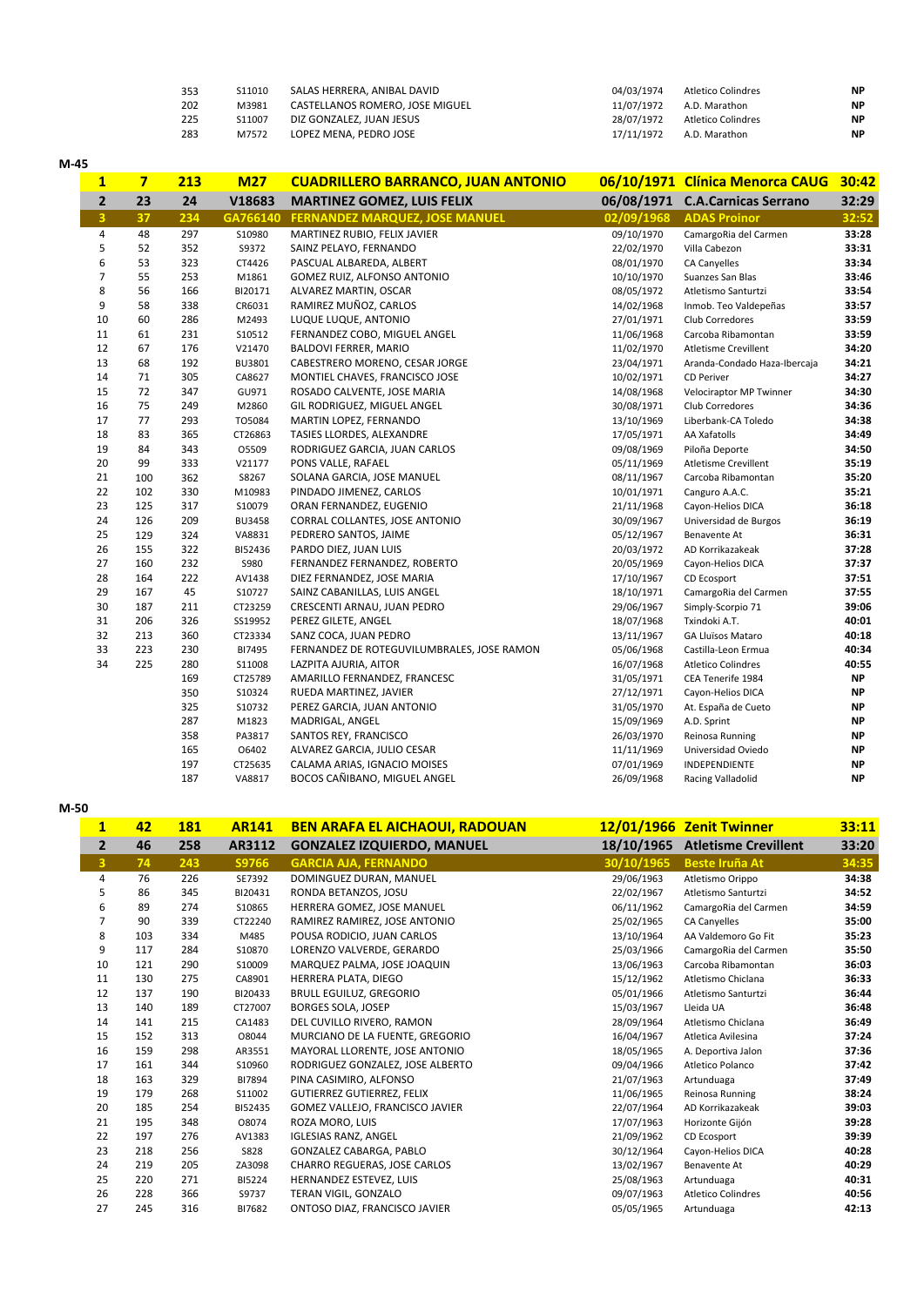| | | | | | | |
|---|---|---|---|---|---|---|
| | 353 | S11010 | SALAS HERRERA, ANIBAL DAVID | 04/03/1974 | Atletico Colindres | NP |
| | 202 | M3981 | CASTELLANOS ROMERO, JOSE MIGUEL | 11/07/1972 | A.D. Marathon | NP |
| | 225 | S11007 | DIZ GONZALEZ, JUAN JESUS | 28/07/1972 | Atletico Colindres | NP |
| | 283 | M7572 | LOPEZ MENA, PEDRO JOSE | 17/11/1972 | A.D. Marathon | NP |

## M-45

| | | | | | | | |
|---|---|---|---|---|---|---|---|
| **1** | **7** | **213** | **M27** | **CUADRILLERO BARRANCO, JUAN ANTONIO** | **06/10/1971** | **Clínica Menorca CAUG** | **30:42** |
| **2** | **23** | **24** | **V18683** | **MARTINEZ GOMEZ, LUIS FELIX** | **06/08/1971** | **C.A.Carnicas Serrano** | **32:29** |
| **3** | **37** | **234** | **GA766140** | **FERNANDEZ MARQUEZ, JOSE MANUEL** | **02/09/1968** | **ADAS Proinor** | **32:52** |
| 4 | 48 | 297 | S10980 | MARTINEZ RUBIO, FELIX JAVIER | 09/10/1970 | CamargoRia del Carmen | 33:28 |
| 5 | 52 | 352 | S9372 | SAINZ PELAYO, FERNANDO | 22/02/1970 | Villa Cabezon | 33:31 |
| 6 | 53 | 323 | CT4426 | PASCUAL ALBAREDA, ALBERT | 08/01/1970 | CA Canyelles | 33:34 |
| 7 | 55 | 253 | M1861 | GOMEZ RUIZ, ALFONSO ANTONIO | 10/10/1970 | Suanzes San Blas | 33:46 |
| 8 | 56 | 166 | BI20171 | ALVAREZ MARTIN, OSCAR | 08/05/1972 | Atletismo Santurtzi | 33:54 |
| 9 | 58 | 338 | CR6031 | RAMIREZ MUÑOZ, CARLOS | 14/02/1968 | Inmob. Teo Valdepeñas | 33:57 |
| 10 | 60 | 286 | M2493 | LUQUE LUQUE, ANTONIO | 27/01/1971 | Club Corredores | 33:59 |
| 11 | 61 | 231 | S10512 | FERNANDEZ COBO, MIGUEL ANGEL | 11/06/1968 | Carcoba Ribamontan | 33:59 |
| 12 | 67 | 176 | V21470 | BALDOVI FERRER, MARIO | 11/02/1970 | Atletisme Crevillent | 34:20 |
| 13 | 68 | 192 | BU3801 | CABESTRERO MORENO, CESAR JORGE | 23/04/1971 | Aranda-Condado Haza-Ibercaja | 34:21 |
| 14 | 71 | 305 | CA8627 | MONTIEL CHAVES, FRANCISCO JOSE | 10/02/1971 | CD Periver | 34:27 |
| 15 | 72 | 347 | GU971 | ROSADO CALVENTE, JOSE MARIA | 14/08/1968 | Velociraptor MP Twinner | 34:30 |
| 16 | 75 | 249 | M2860 | GIL RODRIGUEZ, MIGUEL ANGEL | 30/08/1971 | Club Corredores | 34:36 |
| 17 | 77 | 293 | TO5084 | MARTIN LOPEZ, FERNANDO | 13/10/1969 | Liberbank-CA Toledo | 34:38 |
| 18 | 83 | 365 | CT26863 | TASIES LLORDES, ALEXANDRE | 17/05/1971 | AA Xafatolls | 34:49 |
| 19 | 84 | 343 | O5509 | RODRIGUEZ GARCIA, JUAN CARLOS | 09/08/1969 | Piloña Deporte | 34:50 |
| 20 | 99 | 333 | V21177 | PONS VALLE, RAFAEL | 05/11/1969 | Atletisme Crevillent | 35:19 |
| 21 | 100 | 362 | S8267 | SOLANA GARCIA, JOSE MANUEL | 08/11/1967 | Carcoba Ribamontan | 35:20 |
| 22 | 102 | 330 | M10983 | PINDADO JIMENEZ, CARLOS | 10/01/1971 | Canguro A.A.C. | 35:21 |
| 23 | 125 | 317 | S10079 | ORAN FERNANDEZ, EUGENIO | 21/11/1968 | Cayon-Helios DICA | 36:18 |
| 24 | 126 | 209 | BU3458 | CORRAL COLLANTES, JOSE ANTONIO | 30/09/1967 | Universidad de Burgos | 36:19 |
| 25 | 129 | 324 | VA8831 | PEDRERO SANTOS, JAIME | 05/12/1967 | Benavente At | 36:31 |
| 26 | 155 | 322 | BI52436 | PARDO DIEZ, JUAN LUIS | 20/03/1972 | AD Korrikazakeak | 37:28 |
| 27 | 160 | 232 | S980 | FERNANDEZ FERNANDEZ, ROBERTO | 20/05/1969 | Cayon-Helios DICA | 37:37 |
| 28 | 164 | 222 | AV1438 | DIEZ FERNANDEZ, JOSE MARIA | 17/10/1967 | CD Ecosport | 37:51 |
| 29 | 167 | 45 | S10727 | SAINZ CABANILLAS, LUIS ANGEL | 18/10/1971 | CamargoRia del Carmen | 37:55 |
| 30 | 187 | 211 | CT23259 | CRESCENTI ARNAU, JUAN PEDRO | 29/06/1967 | Simply-Scorpio 71 | 39:06 |
| 31 | 206 | 326 | SS19952 | PEREZ GILETE, ANGEL | 18/07/1968 | Txindoki A.T. | 40:01 |
| 32 | 213 | 360 | CT23334 | SANZ COCA, JUAN PEDRO | 13/11/1967 | GA Lluïsos Mataro | 40:18 |
| 33 | 223 | 230 | BI7495 | FERNANDEZ DE ROTEGUVILUMBRALES, JOSE RAMON | 05/06/1968 | Castilla-Leon Ermua | 40:34 |
| 34 | 225 | 280 | S11008 | LAZPITA AJURIA, AITOR | 16/07/1968 | Atletico Colindres | 40:55 |
| | | 169 | CT25789 | AMARILLO FERNANDEZ, FRANCESC | 31/05/1971 | CEA Tenerife 1984 | NP |
| | | 350 | S10324 | RUEDA MARTINEZ, JAVIER | 27/12/1971 | Cayon-Helios DICA | NP |
| | | 325 | S10732 | PEREZ GARCIA, JUAN ANTONIO | 31/05/1970 | At. España de Cueto | NP |
| | | 287 | M1823 | MADRIGAL, ANGEL | 15/09/1969 | A.D. Sprint | NP |
| | | 358 | PA3817 | SANTOS REY, FRANCISCO | 26/03/1970 | Reinosa Running | NP |
| | | 165 | O6402 | ALVAREZ GARCIA, JULIO CESAR | 11/11/1969 | Universidad Oviedo | NP |
| | | 197 | CT25635 | CALAMA ARIAS, IGNACIO MOISES | 07/01/1969 | INDEPENDIENTE | NP |
| | | 187 | VA8817 | BOCOS CAÑIBANO, MIGUEL ANGEL | 26/09/1968 | Racing Valladolid | NP |

## M-50

| | | | | | | | |
|---|---|---|---|---|---|---|---|
| **1** | **42** | **181** | **AR141** | **BEN ARAFA EL AICHAOUI, RADOUAN** | **12/01/1966** | **Zenit Twinner** | **33:11** |
| **2** | **46** | **258** | **AR3112** | **GONZALEZ IZQUIERDO, MANUEL** | **18/10/1965** | **Atletisme Crevillent** | **33:20** |
| **3** | **74** | **243** | **S9766** | **GARCIA AJA, FERNANDO** | **30/10/1965** | **Beste Iruña At** | **34:35** |
| 4 | 76 | 226 | SE7392 | DOMINGUEZ DURAN, MANUEL | 29/06/1963 | Atletismo Orippo | 34:38 |
| 5 | 86 | 345 | BI20431 | RONDA BETANZOS, JOSU | 22/02/1967 | Atletismo Santurtzi | 34:52 |
| 6 | 89 | 274 | S10865 | HERRERA GOMEZ, JOSE MANUEL | 06/11/1962 | CamargoRia del Carmen | 34:59 |
| 7 | 90 | 339 | CT22240 | RAMIREZ RAMIREZ, JOSE ANTONIO | 25/02/1965 | CA Canyelles | 35:00 |
| 8 | 103 | 334 | M485 | POUSA RODICIO, JUAN CARLOS | 13/10/1964 | AA Valdemoro Go Fit | 35:23 |
| 9 | 117 | 284 | S10870 | LORENZO VALVERDE, GERARDO | 25/03/1966 | CamargoRia del Carmen | 35:50 |
| 10 | 121 | 290 | S10009 | MARQUEZ PALMA, JOSE JOAQUIN | 13/06/1963 | Carcoba Ribamontan | 36:03 |
| 11 | 130 | 275 | CA8901 | HERRERA PLATA, DIEGO | 15/12/1962 | Atletismo Chiclana | 36:33 |
| 12 | 137 | 190 | BI20433 | BRULL EGUILUZ, GREGORIO | 05/01/1966 | Atletismo Santurtzi | 36:44 |
| 13 | 140 | 189 | CT27007 | BORGES SOLA, JOSEP | 15/03/1967 | Lleida UA | 36:48 |
| 14 | 141 | 215 | CA1483 | DEL CUVILLO RIVERO, RAMON | 28/09/1964 | Atletismo Chiclana | 36:49 |
| 15 | 152 | 313 | O8044 | MURCIANO DE LA FUENTE, GREGORIO | 16/04/1967 | Atletica Avilesina | 37:24 |
| 16 | 159 | 298 | AR3551 | MAYORAL LLORENTE, JOSE ANTONIO | 18/05/1965 | A. Deportiva Jalon | 37:36 |
| 17 | 161 | 344 | S10960 | RODRIGUEZ GONZALEZ, JOSE ALBERTO | 09/04/1966 | Atletico Polanco | 37:42 |
| 18 | 163 | 329 | BI7894 | PINA CASIMIRO, ALFONSO | 21/07/1963 | Artunduaga | 37:49 |
| 19 | 179 | 268 | S11002 | GUTIERREZ GUTIERREZ, FELIX | 11/06/1965 | Reinosa Running | 38:24 |
| 20 | 185 | 254 | BI52435 | GOMEZ VALLEJO, FRANCISCO JAVIER | 22/07/1964 | AD Korrikazakeak | 39:03 |
| 21 | 195 | 348 | O8074 | ROZA MORO, LUIS | 17/07/1963 | Horizonte Gijón | 39:28 |
| 22 | 197 | 276 | AV1383 | IGLESIAS RANZ, ANGEL | 21/09/1962 | CD Ecosport | 39:39 |
| 23 | 218 | 256 | S828 | GONZALEZ CABARGA, PABLO | 30/12/1964 | Cayon-Helios DICA | 40:28 |
| 24 | 219 | 205 | ZA3098 | CHARRO REGUERAS, JOSE CARLOS | 13/02/1967 | Benavente At | 40:29 |
| 25 | 220 | 271 | BI5224 | HERNANDEZ ESTEVEZ, LUIS | 25/08/1963 | Artunduaga | 40:31 |
| 26 | 228 | 366 | S9737 | TERAN VIGIL, GONZALO | 09/07/1963 | Atletico Colindres | 40:56 |
| 27 | 245 | 316 | BI7682 | ONTOSO DIAZ, FRANCISCO JAVIER | 05/05/1965 | Artunduaga | 42:13 |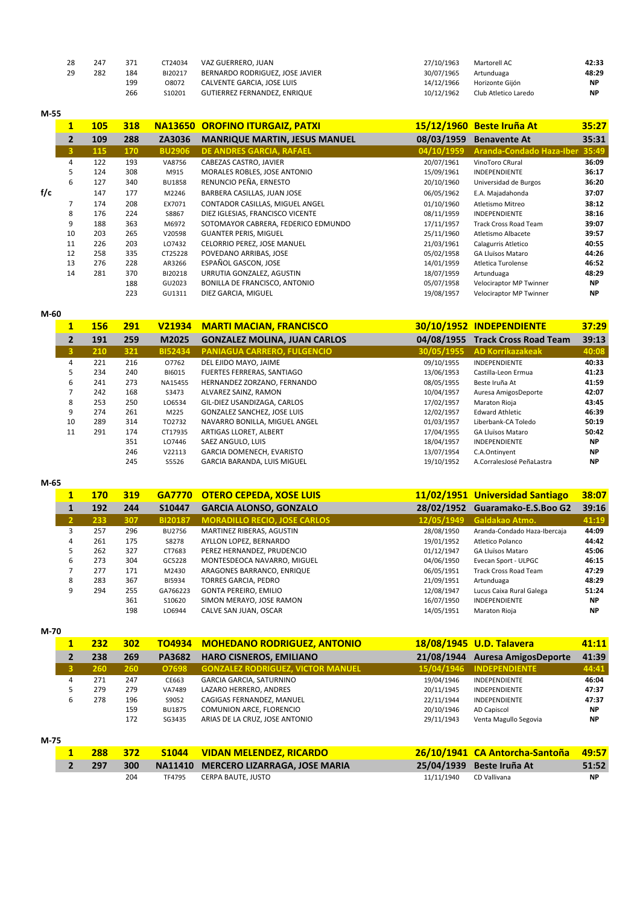| | | | | | | | |
|---|---|---|---|---|---|---|---|
| 28 | 247 | 371 | CT24034 | VAZ GUERRERO, JUAN | 27/10/1963 | Martorell AC | 42:33 |
| 29 | 282 | 184 | BI20217 | BERNARDO RODRIGUEZ, JOSE JAVIER | 30/07/1965 | Artunduaga | 48:29 |
| | | 199 | O8072 | CALVENTE GARCIA, JOSE LUIS | 14/12/1966 | Horizonte Gijón | NP |
| | | 266 | S10201 | GUTIERREZ FERNANDEZ, ENRIQUE | 10/12/1962 | Club Atletico Laredo | NP |

**M-55**

| | | | | | | | |
|---|---|---|---|---|---|---|---|
| **1** | **105** | **318** | **NA13650** | **OROFINO ITURGAIZ, PATXI** | **15/12/1960** | **Beste Iruña At** | **35:27** |
| **2** | **109** | **288** | **ZA3036** | **MANRIQUE MARTIN, JESUS MANUEL** | **08/03/1959** | **Benavente At** | **35:31** |
| **3** | **115** | **170** | **BU2906** | **DE ANDRES GARCIA, RAFAEL** | **04/10/1959** | **Aranda-Condado Haza-Iber** | **35:49** |
| 4 | 122 | 193 | VA8756 | CABEZAS CASTRO, JAVIER | 20/07/1961 | VinoToro CRural | 36:09 |
| 5 | 124 | 308 | M915 | MORALES ROBLES, JOSE ANTONIO | 15/09/1961 | INDEPENDIENTE | 36:17 |
| 6 | 127 | 340 | BU1858 | RENUNCIO PEÑA, ERNESTO | 20/10/1960 | Universidad de Burgos | 36:20 |
| f/c | 147 | 177 | M2246 | BARBERA CASILLAS, JUAN JOSE | 06/05/1962 | E.A. Majadahonda | 37:07 |
| 7 | 174 | 208 | EX7071 | CONTADOR CASILLAS, MIGUEL ANGEL | 01/10/1960 | Atletismo Mitreo | 38:12 |
| 8 | 176 | 224 | S8867 | DIEZ IGLESIAS, FRANCISCO VICENTE | 08/11/1959 | INDEPENDIENTE | 38:16 |
| 9 | 188 | 363 | M6972 | SOTOMAYOR CABRERA, FEDERICO EDMUNDO | 17/11/1957 | Track Cross Road Team | 39:07 |
| 10 | 203 | 265 | V20598 | GUANTER PERIS, MIGUEL | 25/11/1960 | Atletismo Albacete | 39:57 |
| 11 | 226 | 203 | LO7432 | CELORRIO PEREZ, JOSE MANUEL | 21/03/1961 | Calagurris Atletico | 40:55 |
| 12 | 258 | 335 | CT25228 | POVEDANO ARRIBAS, JOSE | 05/02/1958 | GA Lluïsos Mataro | 44:26 |
| 13 | 276 | 228 | AR3266 | ESPAÑOL GASCON, JOSE | 14/01/1959 | Atletica Turolense | 46:52 |
| 14 | 281 | 370 | BI20218 | URRUTIA GONZALEZ, AGUSTIN | 18/07/1959 | Artunduaga | 48:29 |
| | | 188 | GU2023 | BONILLA DE FRANCISCO, ANTONIO | 05/07/1958 | Velociraptor MP Twinner | NP |
| | | 223 | GU1311 | DIEZ GARCIA, MIGUEL | 19/08/1957 | Velociraptor MP Twinner | NP |

**M-60**

| | | | | | | | |
|---|---|---|---|---|---|---|---|
| **1** | **156** | **291** | **V21934** | **MARTI MACIAN, FRANCISCO** | **30/10/1952** | **INDEPENDIENTE** | **37:29** |
| **2** | **191** | **259** | **M2025** | **GONZALEZ MOLINA, JUAN CARLOS** | **04/08/1955** | **Track Cross Road Team** | **39:13** |
| **3** | **210** | **321** | **BI52434** | **PANIAGUA CARRERO, FULGENCIO** | **30/05/1955** | **AD Korrikazaleak** | **40:08** |
| 4 | 221 | 216 | O7762 | DEL EJIDO MAYO, JAIME | 09/10/1955 | INDEPENDIENTE | 40:33 |
| 5 | 234 | 240 | BI6015 | FUERTES FERRERAS, SANTIAGO | 13/06/1953 | Castilla-Leon Ermua | 41:23 |
| 6 | 241 | 273 | NA15455 | HERNANDEZ ZORZANO, FERNANDO | 08/05/1955 | Beste Iruña At | 41:59 |
| 7 | 242 | 168 | S3473 | ALVAREZ SAINZ, RAMON | 10/04/1957 | Auresa AmigosDeporte | 42:07 |
| 8 | 253 | 250 | LO6534 | GIL-DIEZ USANDIZAGA, CARLOS | 17/02/1957 | Maraton Rioja | 43:45 |
| 9 | 274 | 261 | M225 | GONZALEZ SANCHEZ, JOSE LUIS | 12/02/1957 | Edward Athletic | 46:39 |
| 10 | 289 | 314 | TO2732 | NAVARRO BONILLA, MIGUEL ANGEL | 01/03/1957 | Liberbank-CA Toledo | 50:19 |
| 11 | 291 | 174 | CT17935 | ARTIGAS LLORET, ALBERT | 17/04/1955 | GA Lluïsos Mataro | 50:42 |
| | | 351 | LO7446 | SAEZ ANGULO, LUIS | 18/04/1957 | INDEPENDIENTE | NP |
| | | 246 | V22113 | GARCIA DOMENECH, EVARISTO | 13/07/1954 | C.A.Ontinyent | NP |
| | | 245 | S5526 | GARCIA BARANDA, LUIS MIGUEL | 19/10/1952 | A.CorralesJosé PeñaLastra | NP |

**M-65**

| | | | | | | | |
|---|---|---|---|---|---|---|---|
| **1** | **170** | **319** | **GA7770** | **OTERO CEPEDA, XOSE LUIS** | **11/02/1951** | **Universidad Santiago** | **38:07** |
| **1** | **192** | **244** | **S10447** | **GARCIA ALONSO, GONZALO** | **28/02/1952** | **Guaramako-E.S.Boo G2** | **39:16** |
| **2** | **233** | **307** | **BI20187** | **MORADILLO RECIO, JOSE CARLOS** | **12/05/1949** | **Galdakao Atmo.** | **41:19** |
| 3 | 257 | 296 | BU2756 | MARTINEZ RIBERAS, AGUSTIN | 28/08/1950 | Aranda-Condado Haza-Ibercaja | 44:09 |
| 4 | 261 | 175 | S8278 | AYLLON LOPEZ, BERNARDO | 19/01/1952 | Atletico Polanco | 44:42 |
| 5 | 262 | 327 | CT7683 | PEREZ HERNANDEZ, PRUDENCIO | 01/12/1947 | GA Lluïsos Mataro | 45:06 |
| 6 | 273 | 304 | GC5228 | MONTESDEOCA NAVARRO, MIGUEL | 04/06/1950 | Evecan Sport - ULPGC | 46:15 |
| 7 | 277 | 171 | M2430 | ARAGONES BARRANCO, ENRIQUE | 06/05/1951 | Track Cross Road Team | 47:29 |
| 8 | 283 | 367 | BI5934 | TORRES GARCIA, PEDRO | 21/09/1951 | Artunduaga | 48:29 |
| 9 | 294 | 255 | GA766223 | GONTA PEREIRO, EMILIO | 12/08/1947 | Lucus Caixa Rural Galega | 51:24 |
| | | 361 | S10620 | SIMON MERAYO, JOSE RAMON | 16/07/1950 | INDEPENDIENTE | NP |
| | | 198 | LO6944 | CALVE SAN JUAN, OSCAR | 14/05/1951 | Maraton Rioja | NP |

**M-70**

| | | | | | | | |
|---|---|---|---|---|---|---|---|
| **1** | **232** | **302** | **TO4934** | **MOHEDANO RODRIGUEZ, ANTONIO** | **18/08/1945** | **U.D. Talavera** | **41:11** |
| **2** | **238** | **269** | **PA3682** | **HARO CISNEROS, EMILIANO** | **21/08/1944** | **Auresa AmigosDeporte** | **41:39** |
| **3** | **260** | **260** | **O7698** | **GONZALEZ RODRIGUEZ, VICTOR MANUEL** | **15/04/1946** | **INDEPENDIENTE** | **44:41** |
| 4 | 271 | 247 | CE663 | GARCIA GARCIA, SATURNINO | 19/04/1946 | INDEPENDIENTE | 46:04 |
| 5 | 279 | 279 | VA7489 | LAZARO HERRERO, ANDRES | 20/11/1945 | INDEPENDIENTE | 47:37 |
| 6 | 278 | 196 | S9052 | CAGIGAS FERNANDEZ, MANUEL | 22/11/1944 | INDEPENDIENTE | 47:37 |
| | | 159 | BU1875 | COMUNION ARCE, FLORENCIO | 20/10/1946 | AD Capiscol | NP |
| | | 172 | SG3435 | ARIAS DE LA CRUZ, JOSE ANTONIO | 29/11/1943 | Venta Magullo Segovia | NP |

**M-75**

| | | | | | | | |
|---|---|---|---|---|---|---|---|
| **1** | **288** | **372** | **S1044** | **VIDAN MELENDEZ, RICARDO** | **26/10/1941** | **CA Antorcha-Santoña** | **49:57** |
| **2** | **297** | **300** | **NA11410** | **MERCERO LIZARRAGA, JOSE MARIA** | **25/04/1939** | **Beste Iruña At** | **51:52** |
| | | 204 | TF4795 | CERPA BAUTE, JUSTO | 11/11/1940 | CD Vallivana | NP |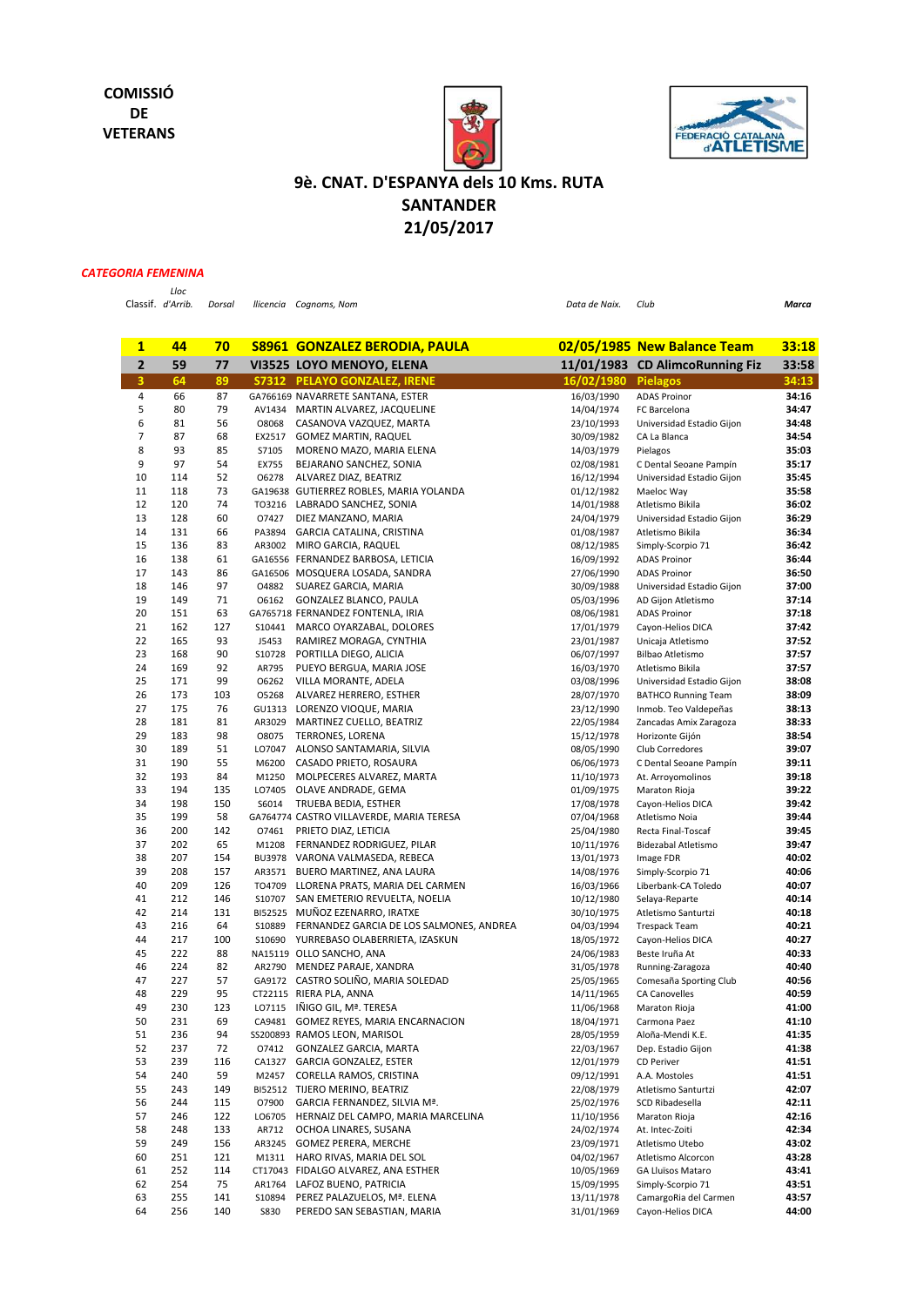**COMISSIÓ DE VETERANS**

# 9è. CNAT. D'ESPANYA dels 10 Kms. RUTA
## SANTANDER
## 21/05/2017

***CATEGORIA FEMENINA***

| *Classif.* | *Lloc d'Arrib.* | *Dorsal* | *llicencia* | *Cognoms, Nom* | *Data de Naix.* | *Club* | ***Marca*** |
|---|---|---|---|---|---|---|---|
| **1** | **44** | **70** | **S8961** | **GONZALEZ BERODIA, PAULA** | **02/05/1985** | **New Balance Team** | **33:18** |
| **2** | **59** | **77** | **VI3525** | **LOYO MENOYO, ELENA** | **11/01/1983** | **CD AlimcoRunning Fiz** | **33:58** |
| **3** | **64** | **89** | **S7312** | **PELAYO GONZALEZ, IRENE** | **16/02/1980** | **Pielagos** | **34:13** |
| 4 | 66 | 87 | GA766169 | NAVARRETE SANTANA, ESTER | 16/03/1990 | ADAS Proinor | **34:16** |
| 5 | 80 | 79 | AV1434 | MARTIN ALVAREZ, JACQUELINE | 14/04/1974 | FC Barcelona | **34:47** |
| 6 | 81 | 56 | O8068 | CASANOVA VAZQUEZ, MARTA | 23/10/1993 | Universidad Estadio Gijon | **34:48** |
| 7 | 87 | 68 | EX2517 | GOMEZ MARTIN, RAQUEL | 30/09/1982 | CA La Blanca | **34:54** |
| 8 | 93 | 85 | S7105 | MORENO MAZO, MARIA ELENA | 14/03/1979 | Pielagos | **35:03** |
| 9 | 97 | 54 | EX755 | BEJARANO SANCHEZ, SONIA | 02/08/1981 | C Dental Seoane Pampín | **35:17** |
| 10 | 114 | 52 | O6278 | ALVAREZ DIAZ, BEATRIZ | 16/12/1994 | Universidad Estadio Gijon | **35:45** |
| 11 | 118 | 73 | GA19638 | GUTIERREZ ROBLES, MARIA YOLANDA | 01/12/1982 | Maeloc Way | **35:58** |
| 12 | 120 | 74 | TO3216 | LABRADO SANCHEZ, SONIA | 14/01/1988 | Atletismo Bikila | **36:02** |
| 13 | 128 | 60 | O7427 | DIEZ MANZANO, MARIA | 24/04/1979 | Universidad Estadio Gijon | **36:29** |
| 14 | 131 | 66 | PA3894 | GARCIA CATALINA, CRISTINA | 01/08/1987 | Atletismo Bikila | **36:34** |
| 15 | 136 | 83 | AR3002 | MIRO GARCIA, RAQUEL | 08/12/1985 | Simply-Scorpio 71 | **36:42** |
| 16 | 138 | 61 | GA16556 | FERNANDEZ BARBOSA, LETICIA | 16/09/1992 | ADAS Proinor | **36:44** |
| 17 | 143 | 86 | GA16506 | MOSQUERA LOSADA, SANDRA | 27/06/1990 | ADAS Proinor | **36:50** |
| 18 | 146 | 97 | O4882 | SUAREZ GARCIA, MARIA | 30/09/1988 | Universidad Estadio Gijon | **37:00** |
| 19 | 149 | 71 | O6162 | GONZALEZ BLANCO, PAULA | 05/03/1996 | AD Gijon Atletismo | **37:14** |
| 20 | 151 | 63 | GA765718 | FERNANDEZ FONTENLA, IRIA | 08/06/1981 | ADAS Proinor | **37:18** |
| 21 | 162 | 127 | S10441 | MARCO OYARZABAL, DOLORES | 17/01/1979 | Cayon-Helios DICA | **37:42** |
| 22 | 165 | 93 | J5453 | RAMIREZ MORAGA, CYNTHIA | 23/01/1987 | Unicaja Atletismo | **37:52** |
| 23 | 168 | 90 | S10728 | PORTILLA DIEGO, ALICIA | 06/07/1997 | Bilbao Atletismo | **37:57** |
| 24 | 169 | 92 | AR795 | PUEYO BERGUA, MARIA JOSE | 16/03/1970 | Atletismo Bikila | **37:57** |
| 25 | 171 | 99 | O6262 | VILLA MORANTE, ADELA | 03/08/1996 | Universidad Estadio Gijon | **38:08** |
| 26 | 173 | 103 | O5268 | ALVAREZ HERRERO, ESTHER | 28/07/1970 | BATHCO Running Team | **38:09** |
| 27 | 175 | 76 | GU1313 | LORENZO VIOQUE, MARIA | 23/12/1990 | Inmob. Teo Valdepeñas | **38:13** |
| 28 | 181 | 81 | AR3029 | MARTINEZ CUELLO, BEATRIZ | 22/05/1984 | Zancadas Amix Zaragoza | **38:33** |
| 29 | 183 | 98 | O8075 | TERRONES, LORENA | 15/12/1978 | Horizonte Gijón | **38:54** |
| 30 | 189 | 51 | LO7047 | ALONSO SANTAMARIA, SILVIA | 08/05/1990 | Club Corredores | **39:07** |
| 31 | 190 | 55 | M6200 | CASADO PRIETO, ROSAURA | 06/06/1973 | C Dental Seoane Pampín | **39:11** |
| 32 | 193 | 84 | M1250 | MOLPECERES ALVAREZ, MARTA | 11/10/1973 | At. Arroyomolinos | **39:18** |
| 33 | 194 | 135 | LO7405 | OLAVE ANDRADE, GEMA | 01/09/1975 | Maraton Rioja | **39:22** |
| 34 | 198 | 150 | S6014 | TRUEBA BEDIA, ESTHER | 17/08/1978 | Cayon-Helios DICA | **39:42** |
| 35 | 199 | 58 | GA764774 | CASTRO VILLAVERDE, MARIA TERESA | 07/04/1968 | Atletismo Noia | **39:44** |
| 36 | 200 | 142 | O7461 | PRIETO DIAZ, LETICIA | 25/04/1980 | Recta Final-Toscaf | **39:45** |
| 37 | 202 | 65 | M1208 | FERNANDEZ RODRIGUEZ, PILAR | 10/11/1976 | Bidezabal Atletismo | **39:47** |
| 38 | 207 | 154 | BU3978 | VARONA VALMASEDA, REBECA | 13/01/1973 | Image FDR | **40:02** |
| 39 | 208 | 157 | AR3571 | BUERO MARTINEZ, ANA LAURA | 14/08/1976 | Simply-Scorpio 71 | **40:06** |
| 40 | 209 | 126 | TO4709 | LLORENA PRATS, MARIA DEL CARMEN | 16/03/1966 | Liberbank-CA Toledo | **40:07** |
| 41 | 212 | 146 | S10707 | SAN EMETERIO REVUELTA, NOELIA | 10/12/1980 | Selaya-Reparte | **40:14** |
| 42 | 214 | 131 | BI52525 | MUÑOZ EZENARRO, IRATXE | 30/10/1975 | Atletismo Santurtzi | **40:18** |
| 43 | 216 | 64 | S10889 | FERNANDEZ GARCIA DE LOS SALMONES, ANDREA | 04/03/1994 | Trespack Team | **40:21** |
| 44 | 217 | 100 | S10690 | YURREBASO OLABERRIETA, IZASKUN | 18/05/1972 | Cayon-Helios DICA | **40:27** |
| 45 | 222 | 88 | NA15119 | OLLO SANCHO, ANA | 24/06/1983 | Beste Iruña At | **40:33** |
| 46 | 224 | 82 | AR2790 | MENDEZ PARAJE, XANDRA | 31/05/1978 | Running-Zaragoza | **40:40** |
| 47 | 227 | 57 | GA9172 | CASTRO SOLIÑO, MARIA SOLEDAD | 25/05/1965 | Comesaña Sporting Club | **40:56** |
| 48 | 229 | 95 | CT22115 | RIERA PLA, ANNA | 14/11/1965 | CA Canovelles | **40:59** |
| 49 | 230 | 123 | LO7115 | IÑIGO GIL, Mª. TERESA | 16/06/1968 | Maraton Rioja | **41:00** |
| 50 | 231 | 69 | CA9481 | GOMEZ REYES, MARIA ENCARNACION | 18/04/1971 | Carmona Paez | **41:10** |
| 51 | 236 | 94 | SS200893 | RAMOS LEON, MARISOL | 28/05/1959 | Aloña-Mendi K.E. | **41:35** |
| 52 | 237 | 72 | O7412 | GONZALEZ GARCIA, MARTA | 22/03/1967 | Dep. Estadio Gijon | **41:38** |
| 53 | 239 | 116 | CA1327 | GARCIA GONZALEZ, ESTER | 12/01/1979 | CD Periver | **41:51** |
| 54 | 240 | 59 | M2457 | CORELLA RAMOS, CRISTINA | 09/12/1991 | A.A. Mostoles | **41:51** |
| 55 | 243 | 149 | BI52512 | TIJERO MERINO, BEATRIZ | 22/08/1979 | Atletismo Santurtzi | **42:07** |
| 56 | 244 | 115 | O7900 | GARCIA FERNANDEZ, SILVIA Mª. | 25/02/1976 | SCD Ribadesella | **42:11** |
| 57 | 246 | 122 | LO6705 | HERNAIZ DEL CAMPO, MARIA MARCELINA | 11/10/1956 | Maraton Rioja | **42:16** |
| 58 | 248 | 133 | AR712 | OCHOA LINARES, SUSANA | 24/02/1974 | At. Intec-Zoiti | **42:34** |
| 59 | 249 | 156 | AR3245 | GOMEZ PERERA, MERCHE | 23/09/1971 | Atletismo Utebo | **43:02** |
| 60 | 251 | 121 | M1311 | HARO RIVAS, MARIA DEL SOL | 04/02/1967 | Atletismo Alcorcon | **43:28** |
| 61 | 252 | 114 | CT17043 | FIDALGO ALVAREZ, ANA ESTHER | 10/05/1969 | GA Lluïsos Mataro | **43:41** |
| 62 | 254 | 75 | AR1764 | LAFOZ BUENO, PATRICIA | 15/09/1995 | Simply-Scorpio 71 | **43:51** |
| 63 | 255 | 141 | S10894 | PEREZ PALAZUELOS, Mª. ELENA | 13/11/1978 | CamargoRia del Carmen | **43:57** |
| 64 | 256 | 140 | S830 | PEREDO SAN SEBASTIAN, MARIA | 31/01/1969 | Cayon-Helios DICA | **44:00** |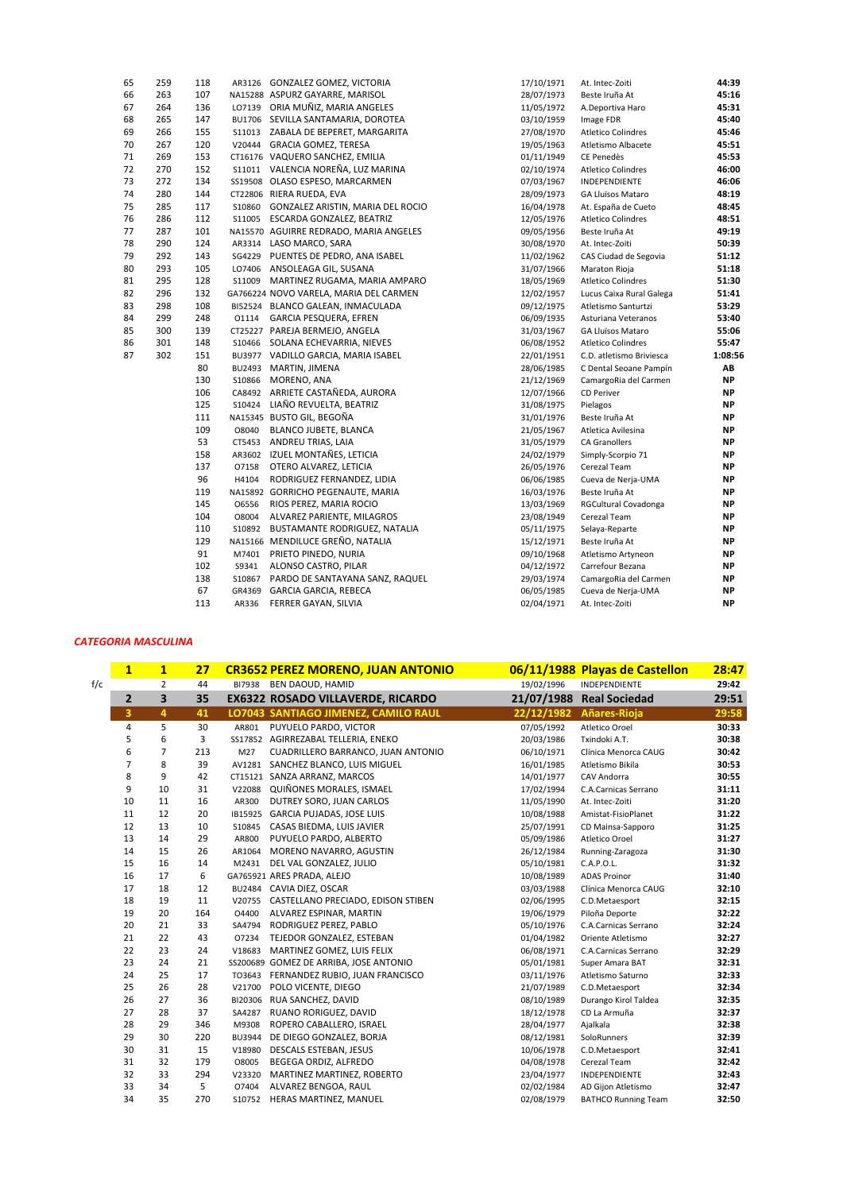| | | | | | | | |
|---|---|---|---|---|---|---|---|
| 65 | 259 | 118 | AR3126 | GONZALEZ GOMEZ, VICTORIA | 17/10/1971 | At. Intec-Zoiti | 44:39 |
| 66 | 263 | 107 | NA15288 | ASPURZ GAYARRE, MARISOL | 28/07/1973 | Beste Iruña At | 45:16 |
| 67 | 264 | 136 | LO7139 | ORIA MUÑIZ, MARIA ANGELES | 11/05/1972 | A.Deportiva Haro | 45:31 |
| 68 | 265 | 147 | BU1706 | SEVILLA SANTAMARIA, DOROTEA | 03/10/1959 | Image FDR | 45:40 |
| 69 | 266 | 155 | S11013 | ZABALA DE BEPERET, MARGARITA | 27/08/1970 | Atletico Colindres | 45:46 |
| 70 | 267 | 120 | V20444 | GRACIA GOMEZ, TERESA | 19/05/1963 | Atletismo Albacete | 45:51 |
| 71 | 269 | 153 | CT16176 | VAQUERO SANCHEZ, EMILIA | 01/11/1949 | CE Penedès | 45:53 |
| 72 | 270 | 152 | S11011 | VALENCIA NOREÑA, LUZ MARINA | 02/10/1974 | Atletico Colindres | 46:00 |
| 73 | 272 | 134 | SS19508 | OLASO ESPESO, MARCARMEN | 07/03/1967 | INDEPENDIENTE | 46:06 |
| 74 | 280 | 144 | CT22806 | RIERA RUEDA, EVA | 28/09/1973 | GA Lluïsos Mataro | 48:19 |
| 75 | 285 | 117 | S10860 | GONZALEZ ARISTIN, MARIA DEL ROCIO | 16/04/1978 | At. España de Cueto | 48:45 |
| 76 | 286 | 112 | S11005 | ESCARDA GONZALEZ, BEATRIZ | 12/05/1976 | Atletico Colindres | 48:51 |
| 77 | 287 | 101 | NA15570 | AGUIRRE REDRADO, MARIA ANGELES | 09/05/1956 | Beste Iruña At | 49:19 |
| 78 | 290 | 124 | AR3314 | LASO MARCO, SARA | 30/08/1970 | At. Intec-Zoiti | 50:39 |
| 79 | 292 | 143 | SG4229 | PUENTES DE PEDRO, ANA ISABEL | 11/02/1962 | CAS Ciudad de Segovia | 51:12 |
| 80 | 293 | 105 | LO7406 | ANSOLEAGA GIL, SUSANA | 31/07/1966 | Maraton Rioja | 51:18 |
| 81 | 295 | 128 | S11009 | MARTINEZ RUGAMA, MARIA AMPARO | 18/05/1969 | Atletico Colindres | 51:30 |
| 82 | 296 | 132 | GA766224 | NOVO VARELA, MARIA DEL CARMEN | 12/02/1957 | Lucus Caixa Rural Galega | 51:41 |
| 83 | 298 | 108 | BI52524 | BLANCO GALEAN, INMACULADA | 09/12/1975 | Atletismo Santurtzi | 53:29 |
| 84 | 299 | 248 | O1114 | GARCIA PESQUERA, EFREN | 06/09/1935 | Asturiana Veteranos | 53:40 |
| 85 | 300 | 139 | CT25227 | PAREJA BERMEJO, ANGELA | 31/03/1967 | GA Lluïsos Mataro | 55:06 |
| 86 | 301 | 148 | S10466 | SOLANA ECHEVARRIA, NIEVES | 06/08/1952 | Atletico Colindres | 55:47 |
| 87 | 302 | 151 | BU3977 | VADILLO GARCIA, MARIA ISABEL | 22/01/1951 | C.D. atletismo Briviesca | 1:08:56 |
| | | 80 | BU2493 | MARTIN, JIMENA | 28/06/1985 | C Dental Seoane Pampín | AB |
| | | 130 | S10866 | MORENO, ANA | 21/12/1969 | CamargoRia del Carmen | NP |
| | | 106 | CA8492 | ARRIETE CASTAÑEDA, AURORA | 12/07/1966 | CD Periver | NP |
| | | 125 | S10424 | LIAÑO REVUELTA, BEATRIZ | 31/08/1975 | Pielagos | NP |
| | | 111 | NA15345 | BUSTO GIL, BEGOÑA | 31/01/1976 | Beste Iruña At | NP |
| | | 109 | O8040 | BLANCO JUBETE, BLANCA | 21/05/1967 | Atletica Avilesina | NP |
| | | 53 | CT5453 | ANDREU TRIAS, LAIA | 31/05/1979 | CA Granollers | NP |
| | | 158 | AR3602 | IZUEL MONTAÑES, LETICIA | 24/02/1979 | Simply-Scorpio 71 | NP |
| | | 137 | O7158 | OTERO ALVAREZ, LETICIA | 26/05/1976 | Cerezal Team | NP |
| | | 96 | H4104 | RODRIGUEZ FERNANDEZ, LIDIA | 06/06/1985 | Cueva de Nerja-UMA | NP |
| | | 119 | NA15892 | GORRICHO PEGENAUTE, MARIA | 16/03/1976 | Beste Iruña At | NP |
| | | 145 | O6556 | RIOS PEREZ, MARIA ROCIO | 13/03/1969 | RGCultural Covadonga | NP |
| | | 104 | O8004 | ALVAREZ PARIENTE, MILAGROS | 23/08/1949 | Cerezal Team | NP |
| | | 110 | S10892 | BUSTAMANTE RODRIGUEZ, NATALIA | 05/11/1975 | Selaya-Reparte | NP |
| | | 129 | NA15166 | MENDILUCE GREÑO, NATALIA | 15/12/1971 | Beste Iruña At | NP |
| | | 91 | M7401 | PRIETO PINEDO, NURIA | 09/10/1968 | Atletismo Artyneon | NP |
| | | 102 | S9341 | ALONSO CASTRO, PILAR | 04/12/1972 | Carrefour Bezana | NP |
| | | 138 | S10867 | PARDO DE SANTAYANA SANZ, RAQUEL | 29/03/1974 | CamargoRia del Carmen | NP |
| | | 67 | GR4369 | GARCIA GARCIA, REBECA | 06/05/1985 | Cueva de Nerja-UMA | NP |
| | | 113 | AR336 | FERRER GAYAN, SILVIA | 02/04/1971 | At. Intec-Zoiti | NP |

***CATEGORIA MASCULINA***

| | | | | | | | | |
|---|---|---|---|---|---|---|---|---|
| | **1** | **1** | **27** | **CR3652** | **PEREZ MORENO, JUAN ANTONIO** | **06/11/1988** | **Playas de Castellon** | **28:47** |
| f/c | | 2 | 44 | BI7938 | BEN DAOUD, HAMID | 19/02/1996 | INDEPENDIENTE | 29:42 |
| | **2** | **3** | **35** | **EX6322** | **ROSADO VILLAVERDE, RICARDO** | **21/07/1988** | **Real Sociedad** | **29:51** |
| | **3** | **4** | **41** | **LO7043** | **SANTIAGO JIMENEZ, CAMILO RAUL** | **22/12/1982** | **Añares-Rioja** | **29:58** |
| | 4 | 5 | 30 | AR801 | PUYUELO PARDO, VICTOR | 07/05/1992 | Atletico Oroel | 30:33 |
| | 5 | 6 | 3 | SS17852 | AGIRREZABAL TELLERIA, ENEKO | 20/03/1986 | Txindoki A.T. | 30:38 |
| | 6 | 7 | 213 | M27 | CUADRILLERO BARRANCO, JUAN ANTONIO | 06/10/1971 | Clínica Menorca CAUG | 30:42 |
| | 7 | 8 | 39 | AV1281 | SANCHEZ BLANCO, LUIS MIGUEL | 16/01/1985 | Atletismo Bikila | 30:53 |
| | 8 | 9 | 42 | CT15121 | SANZA ARRANZ, MARCOS | 14/01/1977 | CAV Andorra | 30:55 |
| | 9 | 10 | 31 | V22088 | QUIÑONES MORALES, ISMAEL | 17/02/1994 | C.A.Carnicas Serrano | 31:11 |
| | 10 | 11 | 16 | AR300 | DUTREY SORO, JUAN CARLOS | 11/05/1990 | At. Intec-Zoiti | 31:20 |
| | 11 | 12 | 20 | IB15925 | GARCIA PUJADAS, JOSE LUIS | 10/08/1988 | Amistat-FisioPlanet | 31:22 |
| | 12 | 13 | 10 | S10845 | CASAS BIEDMA, LUIS JAVIER | 25/07/1991 | CD Mainsa-Sapporo | 31:25 |
| | 13 | 14 | 29 | AR800 | PUYUELO PARDO, ALBERTO | 05/09/1986 | Atletico Oroel | 31:27 |
| | 14 | 15 | 26 | AR1064 | MORENO NAVARRO, AGUSTIN | 26/12/1984 | Running-Zaragoza | 31:30 |
| | 15 | 16 | 14 | M2431 | DEL VAL GONZALEZ, JULIO | 05/10/1981 | C.A.P.O.L. | 31:32 |
| | 16 | 17 | 6 | GA765921 | ARES PRADA, ALEJO | 10/08/1989 | ADAS Proinor | 31:40 |
| | 17 | 18 | 12 | BU2484 | CAVIA DIEZ, OSCAR | 03/03/1988 | Clínica Menorca CAUG | 32:10 |
| | 18 | 19 | 11 | V20755 | CASTELLANO PRECIADO, EDISON STIBEN | 02/06/1995 | C.D.Metaesport | 32:15 |
| | 19 | 20 | 164 | O4400 | ALVAREZ ESPINAR, MARTIN | 19/06/1979 | Piloña Deporte | 32:22 |
| | 20 | 21 | 33 | SA4794 | RODRIGUEZ PEREZ, PABLO | 05/10/1976 | C.A.Carnicas Serrano | 32:24 |
| | 21 | 22 | 43 | O7234 | TEJEDOR GONZALEZ, ESTEBAN | 01/04/1982 | Oriente Atletismo | 32:27 |
| | 22 | 23 | 24 | V18683 | MARTINEZ GOMEZ, LUIS FELIX | 06/08/1971 | C.A.Carnicas Serrano | 32:29 |
| | 23 | 24 | 21 | SS200689 | GOMEZ DE ARRIBA, JOSE ANTONIO | 05/01/1981 | Super Amara BAT | 32:31 |
| | 24 | 25 | 17 | TO3643 | FERNANDEZ RUBIO, JUAN FRANCISCO | 03/11/1976 | Atletismo Saturno | 32:33 |
| | 25 | 26 | 28 | V21700 | POLO VICENTE, DIEGO | 21/07/1989 | C.D.Metaesport | 32:34 |
| | 26 | 27 | 36 | BI20306 | RUA SANCHEZ, DAVID | 08/10/1989 | Durango Kirol Taldea | 32:35 |
| | 27 | 28 | 37 | SA4287 | RUANO RORIGUEZ, DAVID | 18/12/1978 | CD La Armuña | 32:37 |
| | 28 | 29 | 346 | M9308 | ROPERO CABALLERO, ISRAEL | 28/04/1977 | Ajalkala | 32:38 |
| | 29 | 30 | 220 | BU3944 | DE DIEGO GONZALEZ, BORJA | 08/12/1981 | SoloRunners | 32:39 |
| | 30 | 31 | 15 | V18980 | DESCALS ESTEBAN, JESUS | 10/06/1978 | C.D.Metaesport | 32:41 |
| | 31 | 32 | 179 | O8005 | BEGEGA ORDIZ, ALFREDO | 04/08/1978 | Cerezal Team | 32:42 |
| | 32 | 33 | 294 | V23320 | MARTINEZ MARTINEZ, ROBERTO | 23/04/1977 | INDEPENDIENTE | 32:43 |
| | 33 | 34 | 5 | O7404 | ALVAREZ BENGOA, RAUL | 02/02/1984 | AD Gijon Atletismo | 32:47 |
| | 34 | 35 | 270 | S10752 | HERAS MARTINEZ, MANUEL | 02/08/1979 | BATHCO Running Team | 32:50 |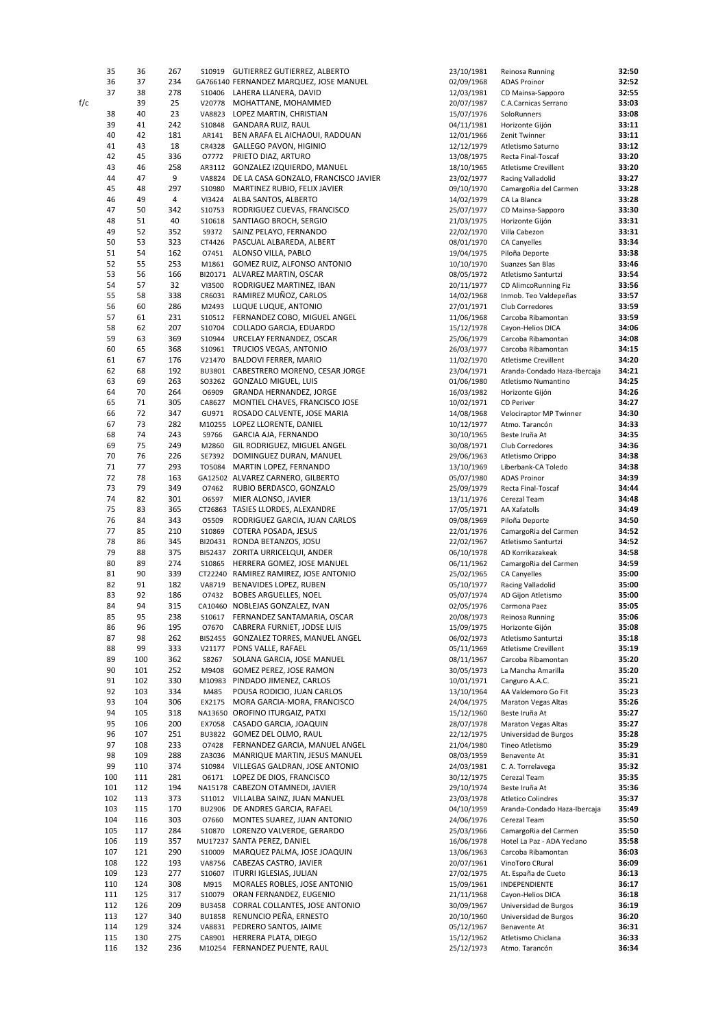| | | | | | | | | |
|---|---|---|---|---|---|---|---|---|
| | 35 | 36 | 267 | S10919 | GUTIERREZ GUTIERREZ, ALBERTO | 23/10/1981 | Reinosa Running | **32:50** |
| | 36 | 37 | 234 | GA766140 | FERNANDEZ MARQUEZ, JOSE MANUEL | 02/09/1968 | ADAS Proinor | **32:52** |
| | 37 | 38 | 278 | S10406 | LAHERA LLANERA, DAVID | 12/03/1981 | CD Mainsa-Sapporo | **32:55** |
| f/c | | 39 | 25 | V20778 | MOHATTANE, MOHAMMED | 20/07/1987 | C.A.Carnicas Serrano | **33:03** |
| | 38 | 40 | 23 | VA8823 | LOPEZ MARTIN, CHRISTIAN | 15/07/1976 | SoloRunners | **33:08** |
| | 39 | 41 | 242 | S10848 | GANDARA RUIZ, RAUL | 04/11/1981 | Horizonte Gijón | **33:11** |
| | 40 | 42 | 181 | AR141 | BEN ARAFA EL AICHAOUI, RADOUAN | 12/01/1966 | Zenit Twinner | **33:11** |
| | 41 | 43 | 18 | CR4328 | GALLEGO PAVON, HIGINIO | 12/12/1979 | Atletismo Saturno | **33:12** |
| | 42 | 45 | 336 | O7772 | PRIETO DIAZ, ARTURO | 13/08/1975 | Recta Final-Toscaf | **33:20** |
| | 43 | 46 | 258 | AR3112 | GONZALEZ IZQUIERDO, MANUEL | 18/10/1965 | Atletisme Crevillent | **33:20** |
| | 44 | 47 | 9 | VA8824 | DE LA CASA GONZALO, FRANCISCO JAVIER | 23/02/1977 | Racing Valladolid | **33:27** |
| | 45 | 48 | 297 | S10980 | MARTINEZ RUBIO, FELIX JAVIER | 09/10/1970 | CamargoRia del Carmen | **33:28** |
| | 46 | 49 | 4 | VI3424 | ALBA SANTOS, ALBERTO | 14/02/1979 | CA La Blanca | **33:28** |
| | 47 | 50 | 342 | S10753 | RODRIGUEZ CUEVAS, FRANCISCO | 25/07/1977 | CD Mainsa-Sapporo | **33:30** |
| | 48 | 51 | 40 | S10618 | SANTIAGO BROCH, SERGIO | 21/03/1975 | Horizonte Gijón | **33:31** |
| | 49 | 52 | 352 | S9372 | SAINZ PELAYO, FERNANDO | 22/02/1970 | Villa Cabezon | **33:31** |
| | 50 | 53 | 323 | CT4426 | PASCUAL ALBAREDA, ALBERT | 08/01/1970 | CA Canyelles | **33:34** |
| | 51 | 54 | 162 | O7451 | ALONSO VILLA, PABLO | 19/04/1975 | Piloña Deporte | **33:38** |
| | 52 | 55 | 253 | M1861 | GOMEZ RUIZ, ALFONSO ANTONIO | 10/10/1970 | Suanzes San Blas | **33:46** |
| | 53 | 56 | 166 | BI20171 | ALVAREZ MARTIN, OSCAR | 08/05/1972 | Atletismo Santurtzi | **33:54** |
| | 54 | 57 | 32 | VI3500 | RODRIGUEZ MARTINEZ, IBAN | 20/11/1977 | CD AlimcoRunning Fiz | **33:56** |
| | 55 | 58 | 338 | CR6031 | RAMIREZ MUÑOZ, CARLOS | 14/02/1968 | Inmob. Teo Valdepeñas | **33:57** |
| | 56 | 60 | 286 | M2493 | LUQUE LUQUE, ANTONIO | 27/01/1971 | Club Corredores | **33:59** |
| | 57 | 61 | 231 | S10512 | FERNANDEZ COBO, MIGUEL ANGEL | 11/06/1968 | Carcoba Ribamontan | **33:59** |
| | 58 | 62 | 207 | S10704 | COLLADO GARCIA, EDUARDO | 15/12/1978 | Cayon-Helios DICA | **34:06** |
| | 59 | 63 | 369 | S10944 | URCELAY FERNANDEZ, OSCAR | 25/06/1979 | Carcoba Ribamontan | **34:08** |
| | 60 | 65 | 368 | S10961 | TRUCIOS VEGAS, ANTONIO | 26/03/1977 | Carcoba Ribamontan | **34:15** |
| | 61 | 67 | 176 | V21470 | BALDOVI FERRER, MARIO | 11/02/1970 | Atletisme Crevillent | **34:20** |
| | 62 | 68 | 192 | BU3801 | CABESTRERO MORENO, CESAR JORGE | 23/04/1971 | Aranda-Condado Haza-Ibercaja | **34:21** |
| | 63 | 69 | 263 | SO3262 | GONZALO MIGUEL, LUIS | 01/06/1980 | Atletismo Numantino | **34:25** |
| | 64 | 70 | 264 | O6909 | GRANDA HERNANDEZ, JORGE | 16/03/1982 | Horizonte Gijón | **34:26** |
| | 65 | 71 | 305 | CA8627 | MONTIEL CHAVES, FRANCISCO JOSE | 10/02/1971 | CD Periver | **34:27** |
| | 66 | 72 | 347 | GU971 | ROSADO CALVENTE, JOSE MARIA | 14/08/1968 | Velociraptor MP Twinner | **34:30** |
| | 67 | 73 | 282 | M10255 | LOPEZ LLORENTE, DANIEL | 10/12/1977 | Atmo. Tarancón | **34:33** |
| | 68 | 74 | 243 | S9766 | GARCIA AJA, FERNANDO | 30/10/1965 | Beste Iruña At | **34:35** |
| | 69 | 75 | 249 | M2860 | GIL RODRIGUEZ, MIGUEL ANGEL | 30/08/1971 | Club Corredores | **34:36** |
| | 70 | 76 | 226 | SE7392 | DOMINGUEZ DURAN, MANUEL | 29/06/1963 | Atletismo Orippo | **34:38** |
| | 71 | 77 | 293 | TO5084 | MARTIN LOPEZ, FERNANDO | 13/10/1969 | Liberbank-CA Toledo | **34:38** |
| | 72 | 78 | 163 | GA12502 | ALVAREZ CARNERO, GILBERTO | 05/07/1980 | ADAS Proinor | **34:39** |
| | 73 | 79 | 349 | O7462 | RUBIO BERDASCO, GONZALO | 25/09/1979 | Recta Final-Toscaf | **34:44** |
| | 74 | 82 | 301 | O6597 | MIER ALONSO, JAVIER | 13/11/1976 | Cerezal Team | **34:48** |
| | 75 | 83 | 365 | CT26863 | TASIES LLORDES, ALEXANDRE | 17/05/1971 | AA Xafatolls | **34:49** |
| | 76 | 84 | 343 | O5509 | RODRIGUEZ GARCIA, JUAN CARLOS | 09/08/1969 | Piloña Deporte | **34:50** |
| | 77 | 85 | 210 | S10869 | COTERA POSADA, JESUS | 22/01/1976 | CamargoRia del Carmen | **34:52** |
| | 78 | 86 | 345 | BI20431 | RONDA BETANZOS, JOSU | 22/02/1967 | Atletismo Santurtzi | **34:52** |
| | 79 | 88 | 375 | BI52437 | ZORITA URRICELQUI, ANDER | 06/10/1978 | AD Korrikazakeak | **34:58** |
| | 80 | 89 | 274 | S10865 | HERRERA GOMEZ, JOSE MANUEL | 06/11/1962 | CamargoRia del Carmen | **34:59** |
| | 81 | 90 | 339 | CT22240 | RAMIREZ RAMIREZ, JOSE ANTONIO | 25/02/1965 | CA Canyelles | **35:00** |
| | 82 | 91 | 182 | VA8719 | BENAVIDES LOPEZ, RUBEN | 05/10/1977 | Racing Valladolid | **35:00** |
| | 83 | 92 | 186 | O7432 | BOBES ARGUELLES, NOEL | 05/07/1974 | AD Gijon Atletismo | **35:00** |
| | 84 | 94 | 315 | CA10460 | NOBLEJAS GONZALEZ, IVAN | 02/05/1976 | Carmona Paez | **35:05** |
| | 85 | 95 | 238 | S10617 | FERNANDEZ SANTAMARIA, OSCAR | 20/08/1973 | Reinosa Running | **35:06** |
| | 86 | 96 | 195 | O7670 | CABRERA FURNIET, JODSE LUIS | 15/09/1975 | Horizonte Gijón | **35:08** |
| | 87 | 98 | 262 | BI52455 | GONZALEZ TORRES, MANUEL ANGEL | 06/02/1973 | Atletismo Santurtzi | **35:18** |
| | 88 | 99 | 333 | V21177 | PONS VALLE, RAFAEL | 05/11/1969 | Atletisme Crevillent | **35:19** |
| | 89 | 100 | 362 | S8267 | SOLANA GARCIA, JOSE MANUEL | 08/11/1967 | Carcoba Ribamontan | **35:20** |
| | 90 | 101 | 252 | M9408 | GOMEZ PEREZ, JOSE RAMON | 30/05/1973 | La Mancha Amarilla | **35:20** |
| | 91 | 102 | 330 | M10983 | PINDADO JIMENEZ, CARLOS | 10/01/1971 | Canguro A.A.C. | **35:21** |
| | 92 | 103 | 334 | M485 | POUSA RODICIO, JUAN CARLOS | 13/10/1964 | AA Valdemoro Go Fit | **35:23** |
| | 93 | 104 | 306 | EX2175 | MORA GARCIA-MORA, FRANCISCO | 24/04/1975 | Maraton Vegas Altas | **35:26** |
| | 94 | 105 | 318 | NA13650 | OROFINO ITURGAIZ, PATXI | 15/12/1960 | Beste Iruña At | **35:27** |
| | 95 | 106 | 200 | EX7058 | CASADO GARCIA, JOAQUIN | 28/07/1978 | Maraton Vegas Altas | **35:27** |
| | 96 | 107 | 251 | BU3822 | GOMEZ DEL OLMO, RAUL | 22/12/1975 | Universidad de Burgos | **35:28** |
| | 97 | 108 | 233 | O7428 | FERNANDEZ GARCIA, MANUEL ANGEL | 21/04/1980 | Tineo Atletismo | **35:29** |
| | 98 | 109 | 288 | ZA3036 | MANRIQUE MARTIN, JESUS MANUEL | 08/03/1959 | Benavente At | **35:31** |
| | 99 | 110 | 374 | S10984 | VILLEGAS GALDRAN, JOSE ANTONIO | 24/03/1981 | C. A. Torrelavega | **35:32** |
| | 100 | 111 | 281 | O6171 | LOPEZ DE DIOS, FRANCISCO | 30/12/1975 | Cerezal Team | **35:35** |
| | 101 | 112 | 194 | NA15178 | CABEZON OTAMNEDI, JAVIER | 29/10/1974 | Beste Iruña At | **35:36** |
| | 102 | 113 | 373 | S11012 | VILLALBA SAINZ, JUAN MANUEL | 23/03/1978 | Atletico Colindres | **35:37** |
| | 103 | 115 | 170 | BU2906 | DE ANDRES GARCIA, RAFAEL | 04/10/1959 | Aranda-Condado Haza-Ibercaja | **35:49** |
| | 104 | 116 | 303 | O7660 | MONTES SUAREZ, JUAN ANTONIO | 24/06/1976 | Cerezal Team | **35:50** |
| | 105 | 117 | 284 | S10870 | LORENZO VALVERDE, GERARDO | 25/03/1966 | CamargoRia del Carmen | **35:50** |
| | 106 | 119 | 357 | MU17237 | SANTA PEREZ, DANIEL | 16/06/1978 | Hotel La Paz - ADA Yeclano | **35:58** |
| | 107 | 121 | 290 | S10009 | MARQUEZ PALMA, JOSE JOAQUIN | 13/06/1963 | Carcoba Ribamontan | **36:03** |
| | 108 | 122 | 193 | VA8756 | CABEZAS CASTRO, JAVIER | 20/07/1961 | VinoToro CRural | **36:09** |
| | 109 | 123 | 277 | S10607 | ITURRI IGLESIAS, JULIAN | 27/02/1975 | At. España de Cueto | **36:13** |
| | 110 | 124 | 308 | M915 | MORALES ROBLES, JOSE ANTONIO | 15/09/1961 | INDEPENDIENTE | **36:17** |
| | 111 | 125 | 317 | S10079 | ORAN FERNANDEZ, EUGENIO | 21/11/1968 | Cayon-Helios DICA | **36:18** |
| | 112 | 126 | 209 | BU3458 | CORRAL COLLANTES, JOSE ANTONIO | 30/09/1967 | Universidad de Burgos | **36:19** |
| | 113 | 127 | 340 | BU1858 | RENUNCIO PEÑA, ERNESTO | 20/10/1960 | Universidad de Burgos | **36:20** |
| | 114 | 129 | 324 | VA8831 | PEDRERO SANTOS, JAIME | 05/12/1967 | Benavente At | **36:31** |
| | 115 | 130 | 275 | CA8901 | HERRERA PLATA, DIEGO | 15/12/1962 | Atletismo Chiclana | **36:33** |
| | 116 | 132 | 236 | M10254 | FERNANDEZ PUENTE, RAUL | 25/12/1973 | Atmo. Tarancón | **36:34** |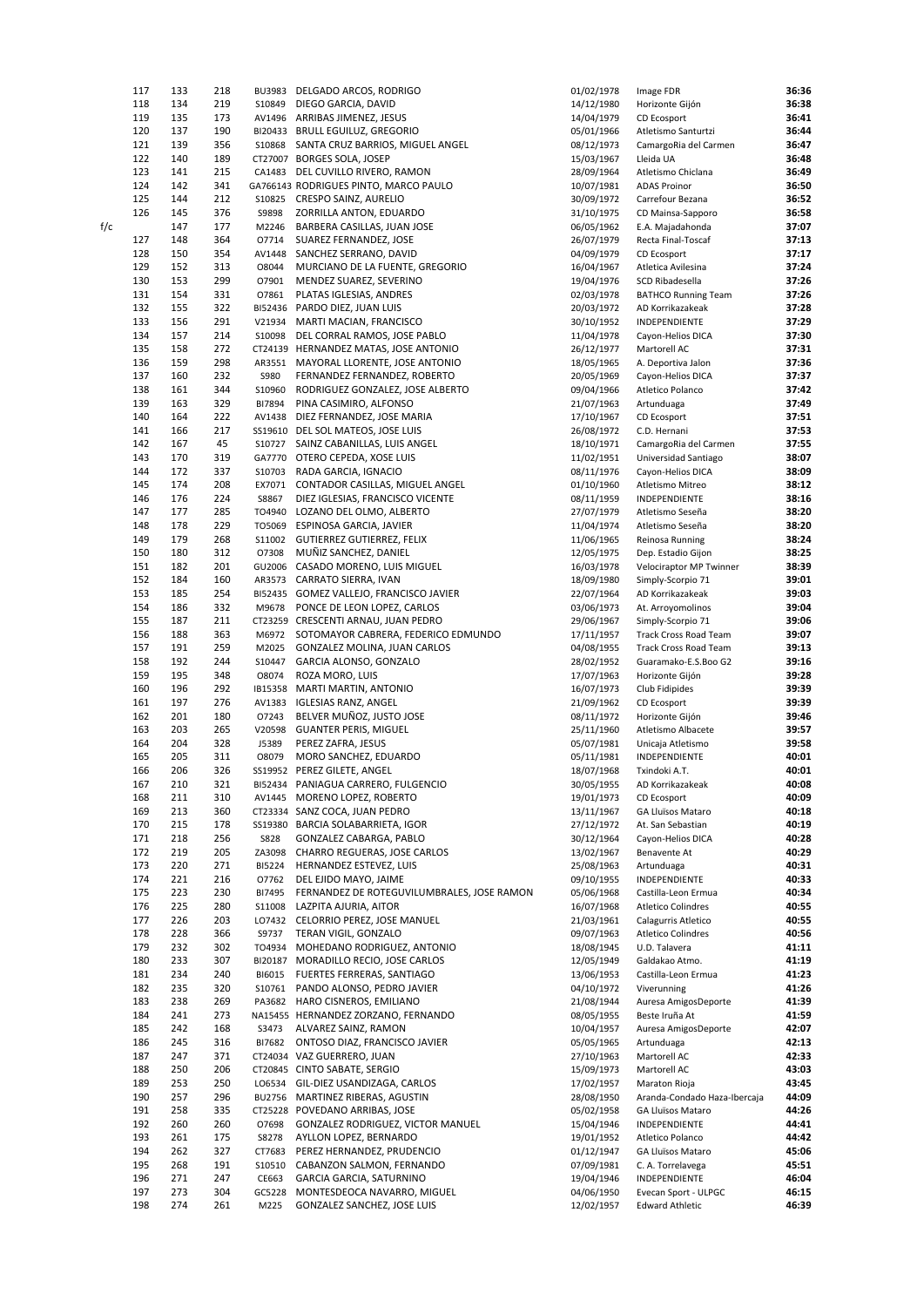| | | | | | | | | |
|---|---|---|---|---|---|---|---|---|
| | 117 | 133 | 218 | BU3983 | DELGADO ARCOS, RODRIGO | 01/02/1978 | Image FDR | **36:36** |
| | 118 | 134 | 219 | S10849 | DIEGO GARCIA, DAVID | 14/12/1980 | Horizonte Gijón | **36:38** |
| | 119 | 135 | 173 | AV1496 | ARRIBAS JIMENEZ, JESUS | 14/04/1979 | CD Ecosport | **36:41** |
| | 120 | 137 | 190 | BI20433 | BRULL EGUILUZ, GREGORIO | 05/01/1966 | Atletismo Santurtzi | **36:44** |
| | 121 | 139 | 356 | S10868 | SANTA CRUZ BARRIOS, MIGUEL ANGEL | 08/12/1973 | CamargoRia del Carmen | **36:47** |
| | 122 | 140 | 189 | CT27007 | BORGES SOLA, JOSEP | 15/03/1967 | Lleida UA | **36:48** |
| | 123 | 141 | 215 | CA1483 | DEL CUVILLO RIVERO, RAMON | 28/09/1964 | Atletismo Chiclana | **36:49** |
| | 124 | 142 | 341 | GA766143 | RODRIGUES PINTO, MARCO PAULO | 10/07/1981 | ADAS Proinor | **36:50** |
| | 125 | 144 | 212 | S10825 | CRESPO SAINZ, AURELIO | 30/09/1972 | Carrefour Bezana | **36:52** |
| | 126 | 145 | 376 | S9898 | ZORRILLA ANTON, EDUARDO | 31/10/1975 | CD Mainsa-Sapporo | **36:58** |
| f/c | | 147 | 177 | M2246 | BARBERA CASILLAS, JUAN JOSE | 06/05/1962 | E.A. Majadahonda | **37:07** |
| | 127 | 148 | 364 | O7714 | SUAREZ FERNANDEZ, JOSE | 26/07/1979 | Recta Final-Toscaf | **37:13** |
| | 128 | 150 | 354 | AV1448 | SANCHEZ SERRANO, DAVID | 04/09/1979 | CD Ecosport | **37:17** |
| | 129 | 152 | 313 | O8044 | MURCIANO DE LA FUENTE, GREGORIO | 16/04/1967 | Atletica Avilesina | **37:24** |
| | 130 | 153 | 299 | O7901 | MENDEZ SUAREZ, SEVERINO | 19/04/1976 | SCD Ribadesella | **37:26** |
| | 131 | 154 | 331 | O7861 | PLATAS IGLESIAS, ANDRES | 02/03/1978 | BATHCO Running Team | **37:26** |
| | 132 | 155 | 322 | BI52436 | PARDO DIEZ, JUAN LUIS | 20/03/1972 | AD Korrikazakeak | **37:28** |
| | 133 | 156 | 291 | V21934 | MARTI MACIAN, FRANCISCO | 30/10/1952 | INDEPENDIENTE | **37:29** |
| | 134 | 157 | 214 | S10098 | DEL CORRAL RAMOS, JOSE PABLO | 11/04/1978 | Cayon-Helios DICA | **37:30** |
| | 135 | 158 | 272 | CT24139 | HERNANDEZ MATAS, JOSE ANTONIO | 26/12/1977 | Martorell AC | **37:31** |
| | 136 | 159 | 298 | AR3551 | MAYORAL LLORENTE, JOSE ANTONIO | 18/05/1965 | A. Deportiva Jalon | **37:36** |
| | 137 | 160 | 232 | S980 | FERNANDEZ FERNANDEZ, ROBERTO | 20/05/1969 | Cayon-Helios DICA | **37:37** |
| | 138 | 161 | 344 | S10960 | RODRIGUEZ GONZALEZ, JOSE ALBERTO | 09/04/1966 | Atletico Polanco | **37:42** |
| | 139 | 163 | 329 | BI7894 | PINA CASIMIRO, ALFONSO | 21/07/1963 | Artunduaga | **37:49** |
| | 140 | 164 | 222 | AV1438 | DIEZ FERNANDEZ, JOSE MARIA | 17/10/1967 | CD Ecosport | **37:51** |
| | 141 | 166 | 217 | SS19610 | DEL SOL MATEOS, JOSE LUIS | 26/08/1972 | C.D. Hernani | **37:53** |
| | 142 | 167 | 45 | S10727 | SAINZ CABANILLAS, LUIS ANGEL | 18/10/1971 | CamargoRia del Carmen | **37:55** |
| | 143 | 170 | 319 | GA7770 | OTERO CEPEDA, XOSE LUIS | 11/02/1951 | Universidad Santiago | **38:07** |
| | 144 | 172 | 337 | S10703 | RADA GARCIA, IGNACIO | 08/11/1976 | Cayon-Helios DICA | **38:09** |
| | 145 | 174 | 208 | EX7071 | CONTADOR CASILLAS, MIGUEL ANGEL | 01/10/1960 | Atletismo Mitreo | **38:12** |
| | 146 | 176 | 224 | S8867 | DIEZ IGLESIAS, FRANCISCO VICENTE | 08/11/1959 | INDEPENDIENTE | **38:16** |
| | 147 | 177 | 285 | TO4940 | LOZANO DEL OLMO, ALBERTO | 27/07/1979 | Atletismo Seseña | **38:20** |
| | 148 | 178 | 229 | TO5069 | ESPINOSA GARCIA, JAVIER | 11/04/1974 | Atletismo Seseña | **38:20** |
| | 149 | 179 | 268 | S11002 | GUTIERREZ GUTIERREZ, FELIX | 11/06/1965 | Reinosa Running | **38:24** |
| | 150 | 180 | 312 | O7308 | MUÑIZ SANCHEZ, DANIEL | 12/05/1975 | Dep. Estadio Gijon | **38:25** |
| | 151 | 182 | 201 | GU2006 | CASADO MORENO, LUIS MIGUEL | 16/03/1978 | Velociraptor MP Twinner | **38:39** |
| | 152 | 184 | 160 | AR3573 | CARRATO SIERRA, IVAN | 18/09/1980 | Simply-Scorpio 71 | **39:01** |
| | 153 | 185 | 254 | BI52435 | GOMEZ VALLEJO, FRANCISCO JAVIER | 22/07/1964 | AD Korrikazakeak | **39:03** |
| | 154 | 186 | 332 | M9678 | PONCE DE LEON LOPEZ, CARLOS | 03/06/1973 | At. Arroyomolinos | **39:04** |
| | 155 | 187 | 211 | CT23259 | CRESCENTI ARNAU, JUAN PEDRO | 29/06/1967 | Simply-Scorpio 71 | **39:06** |
| | 156 | 188 | 363 | M6972 | SOTOMAYOR CABRERA, FEDERICO EDMUNDO | 17/11/1957 | Track Cross Road Team | **39:07** |
| | 157 | 191 | 259 | M2025 | GONZALEZ MOLINA, JUAN CARLOS | 04/08/1955 | Track Cross Road Team | **39:13** |
| | 158 | 192 | 244 | S10447 | GARCIA ALONSO, GONZALO | 28/02/1952 | Guaramako-E.S.Boo G2 | **39:16** |
| | 159 | 195 | 348 | O8074 | ROZA MORO, LUIS | 17/07/1963 | Horizonte Gijón | **39:28** |
| | 160 | 196 | 292 | IB15358 | MARTI MARTIN, ANTONIO | 16/07/1973 | Club Fidipides | **39:39** |
| | 161 | 197 | 276 | AV1383 | IGLESIAS RANZ, ANGEL | 21/09/1962 | CD Ecosport | **39:39** |
| | 162 | 201 | 180 | O7243 | BELVER MUÑOZ, JUSTO JOSE | 08/11/1972 | Horizonte Gijón | **39:46** |
| | 163 | 203 | 265 | V20598 | GUANTER PERIS, MIGUEL | 25/11/1960 | Atletismo Albacete | **39:57** |
| | 164 | 204 | 328 | J5389 | PEREZ ZAFRA, JESUS | 05/07/1981 | Unicaja Atletismo | **39:58** |
| | 165 | 205 | 311 | O8079 | MORO SANCHEZ, EDUARDO | 05/11/1981 | INDEPENDIENTE | **40:01** |
| | 166 | 206 | 326 | SS19952 | PEREZ GILETE, ANGEL | 18/07/1968 | Txindoki A.T. | **40:01** |
| | 167 | 210 | 321 | BI52434 | PANIAGUA CARRERO, FULGENCIO | 30/05/1955 | AD Korrikazakeak | **40:08** |
| | 168 | 211 | 310 | AV1445 | MORENO LOPEZ, ROBERTO | 19/01/1973 | CD Ecosport | **40:09** |
| | 169 | 213 | 360 | CT23334 | SANZ COCA, JUAN PEDRO | 13/11/1967 | GA Lluïsos Mataro | **40:18** |
| | 170 | 215 | 178 | SS19380 | BARCIA SOLABARRIETA, IGOR | 27/12/1972 | At. San Sebastian | **40:19** |
| | 171 | 218 | 256 | S828 | GONZALEZ CABARGA, PABLO | 30/12/1964 | Cayon-Helios DICA | **40:28** |
| | 172 | 219 | 205 | ZA3098 | CHARRO REGUERAS, JOSE CARLOS | 13/02/1967 | Benavente At | **40:29** |
| | 173 | 220 | 271 | BI5224 | HERNANDEZ ESTEVEZ, LUIS | 25/08/1963 | Artunduaga | **40:31** |
| | 174 | 221 | 216 | O7762 | DEL EJIDO MAYO, JAIME | 09/10/1955 | INDEPENDIENTE | **40:33** |
| | 175 | 223 | 230 | BI7495 | FERNANDEZ DE ROTEGUVILUMBRALES, JOSE RAMON | 05/06/1968 | Castilla-Leon Ermua | **40:34** |
| | 176 | 225 | 280 | S11008 | LAZPITA AJURIA, AITOR | 16/07/1968 | Atletico Colindres | **40:55** |
| | 177 | 226 | 203 | LO7432 | CELORRIO PEREZ, JOSE MANUEL | 21/03/1961 | Calagurris Atletico | **40:55** |
| | 178 | 228 | 366 | S9737 | TERAN VIGIL, GONZALO | 09/07/1963 | Atletico Colindres | **40:56** |
| | 179 | 232 | 302 | TO4934 | MOHEDANO RODRIGUEZ, ANTONIO | 18/08/1945 | U.D. Talavera | **41:11** |
| | 180 | 233 | 307 | BI20187 | MORADILLO RECIO, JOSE CARLOS | 12/05/1949 | Galdakao Atmo. | **41:19** |
| | 181 | 234 | 240 | BI6015 | FUERTES FERRERAS, SANTIAGO | 13/06/1953 | Castilla-Leon Ermua | **41:23** |
| | 182 | 235 | 320 | S10761 | PANDO ALONSO, PEDRO JAVIER | 04/10/1972 | Viverunning | **41:26** |
| | 183 | 238 | 269 | PA3682 | HARO CISNEROS, EMILIANO | 21/08/1944 | Auresa AmigosDeporte | **41:39** |
| | 184 | 241 | 273 | NA15455 | HERNANDEZ ZORZANO, FERNANDO | 08/05/1955 | Beste Iruña At | **41:59** |
| | 185 | 242 | 168 | S3473 | ALVAREZ SAINZ, RAMON | 10/04/1957 | Auresa AmigosDeporte | **42:07** |
| | 186 | 245 | 316 | BI7682 | ONTOSO DIAZ, FRANCISCO JAVIER | 05/05/1965 | Artunduaga | **42:13** |
| | 187 | 247 | 371 | CT24034 | VAZ GUERRERO, JUAN | 27/10/1963 | Martorell AC | **42:33** |
| | 188 | 250 | 206 | CT20845 | CINTO SABATE, SERGIO | 15/09/1973 | Martorell AC | **43:03** |
| | 189 | 253 | 250 | LO6534 | GIL-DIEZ USANDIZAGA, CARLOS | 17/02/1957 | Maraton Rioja | **43:45** |
| | 190 | 257 | 296 | BU2756 | MARTINEZ RIBERAS, AGUSTIN | 28/08/1950 | Aranda-Condado Haza-Ibercaja | **44:09** |
| | 191 | 258 | 335 | CT25228 | POVEDANO ARRIBAS, JOSE | 05/02/1958 | GA Lluïsos Mataro | **44:26** |
| | 192 | 260 | 260 | O7698 | GONZALEZ RODRIGUEZ, VICTOR MANUEL | 15/04/1946 | INDEPENDIENTE | **44:41** |
| | 193 | 261 | 175 | S8278 | AYLLON LOPEZ, BERNARDO | 19/01/1952 | Atletico Polanco | **44:42** |
| | 194 | 262 | 327 | CT7683 | PEREZ HERNANDEZ, PRUDENCIO | 01/12/1947 | GA Lluïsos Mataro | **45:06** |
| | 195 | 268 | 191 | S10510 | CABANZON SALMON, FERNANDO | 07/09/1981 | C. A. Torrelavega | **45:51** |
| | 196 | 271 | 247 | CE663 | GARCIA GARCIA, SATURNINO | 19/04/1946 | INDEPENDIENTE | **46:04** |
| | 197 | 273 | 304 | GC5228 | MONTESDEOCA NAVARRO, MIGUEL | 04/06/1950 | Evecan Sport - ULPGC | **46:15** |
| | 198 | 274 | 261 | M225 | GONZALEZ SANCHEZ, JOSE LUIS | 12/02/1957 | Edward Athletic | **46:39** |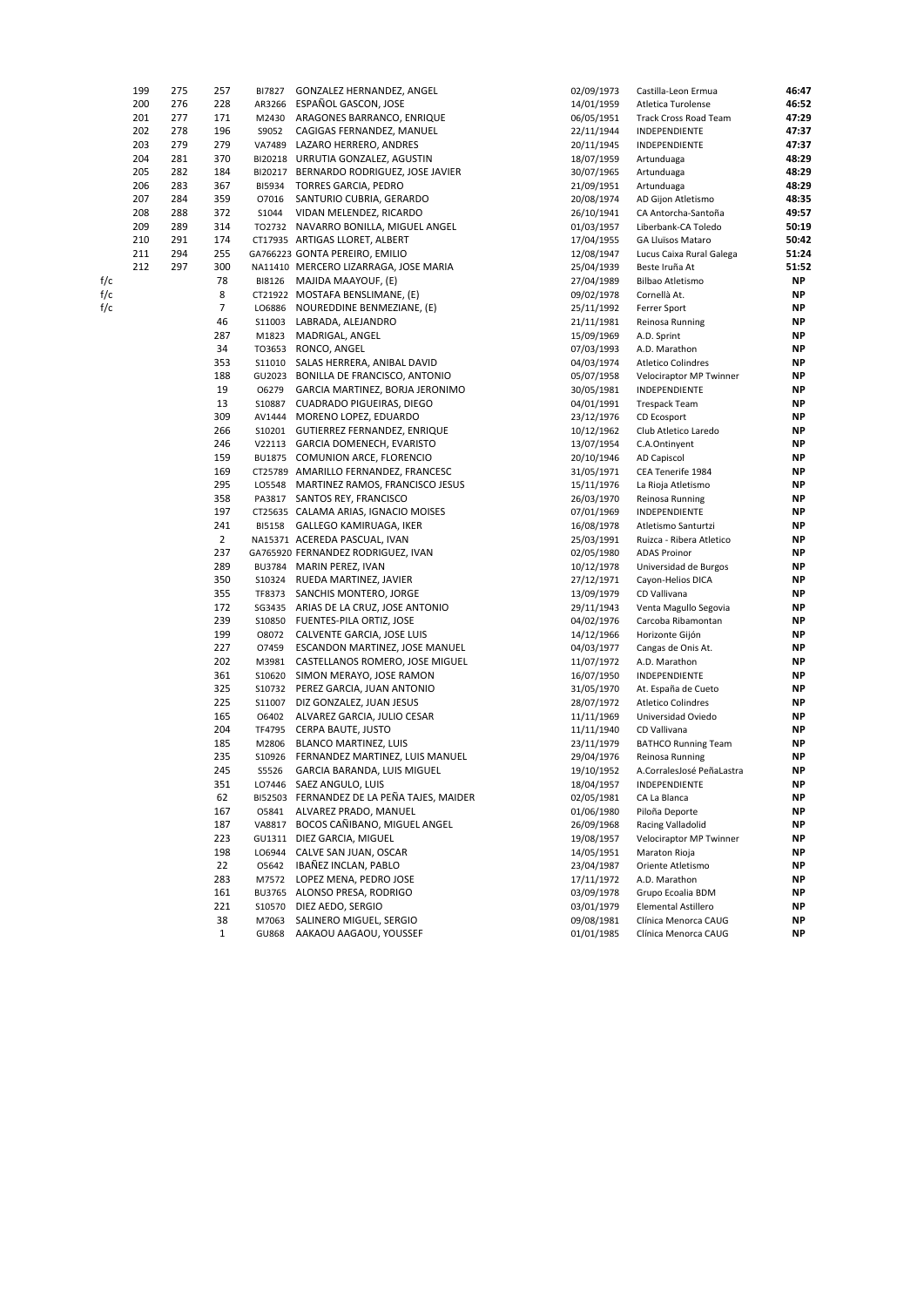|  |  |  |  |  |  |  |  |  |
|---|---|---|---|---|---|---|---|---|
|  | 199 | 275 | 257 | BI7827 | GONZALEZ HERNANDEZ, ANGEL | 02/09/1973 | Castilla-Leon Ermua | **46:47** |
|  | 200 | 276 | 228 | AR3266 | ESPAÑOL GASCON, JOSE | 14/01/1959 | Atletica Turolense | **46:52** |
|  | 201 | 277 | 171 | M2430 | ARAGONES BARRANCO, ENRIQUE | 06/05/1951 | Track Cross Road Team | **47:29** |
|  | 202 | 278 | 196 | S9052 | CAGIGAS FERNANDEZ, MANUEL | 22/11/1944 | INDEPENDIENTE | **47:37** |
|  | 203 | 279 | 279 | VA7489 | LAZARO HERRERO, ANDRES | 20/11/1945 | INDEPENDIENTE | **47:37** |
|  | 204 | 281 | 370 | BI20218 | URRUTIA GONZALEZ, AGUSTIN | 18/07/1959 | Artunduaga | **48:29** |
|  | 205 | 282 | 184 | BI20217 | BERNARDO RODRIGUEZ, JOSE JAVIER | 30/07/1965 | Artunduaga | **48:29** |
|  | 206 | 283 | 367 | BI5934 | TORRES GARCIA, PEDRO | 21/09/1951 | Artunduaga | **48:29** |
|  | 207 | 284 | 359 | O7016 | SANTURIO CUBRIA, GERARDO | 20/08/1974 | AD Gijon Atletismo | **48:35** |
|  | 208 | 288 | 372 | S1044 | VIDAN MELENDEZ, RICARDO | 26/10/1941 | CA Antorcha-Santoña | **49:57** |
|  | 209 | 289 | 314 | TO2732 | NAVARRO BONILLA, MIGUEL ANGEL | 01/03/1957 | Liberbank-CA Toledo | **50:19** |
|  | 210 | 291 | 174 | CT17935 | ARTIGAS LLORET, ALBERT | 17/04/1955 | GA Lluïsos Mataro | **50:42** |
|  | 211 | 294 | 255 | GA766223 | GONTA PEREIRO, EMILIO | 12/08/1947 | Lucus Caixa Rural Galega | **51:24** |
|  | 212 | 297 | 300 | NA11410 | MERCERO LIZARRAGA, JOSE MARIA | 25/04/1939 | Beste Iruña At | **51:52** |
| f/c |  |  | 78 | BI8126 | MAJIDA MAAYOUF, (E) | 27/04/1989 | Bilbao Atletismo | **NP** |
| f/c |  |  | 8 | CT21922 | MOSTAFA BENSLIMANE, (E) | 09/02/1978 | Cornellà At. | **NP** |
| f/c |  |  | 7 | LO6886 | NOUREDDINE BENMEZIANE, (E) | 25/11/1992 | Ferrer Sport | **NP** |
|  |  |  | 46 | S11003 | LABRADA, ALEJANDRO | 21/11/1981 | Reinosa Running | **NP** |
|  |  |  | 287 | M1823 | MADRIGAL, ANGEL | 15/09/1969 | A.D. Sprint | **NP** |
|  |  |  | 34 | TO3653 | RONCO, ANGEL | 07/03/1993 | A.D. Marathon | **NP** |
|  |  |  | 353 | S11010 | SALAS HERRERA, ANIBAL DAVID | 04/03/1974 | Atletico Colindres | **NP** |
|  |  |  | 188 | GU2023 | BONILLA DE FRANCISCO, ANTONIO | 05/07/1958 | Velociraptor MP Twinner | **NP** |
|  |  |  | 19 | O6279 | GARCIA MARTINEZ, BORJA JERONIMO | 30/05/1981 | INDEPENDIENTE | **NP** |
|  |  |  | 13 | S10887 | CUADRADO PIGUEIRAS, DIEGO | 04/01/1991 | Trespack Team | **NP** |
|  |  |  | 309 | AV1444 | MORENO LOPEZ, EDUARDO | 23/12/1976 | CD Ecosport | **NP** |
|  |  |  | 266 | S10201 | GUTIERREZ FERNANDEZ, ENRIQUE | 10/12/1962 | Club Atletico Laredo | **NP** |
|  |  |  | 246 | V22113 | GARCIA DOMENECH, EVARISTO | 13/07/1954 | C.A.Ontinyent | **NP** |
|  |  |  | 159 | BU1875 | COMUNION ARCE, FLORENCIO | 20/10/1946 | AD Capiscol | **NP** |
|  |  |  | 169 | CT25789 | AMARILLO FERNANDEZ, FRANCESC | 31/05/1971 | CEA Tenerife 1984 | **NP** |
|  |  |  | 295 | LO5548 | MARTINEZ RAMOS, FRANCISCO JESUS | 15/11/1976 | La Rioja Atletismo | **NP** |
|  |  |  | 358 | PA3817 | SANTOS REY, FRANCISCO | 26/03/1970 | Reinosa Running | **NP** |
|  |  |  | 197 | CT25635 | CALAMA ARIAS, IGNACIO MOISES | 07/01/1969 | INDEPENDIENTE | **NP** |
|  |  |  | 241 | BI5158 | GALLEGO KAMIRUAGA, IKER | 16/08/1978 | Atletismo Santurtzi | **NP** |
|  |  |  | 2 | NA15371 | ACEREDA PASCUAL, IVAN | 25/03/1991 | Ruizca - Ribera Atletico | **NP** |
|  |  |  | 237 | GA765920 | FERNANDEZ RODRIGUEZ, IVAN | 02/05/1980 | ADAS Proinor | **NP** |
|  |  |  | 289 | BU3784 | MARIN PEREZ, IVAN | 10/12/1978 | Universidad de Burgos | **NP** |
|  |  |  | 350 | S10324 | RUEDA MARTINEZ, JAVIER | 27/12/1971 | Cayon-Helios DICA | **NP** |
|  |  |  | 355 | TF8373 | SANCHIS MONTERO, JORGE | 13/09/1979 | CD Vallivana | **NP** |
|  |  |  | 172 | SG3435 | ARIAS DE LA CRUZ, JOSE ANTONIO | 29/11/1943 | Venta Magullo Segovia | **NP** |
|  |  |  | 239 | S10850 | FUENTES-PILA ORTIZ, JOSE | 04/02/1976 | Carcoba Ribamontan | **NP** |
|  |  |  | 199 | O8072 | CALVENTE GARCIA, JOSE LUIS | 14/12/1966 | Horizonte Gijón | **NP** |
|  |  |  | 227 | O7459 | ESCANDON MARTINEZ, JOSE MANUEL | 04/03/1977 | Cangas de Onis At. | **NP** |
|  |  |  | 202 | M3981 | CASTELLANOS ROMERO, JOSE MIGUEL | 11/07/1972 | A.D. Marathon | **NP** |
|  |  |  | 361 | S10620 | SIMON MERAYO, JOSE RAMON | 16/07/1950 | INDEPENDIENTE | **NP** |
|  |  |  | 325 | S10732 | PEREZ GARCIA, JUAN ANTONIO | 31/05/1970 | At. España de Cueto | **NP** |
|  |  |  | 225 | S11007 | DIZ GONZALEZ, JUAN JESUS | 28/07/1972 | Atletico Colindres | **NP** |
|  |  |  | 165 | O6402 | ALVAREZ GARCIA, JULIO CESAR | 11/11/1969 | Universidad Oviedo | **NP** |
|  |  |  | 204 | TF4795 | CERPA BAUTE, JUSTO | 11/11/1940 | CD Vallivana | **NP** |
|  |  |  | 185 | M2806 | BLANCO MARTINEZ, LUIS | 23/11/1979 | BATHCO Running Team | **NP** |
|  |  |  | 235 | S10926 | FERNANDEZ MARTINEZ, LUIS MANUEL | 29/04/1976 | Reinosa Running | **NP** |
|  |  |  | 245 | S5526 | GARCIA BARANDA, LUIS MIGUEL | 19/10/1952 | A.CorralesJosé PeñaLastra | **NP** |
|  |  |  | 351 | LO7446 | SAEZ ANGULO, LUIS | 18/04/1957 | INDEPENDIENTE | **NP** |
|  |  |  | 62 | BI52503 | FERNANDEZ DE LA PEÑA TAJES, MAIDER | 02/05/1981 | CA La Blanca | **NP** |
|  |  |  | 167 | O5841 | ALVAREZ PRADO, MANUEL | 01/06/1980 | Piloña Deporte | **NP** |
|  |  |  | 187 | VA8817 | BOCOS CAÑIBANO, MIGUEL ANGEL | 26/09/1968 | Racing Valladolid | **NP** |
|  |  |  | 223 | GU1311 | DIEZ GARCIA, MIGUEL | 19/08/1957 | Velociraptor MP Twinner | **NP** |
|  |  |  | 198 | LO6944 | CALVE SAN JUAN, OSCAR | 14/05/1951 | Maraton Rioja | **NP** |
|  |  |  | 22 | O5642 | IBAÑEZ INCLAN, PABLO | 23/04/1987 | Oriente Atletismo | **NP** |
|  |  |  | 283 | M7572 | LOPEZ MENA, PEDRO JOSE | 17/11/1972 | A.D. Marathon | **NP** |
|  |  |  | 161 | BU3765 | ALONSO PRESA, RODRIGO | 03/09/1978 | Grupo Ecoalia BDM | **NP** |
|  |  |  | 221 | S10570 | DIEZ AEDO, SERGIO | 03/01/1979 | Elemental Astillero | **NP** |
|  |  |  | 38 | M7063 | SALINERO MIGUEL, SERGIO | 09/08/1981 | Clínica Menorca CAUG | **NP** |
|  |  |  | 1 | GU868 | AAKAOU AAGAOU, YOUSSEF | 01/01/1985 | Clínica Menorca CAUG | **NP** |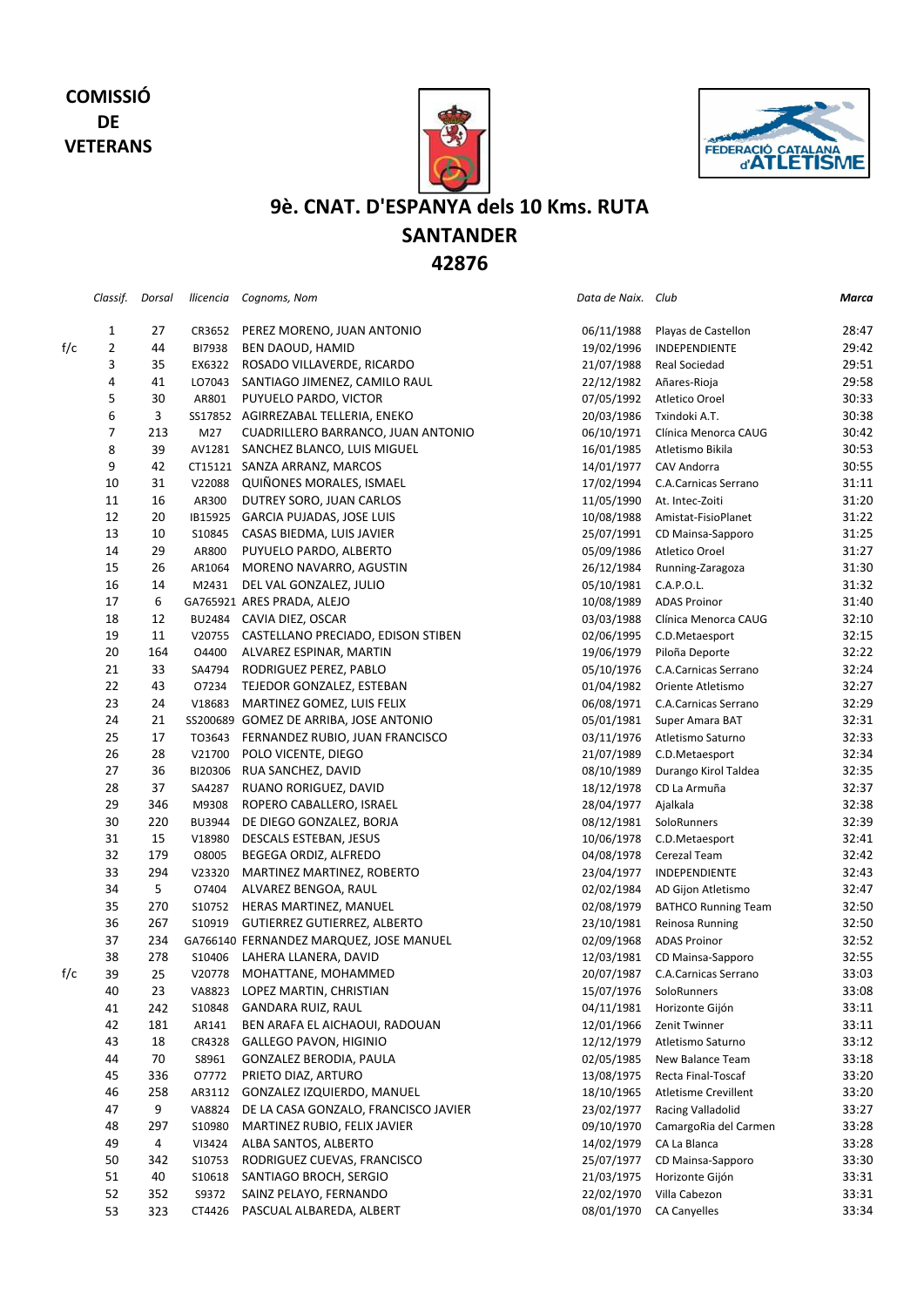**COMISSIÓ DE VETERANS**

# 9è. CNAT. D'ESPANYA dels 10 Kms. RUTA

## SANTANDER

## 42876

| | *Classif.* | *Dorsal* | *llicencia* | *Cognoms, Nom* | *Data de Naix.* | *Club* | ***Marca*** |
|---|---|---|---|---|---|---|---|
| | 1 | 27 | CR3652 | PEREZ MORENO, JUAN ANTONIO | 06/11/1988 | Playas de Castellon | 28:47 |
| f/c | 2 | 44 | BI7938 | BEN DAOUD, HAMID | 19/02/1996 | INDEPENDIENTE | 29:42 |
| | 3 | 35 | EX6322 | ROSADO VILLAVERDE, RICARDO | 21/07/1988 | Real Sociedad | 29:51 |
| | 4 | 41 | LO7043 | SANTIAGO JIMENEZ, CAMILO RAUL | 22/12/1982 | Añares-Rioja | 29:58 |
| | 5 | 30 | AR801 | PUYUELO PARDO, VICTOR | 07/05/1992 | Atletico Oroel | 30:33 |
| | 6 | 3 | SS17852 | AGIRREZABAL TELLERIA, ENEKO | 20/03/1986 | Txindoki A.T. | 30:38 |
| | 7 | 213 | M27 | CUADRILLERO BARRANCO, JUAN ANTONIO | 06/10/1971 | Clínica Menorca CAUG | 30:42 |
| | 8 | 39 | AV1281 | SANCHEZ BLANCO, LUIS MIGUEL | 16/01/1985 | Atletismo Bikila | 30:53 |
| | 9 | 42 | CT15121 | SANZA ARRANZ, MARCOS | 14/01/1977 | CAV Andorra | 30:55 |
| | 10 | 31 | V22088 | QUIÑONES MORALES, ISMAEL | 17/02/1994 | C.A.Carnicas Serrano | 31:11 |
| | 11 | 16 | AR300 | DUTREY SORO, JUAN CARLOS | 11/05/1990 | At. Intec-Zoiti | 31:20 |
| | 12 | 20 | IB15925 | GARCIA PUJADAS, JOSE LUIS | 10/08/1988 | Amistat-FisioPlanet | 31:22 |
| | 13 | 10 | S10845 | CASAS BIEDMA, LUIS JAVIER | 25/07/1991 | CD Mainsa-Sapporo | 31:25 |
| | 14 | 29 | AR800 | PUYUELO PARDO, ALBERTO | 05/09/1986 | Atletico Oroel | 31:27 |
| | 15 | 26 | AR1064 | MORENO NAVARRO, AGUSTIN | 26/12/1984 | Running-Zaragoza | 31:30 |
| | 16 | 14 | M2431 | DEL VAL GONZALEZ, JULIO | 05/10/1981 | C.A.P.O.L. | 31:32 |
| | 17 | 6 | GA765921 | ARES PRADA, ALEJO | 10/08/1989 | ADAS Proinor | 31:40 |
| | 18 | 12 | BU2484 | CAVIA DIEZ, OSCAR | 03/03/1988 | Clínica Menorca CAUG | 32:10 |
| | 19 | 11 | V20755 | CASTELLANO PRECIADO, EDISON STIBEN | 02/06/1995 | C.D.Metaesport | 32:15 |
| | 20 | 164 | O4400 | ALVAREZ ESPINAR, MARTIN | 19/06/1979 | Piloña Deporte | 32:22 |
| | 21 | 33 | SA4794 | RODRIGUEZ PEREZ, PABLO | 05/10/1976 | C.A.Carnicas Serrano | 32:24 |
| | 22 | 43 | O7234 | TEJEDOR GONZALEZ, ESTEBAN | 01/04/1982 | Oriente Atletismo | 32:27 |
| | 23 | 24 | V18683 | MARTINEZ GOMEZ, LUIS FELIX | 06/08/1971 | C.A.Carnicas Serrano | 32:29 |
| | 24 | 21 | SS200689 | GOMEZ DE ARRIBA, JOSE ANTONIO | 05/01/1981 | Super Amara BAT | 32:31 |
| | 25 | 17 | TO3643 | FERNANDEZ RUBIO, JUAN FRANCISCO | 03/11/1976 | Atletismo Saturno | 32:33 |
| | 26 | 28 | V21700 | POLO VICENTE, DIEGO | 21/07/1989 | C.D.Metaesport | 32:34 |
| | 27 | 36 | BI20306 | RUA SANCHEZ, DAVID | 08/10/1989 | Durango Kirol Taldea | 32:35 |
| | 28 | 37 | SA4287 | RUANO RORIGUEZ, DAVID | 18/12/1978 | CD La Armuña | 32:37 |
| | 29 | 346 | M9308 | ROPERO CABALLERO, ISRAEL | 28/04/1977 | Ajalkala | 32:38 |
| | 30 | 220 | BU3944 | DE DIEGO GONZALEZ, BORJA | 08/12/1981 | SoloRunners | 32:39 |
| | 31 | 15 | V18980 | DESCALS ESTEBAN, JESUS | 10/06/1978 | C.D.Metaesport | 32:41 |
| | 32 | 179 | O8005 | BEGEGA ORDIZ, ALFREDO | 04/08/1978 | Cerezal Team | 32:42 |
| | 33 | 294 | V23320 | MARTINEZ MARTINEZ, ROBERTO | 23/04/1977 | INDEPENDIENTE | 32:43 |
| | 34 | 5 | O7404 | ALVAREZ BENGOA, RAUL | 02/02/1984 | AD Gijon Atletismo | 32:47 |
| | 35 | 270 | S10752 | HERAS MARTINEZ, MANUEL | 02/08/1979 | BATHCO Running Team | 32:50 |
| | 36 | 267 | S10919 | GUTIERREZ GUTIERREZ, ALBERTO | 23/10/1981 | Reinosa Running | 32:50 |
| | 37 | 234 | GA766140 | FERNANDEZ MARQUEZ, JOSE MANUEL | 02/09/1968 | ADAS Proinor | 32:52 |
| | 38 | 278 | S10406 | LAHERA LLANERA, DAVID | 12/03/1981 | CD Mainsa-Sapporo | 32:55 |
| f/c | 39 | 25 | V20778 | MOHATTANE, MOHAMMED | 20/07/1987 | C.A.Carnicas Serrano | 33:03 |
| | 40 | 23 | VA8823 | LOPEZ MARTIN, CHRISTIAN | 15/07/1976 | SoloRunners | 33:08 |
| | 41 | 242 | S10848 | GANDARA RUIZ, RAUL | 04/11/1981 | Horizonte Gijón | 33:11 |
| | 42 | 181 | AR141 | BEN ARAFA EL AICHAOUI, RADOUAN | 12/01/1966 | Zenit Twinner | 33:11 |
| | 43 | 18 | CR4328 | GALLEGO PAVON, HIGINIO | 12/12/1979 | Atletismo Saturno | 33:12 |
| | 44 | 70 | S8961 | GONZALEZ BERODIA, PAULA | 02/05/1985 | New Balance Team | 33:18 |
| | 45 | 336 | O7772 | PRIETO DIAZ, ARTURO | 13/08/1975 | Recta Final-Toscaf | 33:20 |
| | 46 | 258 | AR3112 | GONZALEZ IZQUIERDO, MANUEL | 18/10/1965 | Atletisme Crevillent | 33:20 |
| | 47 | 9 | VA8824 | DE LA CASA GONZALO, FRANCISCO JAVIER | 23/02/1977 | Racing Valladolid | 33:27 |
| | 48 | 297 | S10980 | MARTINEZ RUBIO, FELIX JAVIER | 09/10/1970 | CamargoRia del Carmen | 33:28 |
| | 49 | 4 | VI3424 | ALBA SANTOS, ALBERTO | 14/02/1979 | CA La Blanca | 33:28 |
| | 50 | 342 | S10753 | RODRIGUEZ CUEVAS, FRANCISCO | 25/07/1977 | CD Mainsa-Sapporo | 33:30 |
| | 51 | 40 | S10618 | SANTIAGO BROCH, SERGIO | 21/03/1975 | Horizonte Gijón | 33:31 |
| | 52 | 352 | S9372 | SAINZ PELAYO, FERNANDO | 22/02/1970 | Villa Cabezon | 33:31 |
| | 53 | 323 | CT4426 | PASCUAL ALBAREDA, ALBERT | 08/01/1970 | CA Canyelles | 33:34 |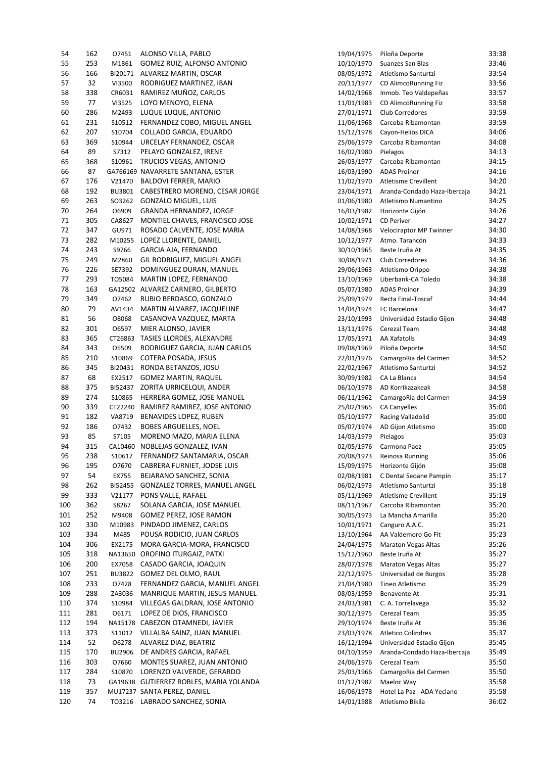| 54 | 162 | O7451 | ALONSO VILLA, PABLO | 19/04/1975 | Piloña Deporte | 33:38 |
|---|---|---|---|---|---|---|
| 55 | 253 | M1861 | GOMEZ RUIZ, ALFONSO ANTONIO | 10/10/1970 | Suanzes San Blas | 33:46 |
| 56 | 166 | BI20171 | ALVAREZ MARTIN, OSCAR | 08/05/1972 | Atletismo Santurtzi | 33:54 |
| 57 | 32 | VI3500 | RODRIGUEZ MARTINEZ, IBAN | 20/11/1977 | CD AlimcoRunning Fiz | 33:56 |
| 58 | 338 | CR6031 | RAMIREZ MUÑOZ, CARLOS | 14/02/1968 | Inmob. Teo Valdepeñas | 33:57 |
| 59 | 77 | VI3525 | LOYO MENOYO, ELENA | 11/01/1983 | CD AlimcoRunning Fiz | 33:58 |
| 60 | 286 | M2493 | LUQUE LUQUE, ANTONIO | 27/01/1971 | Club Corredores | 33:59 |
| 61 | 231 | S10512 | FERNANDEZ COBO, MIGUEL ANGEL | 11/06/1968 | Carcoba Ribamontan | 33:59 |
| 62 | 207 | S10704 | COLLADO GARCIA, EDUARDO | 15/12/1978 | Cayon-Helios DICA | 34:06 |
| 63 | 369 | S10944 | URCELAY FERNANDEZ, OSCAR | 25/06/1979 | Carcoba Ribamontan | 34:08 |
| 64 | 89 | S7312 | PELAYO GONZALEZ, IRENE | 16/02/1980 | Pielagos | 34:13 |
| 65 | 368 | S10961 | TRUCIOS VEGAS, ANTONIO | 26/03/1977 | Carcoba Ribamontan | 34:15 |
| 66 | 87 | GA766169 | NAVARRETE SANTANA, ESTER | 16/03/1990 | ADAS Proinor | 34:16 |
| 67 | 176 | V21470 | BALDOVI FERRER, MARIO | 11/02/1970 | Atletisme Crevillent | 34:20 |
| 68 | 192 | BU3801 | CABESTRERO MORENO, CESAR JORGE | 23/04/1971 | Aranda-Condado Haza-Ibercaja | 34:21 |
| 69 | 263 | SO3262 | GONZALO MIGUEL, LUIS | 01/06/1980 | Atletismo Numantino | 34:25 |
| 70 | 264 | O6909 | GRANDA HERNANDEZ, JORGE | 16/03/1982 | Horizonte Gijón | 34:26 |
| 71 | 305 | CA8627 | MONTIEL CHAVES, FRANCISCO JOSE | 10/02/1971 | CD Periver | 34:27 |
| 72 | 347 | GU971 | ROSADO CALVENTE, JOSE MARIA | 14/08/1968 | Velociraptor MP Twinner | 34:30 |
| 73 | 282 | M10255 | LOPEZ LLORENTE, DANIEL | 10/12/1977 | Atmo. Tarancón | 34:33 |
| 74 | 243 | S9766 | GARCIA AJA, FERNANDO | 30/10/1965 | Beste Iruña At | 34:35 |
| 75 | 249 | M2860 | GIL RODRIGUEZ, MIGUEL ANGEL | 30/08/1971 | Club Corredores | 34:36 |
| 76 | 226 | SE7392 | DOMINGUEZ DURAN, MANUEL | 29/06/1963 | Atletismo Orippo | 34:38 |
| 77 | 293 | TO5084 | MARTIN LOPEZ, FERNANDO | 13/10/1969 | Liberbank-CA Toledo | 34:38 |
| 78 | 163 | GA12502 | ALVAREZ CARNERO, GILBERTO | 05/07/1980 | ADAS Proinor | 34:39 |
| 79 | 349 | O7462 | RUBIO BERDASCO, GONZALO | 25/09/1979 | Recta Final-Toscaf | 34:44 |
| 80 | 79 | AV1434 | MARTIN ALVAREZ, JACQUELINE | 14/04/1974 | FC Barcelona | 34:47 |
| 81 | 56 | O8068 | CASANOVA VAZQUEZ, MARTA | 23/10/1993 | Universidad Estadio Gijon | 34:48 |
| 82 | 301 | O6597 | MIER ALONSO, JAVIER | 13/11/1976 | Cerezal Team | 34:48 |
| 83 | 365 | CT26863 | TASIES LLORDES, ALEXANDRE | 17/05/1971 | AA Xafatolls | 34:49 |
| 84 | 343 | O5509 | RODRIGUEZ GARCIA, JUAN CARLOS | 09/08/1969 | Piloña Deporte | 34:50 |
| 85 | 210 | S10869 | COTERA POSADA, JESUS | 22/01/1976 | CamargoRia del Carmen | 34:52 |
| 86 | 345 | BI20431 | RONDA BETANZOS, JOSU | 22/02/1967 | Atletismo Santurtzi | 34:52 |
| 87 | 68 | EX2517 | GOMEZ MARTIN, RAQUEL | 30/09/1982 | CA La Blanca | 34:54 |
| 88 | 375 | BI52437 | ZORITA URRICELQUI, ANDER | 06/10/1978 | AD Korrikazakeak | 34:58 |
| 89 | 274 | S10865 | HERRERA GOMEZ, JOSE MANUEL | 06/11/1962 | CamargoRia del Carmen | 34:59 |
| 90 | 339 | CT22240 | RAMIREZ RAMIREZ, JOSE ANTONIO | 25/02/1965 | CA Canyelles | 35:00 |
| 91 | 182 | VA8719 | BENAVIDES LOPEZ, RUBEN | 05/10/1977 | Racing Valladolid | 35:00 |
| 92 | 186 | O7432 | BOBES ARGUELLES, NOEL | 05/07/1974 | AD Gijon Atletismo | 35:00 |
| 93 | 85 | S7105 | MORENO MAZO, MARIA ELENA | 14/03/1979 | Pielagos | 35:03 |
| 94 | 315 | CA10460 | NOBLEJAS GONZALEZ, IVAN | 02/05/1976 | Carmona Paez | 35:05 |
| 95 | 238 | S10617 | FERNANDEZ SANTAMARIA, OSCAR | 20/08/1973 | Reinosa Running | 35:06 |
| 96 | 195 | O7670 | CABRERA FURNIET, JODSE LUIS | 15/09/1975 | Horizonte Gijón | 35:08 |
| 97 | 54 | EX755 | BEJARANO SANCHEZ, SONIA | 02/08/1981 | C Dental Seoane Pampín | 35:17 |
| 98 | 262 | BI52455 | GONZALEZ TORRES, MANUEL ANGEL | 06/02/1973 | Atletismo Santurtzi | 35:18 |
| 99 | 333 | V21177 | PONS VALLE, RAFAEL | 05/11/1969 | Atletisme Crevillent | 35:19 |
| 100 | 362 | S8267 | SOLANA GARCIA, JOSE MANUEL | 08/11/1967 | Carcoba Ribamontan | 35:20 |
| 101 | 252 | M9408 | GOMEZ PEREZ, JOSE RAMON | 30/05/1973 | La Mancha Amarilla | 35:20 |
| 102 | 330 | M10983 | PINDADO JIMENEZ, CARLOS | 10/01/1971 | Canguro A.A.C. | 35:21 |
| 103 | 334 | M485 | POUSA RODICIO, JUAN CARLOS | 13/10/1964 | AA Valdemoro Go Fit | 35:23 |
| 104 | 306 | EX2175 | MORA GARCIA-MORA, FRANCISCO | 24/04/1975 | Maraton Vegas Altas | 35:26 |
| 105 | 318 | NA13650 | OROFINO ITURGAIZ, PATXI | 15/12/1960 | Beste Iruña At | 35:27 |
| 106 | 200 | EX7058 | CASADO GARCIA, JOAQUIN | 28/07/1978 | Maraton Vegas Altas | 35:27 |
| 107 | 251 | BU3822 | GOMEZ DEL OLMO, RAUL | 22/12/1975 | Universidad de Burgos | 35:28 |
| 108 | 233 | O7428 | FERNANDEZ GARCIA, MANUEL ANGEL | 21/04/1980 | Tineo Atletismo | 35:29 |
| 109 | 288 | ZA3036 | MANRIQUE MARTIN, JESUS MANUEL | 08/03/1959 | Benavente At | 35:31 |
| 110 | 374 | S10984 | VILLEGAS GALDRAN, JOSE ANTONIO | 24/03/1981 | C. A. Torrelavega | 35:32 |
| 111 | 281 | O6171 | LOPEZ DE DIOS, FRANCISCO | 30/12/1975 | Cerezal Team | 35:35 |
| 112 | 194 | NA15178 | CABEZON OTAMNEDI, JAVIER | 29/10/1974 | Beste Iruña At | 35:36 |
| 113 | 373 | S11012 | VILLALBA SAINZ, JUAN MANUEL | 23/03/1978 | Atletico Colindres | 35:37 |
| 114 | 52 | O6278 | ALVAREZ DIAZ, BEATRIZ | 16/12/1994 | Universidad Estadio Gijon | 35:45 |
| 115 | 170 | BU2906 | DE ANDRES GARCIA, RAFAEL | 04/10/1959 | Aranda-Condado Haza-Ibercaja | 35:49 |
| 116 | 303 | O7660 | MONTES SUAREZ, JUAN ANTONIO | 24/06/1976 | Cerezal Team | 35:50 |
| 117 | 284 | S10870 | LORENZO VALVERDE, GERARDO | 25/03/1966 | CamargoRia del Carmen | 35:50 |
| 118 | 73 | GA19638 | GUTIERREZ ROBLES, MARIA YOLANDA | 01/12/1982 | Maeloc Way | 35:58 |
| 119 | 357 | MU17237 | SANTA PEREZ, DANIEL | 16/06/1978 | Hotel La Paz - ADA Yeclano | 35:58 |
| 120 | 74 | TO3216 | LABRADO SANCHEZ, SONIA | 14/01/1988 | Atletismo Bikila | 36:02 |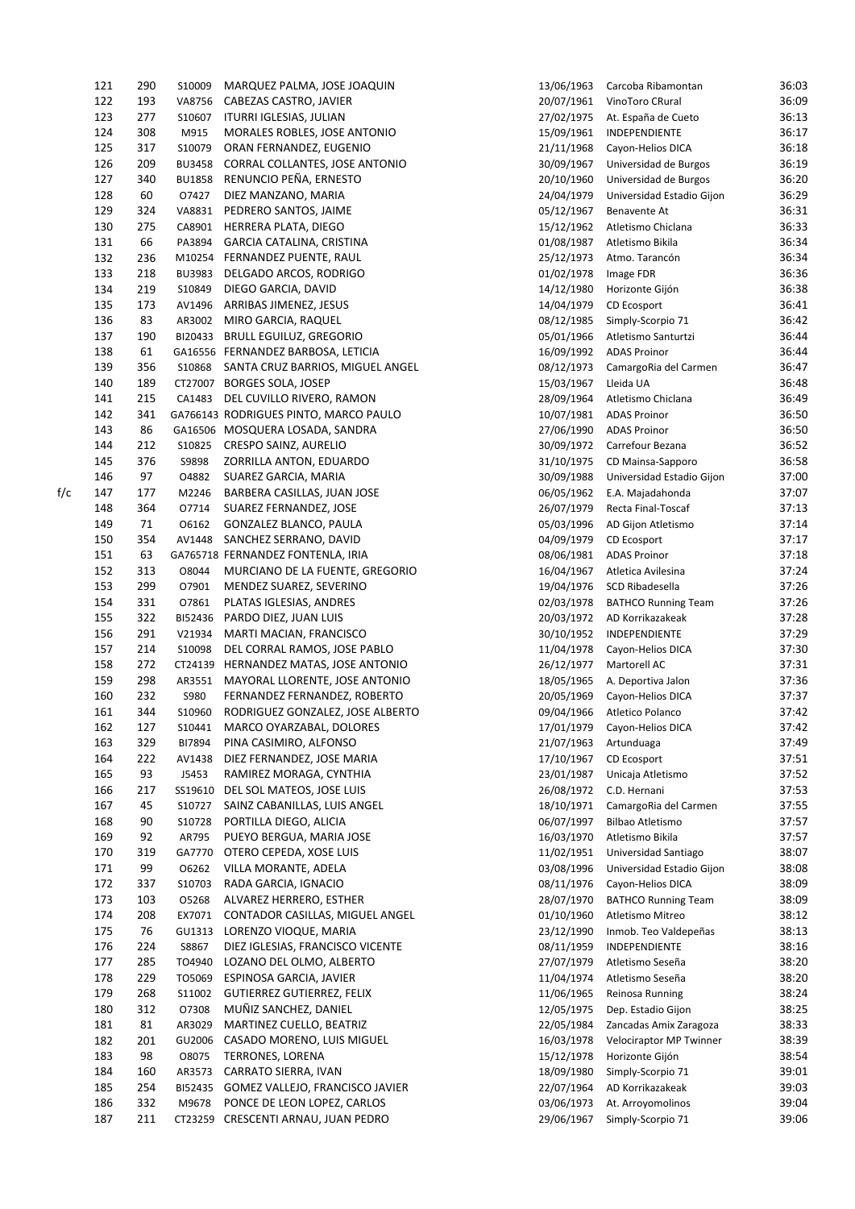| | | | | | | | |
|---|---|---|---|---|---|---|---|
| | 121 | 290 | S10009 | MARQUEZ PALMA, JOSE JOAQUIN | 13/06/1963 | Carcoba Ribamontan | 36:03 |
| | 122 | 193 | VA8756 | CABEZAS CASTRO, JAVIER | 20/07/1961 | VinoToro CRural | 36:09 |
| | 123 | 277 | S10607 | ITURRI IGLESIAS, JULIAN | 27/02/1975 | At. España de Cueto | 36:13 |
| | 124 | 308 | M915 | MORALES ROBLES, JOSE ANTONIO | 15/09/1961 | INDEPENDIENTE | 36:17 |
| | 125 | 317 | S10079 | ORAN FERNANDEZ, EUGENIO | 21/11/1968 | Cayon-Helios DICA | 36:18 |
| | 126 | 209 | BU3458 | CORRAL COLLANTES, JOSE ANTONIO | 30/09/1967 | Universidad de Burgos | 36:19 |
| | 127 | 340 | BU1858 | RENUNCIO PEÑA, ERNESTO | 20/10/1960 | Universidad de Burgos | 36:20 |
| | 128 | 60 | O7427 | DIEZ MANZANO, MARIA | 24/04/1979 | Universidad Estadio Gijon | 36:29 |
| | 129 | 324 | VA8831 | PEDRERO SANTOS, JAIME | 05/12/1967 | Benavente At | 36:31 |
| | 130 | 275 | CA8901 | HERRERA PLATA, DIEGO | 15/12/1962 | Atletismo Chiclana | 36:33 |
| | 131 | 66 | PA3894 | GARCIA CATALINA, CRISTINA | 01/08/1987 | Atletismo Bikila | 36:34 |
| | 132 | 236 | M10254 | FERNANDEZ PUENTE, RAUL | 25/12/1973 | Atmo. Tarancón | 36:34 |
| | 133 | 218 | BU3983 | DELGADO ARCOS, RODRIGO | 01/02/1978 | Image FDR | 36:36 |
| | 134 | 219 | S10849 | DIEGO GARCIA, DAVID | 14/12/1980 | Horizonte Gijón | 36:38 |
| | 135 | 173 | AV1496 | ARRIBAS JIMENEZ, JESUS | 14/04/1979 | CD Ecosport | 36:41 |
| | 136 | 83 | AR3002 | MIRO GARCIA, RAQUEL | 08/12/1985 | Simply-Scorpio 71 | 36:42 |
| | 137 | 190 | BI20433 | BRULL EGUILUZ, GREGORIO | 05/01/1966 | Atletismo Santurtzi | 36:44 |
| | 138 | 61 | GA16556 | FERNANDEZ BARBOSA, LETICIA | 16/09/1992 | ADAS Proinor | 36:44 |
| | 139 | 356 | S10868 | SANTA CRUZ BARRIOS, MIGUEL ANGEL | 08/12/1973 | CamargoRia del Carmen | 36:47 |
| | 140 | 189 | CT27007 | BORGES SOLA, JOSEP | 15/03/1967 | Lleida UA | 36:48 |
| | 141 | 215 | CA1483 | DEL CUVILLO RIVERO, RAMON | 28/09/1964 | Atletismo Chiclana | 36:49 |
| | 142 | 341 | GA766143 | RODRIGUES PINTO, MARCO PAULO | 10/07/1981 | ADAS Proinor | 36:50 |
| | 143 | 86 | GA16506 | MOSQUERA LOSADA, SANDRA | 27/06/1990 | ADAS Proinor | 36:50 |
| | 144 | 212 | S10825 | CRESPO SAINZ, AURELIO | 30/09/1972 | Carrefour Bezana | 36:52 |
| | 145 | 376 | S9898 | ZORRILLA ANTON, EDUARDO | 31/10/1975 | CD Mainsa-Sapporo | 36:58 |
| | 146 | 97 | O4882 | SUAREZ GARCIA, MARIA | 30/09/1988 | Universidad Estadio Gijon | 37:00 |
| f/c | 147 | 177 | M2246 | BARBERA CASILLAS, JUAN JOSE | 06/05/1962 | E.A. Majadahonda | 37:07 |
| | 148 | 364 | O7714 | SUAREZ FERNANDEZ, JOSE | 26/07/1979 | Recta Final-Toscaf | 37:13 |
| | 149 | 71 | O6162 | GONZALEZ BLANCO, PAULA | 05/03/1996 | AD Gijon Atletismo | 37:14 |
| | 150 | 354 | AV1448 | SANCHEZ SERRANO, DAVID | 04/09/1979 | CD Ecosport | 37:17 |
| | 151 | 63 | GA765718 | FERNANDEZ FONTENLA, IRIA | 08/06/1981 | ADAS Proinor | 37:18 |
| | 152 | 313 | O8044 | MURCIANO DE LA FUENTE, GREGORIO | 16/04/1967 | Atletica Avilesina | 37:24 |
| | 153 | 299 | O7901 | MENDEZ SUAREZ, SEVERINO | 19/04/1976 | SCD Ribadesella | 37:26 |
| | 154 | 331 | O7861 | PLATAS IGLESIAS, ANDRES | 02/03/1978 | BATHCO Running Team | 37:26 |
| | 155 | 322 | BI52436 | PARDO DIEZ, JUAN LUIS | 20/03/1972 | AD Korrikazakeak | 37:28 |
| | 156 | 291 | V21934 | MARTI MACIAN, FRANCISCO | 30/10/1952 | INDEPENDIENTE | 37:29 |
| | 157 | 214 | S10098 | DEL CORRAL RAMOS, JOSE PABLO | 11/04/1978 | Cayon-Helios DICA | 37:30 |
| | 158 | 272 | CT24139 | HERNANDEZ MATAS, JOSE ANTONIO | 26/12/1977 | Martorell AC | 37:31 |
| | 159 | 298 | AR3551 | MAYORAL LLORENTE, JOSE ANTONIO | 18/05/1965 | A. Deportiva Jalon | 37:36 |
| | 160 | 232 | S980 | FERNANDEZ FERNANDEZ, ROBERTO | 20/05/1969 | Cayon-Helios DICA | 37:37 |
| | 161 | 344 | S10960 | RODRIGUEZ GONZALEZ, JOSE ALBERTO | 09/04/1966 | Atletico Polanco | 37:42 |
| | 162 | 127 | S10441 | MARCO OYARZABAL, DOLORES | 17/01/1979 | Cayon-Helios DICA | 37:42 |
| | 163 | 329 | BI7894 | PINA CASIMIRO, ALFONSO | 21/07/1963 | Artunduaga | 37:49 |
| | 164 | 222 | AV1438 | DIEZ FERNANDEZ, JOSE MARIA | 17/10/1967 | CD Ecosport | 37:51 |
| | 165 | 93 | J5453 | RAMIREZ MORAGA, CYNTHIA | 23/01/1987 | Unicaja Atletismo | 37:52 |
| | 166 | 217 | SS19610 | DEL SOL MATEOS, JOSE LUIS | 26/08/1972 | C.D. Hernani | 37:53 |
| | 167 | 45 | S10727 | SAINZ CABANILLAS, LUIS ANGEL | 18/10/1971 | CamargoRia del Carmen | 37:55 |
| | 168 | 90 | S10728 | PORTILLA DIEGO, ALICIA | 06/07/1997 | Bilbao Atletismo | 37:57 |
| | 169 | 92 | AR795 | PUEYO BERGUA, MARIA JOSE | 16/03/1970 | Atletismo Bikila | 37:57 |
| | 170 | 319 | GA7770 | OTERO CEPEDA, XOSE LUIS | 11/02/1951 | Universidad Santiago | 38:07 |
| | 171 | 99 | O6262 | VILLA MORANTE, ADELA | 03/08/1996 | Universidad Estadio Gijon | 38:08 |
| | 172 | 337 | S10703 | RADA GARCIA, IGNACIO | 08/11/1976 | Cayon-Helios DICA | 38:09 |
| | 173 | 103 | O5268 | ALVAREZ HERRERO, ESTHER | 28/07/1970 | BATHCO Running Team | 38:09 |
| | 174 | 208 | EX7071 | CONTADOR CASILLAS, MIGUEL ANGEL | 01/10/1960 | Atletismo Mitreo | 38:12 |
| | 175 | 76 | GU1313 | LORENZO VIOQUE, MARIA | 23/12/1990 | Inmob. Teo Valdepeñas | 38:13 |
| | 176 | 224 | S8867 | DIEZ IGLESIAS, FRANCISCO VICENTE | 08/11/1959 | INDEPENDIENTE | 38:16 |
| | 177 | 285 | TO4940 | LOZANO DEL OLMO, ALBERTO | 27/07/1979 | Atletismo Seseña | 38:20 |
| | 178 | 229 | TO5069 | ESPINOSA GARCIA, JAVIER | 11/04/1974 | Atletismo Seseña | 38:20 |
| | 179 | 268 | S11002 | GUTIERREZ GUTIERREZ, FELIX | 11/06/1965 | Reinosa Running | 38:24 |
| | 180 | 312 | O7308 | MUÑIZ SANCHEZ, DANIEL | 12/05/1975 | Dep. Estadio Gijon | 38:25 |
| | 181 | 81 | AR3029 | MARTINEZ CUELLO, BEATRIZ | 22/05/1984 | Zancadas Amix Zaragoza | 38:33 |
| | 182 | 201 | GU2006 | CASADO MORENO, LUIS MIGUEL | 16/03/1978 | Velociraptor MP Twinner | 38:39 |
| | 183 | 98 | O8075 | TERRONES, LORENA | 15/12/1978 | Horizonte Gijón | 38:54 |
| | 184 | 160 | AR3573 | CARRATO SIERRA, IVAN | 18/09/1980 | Simply-Scorpio 71 | 39:01 |
| | 185 | 254 | BI52435 | GOMEZ VALLEJO, FRANCISCO JAVIER | 22/07/1964 | AD Korrikazakeak | 39:03 |
| | 186 | 332 | M9678 | PONCE DE LEON LOPEZ, CARLOS | 03/06/1973 | At. Arroyomolinos | 39:04 |
| | 187 | 211 | CT23259 | CRESCENTI ARNAU, JUAN PEDRO | 29/06/1967 | Simply-Scorpio 71 | 39:06 |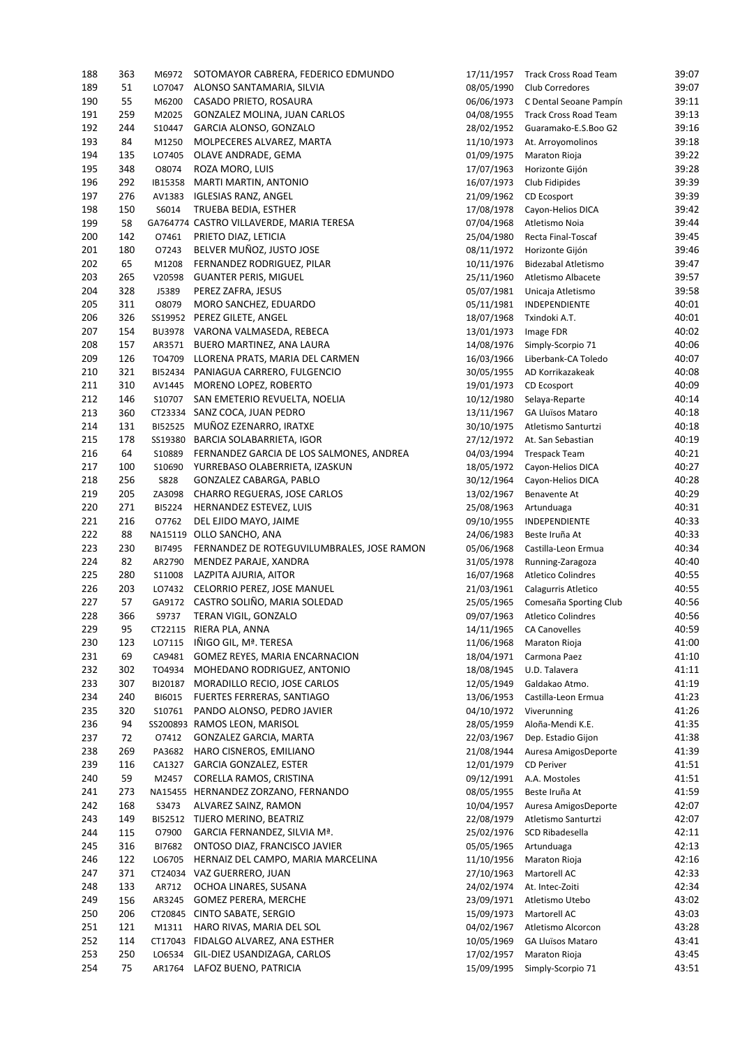| | | | | | | |
|---|---|---|---|---|---|---|
| 188 | 363 | M6972 | SOTOMAYOR CABRERA, FEDERICO EDMUNDO | 17/11/1957 | Track Cross Road Team | 39:07 |
| 189 | 51 | LO7047 | ALONSO SANTAMARIA, SILVIA | 08/05/1990 | Club Corredores | 39:07 |
| 190 | 55 | M6200 | CASADO PRIETO, ROSAURA | 06/06/1973 | C Dental Seoane Pampín | 39:11 |
| 191 | 259 | M2025 | GONZALEZ MOLINA, JUAN CARLOS | 04/08/1955 | Track Cross Road Team | 39:13 |
| 192 | 244 | S10447 | GARCIA ALONSO, GONZALO | 28/02/1952 | Guaramako-E.S.Boo G2 | 39:16 |
| 193 | 84 | M1250 | MOLPECERES ALVAREZ, MARTA | 11/10/1973 | At. Arroyomolinos | 39:18 |
| 194 | 135 | LO7405 | OLAVE ANDRADE, GEMA | 01/09/1975 | Maraton Rioja | 39:22 |
| 195 | 348 | O8074 | ROZA MORO, LUIS | 17/07/1963 | Horizonte Gijón | 39:28 |
| 196 | 292 | IB15358 | MARTI MARTIN, ANTONIO | 16/07/1973 | Club Fidipides | 39:39 |
| 197 | 276 | AV1383 | IGLESIAS RANZ, ANGEL | 21/09/1962 | CD Ecosport | 39:39 |
| 198 | 150 | S6014 | TRUEBA BEDIA, ESTHER | 17/08/1978 | Cayon-Helios DICA | 39:42 |
| 199 | 58 | GA764774 | CASTRO VILLAVERDE, MARIA TERESA | 07/04/1968 | Atletismo Noia | 39:44 |
| 200 | 142 | O7461 | PRIETO DIAZ, LETICIA | 25/04/1980 | Recta Final-Toscaf | 39:45 |
| 201 | 180 | O7243 | BELVER MUÑOZ, JUSTO JOSE | 08/11/1972 | Horizonte Gijón | 39:46 |
| 202 | 65 | M1208 | FERNANDEZ RODRIGUEZ, PILAR | 10/11/1976 | Bidezabal Atletismo | 39:47 |
| 203 | 265 | V20598 | GUANTER PERIS, MIGUEL | 25/11/1960 | Atletismo Albacete | 39:57 |
| 204 | 328 | J5389 | PEREZ ZAFRA, JESUS | 05/07/1981 | Unicaja Atletismo | 39:58 |
| 205 | 311 | O8079 | MORO SANCHEZ, EDUARDO | 05/11/1981 | INDEPENDIENTE | 40:01 |
| 206 | 326 | SS19952 | PEREZ GILETE, ANGEL | 18/07/1968 | Txindoki A.T. | 40:01 |
| 207 | 154 | BU3978 | VARONA VALMASEDA, REBECA | 13/01/1973 | Image FDR | 40:02 |
| 208 | 157 | AR3571 | BUERO MARTINEZ, ANA LAURA | 14/08/1976 | Simply-Scorpio 71 | 40:06 |
| 209 | 126 | TO4709 | LLORENA PRATS, MARIA DEL CARMEN | 16/03/1966 | Liberbank-CA Toledo | 40:07 |
| 210 | 321 | BI52434 | PANIAGUA CARRERO, FULGENCIO | 30/05/1955 | AD Korrikazakeak | 40:08 |
| 211 | 310 | AV1445 | MORENO LOPEZ, ROBERTO | 19/01/1973 | CD Ecosport | 40:09 |
| 212 | 146 | S10707 | SAN EMETERIO REVUELTA, NOELIA | 10/12/1980 | Selaya-Reparte | 40:14 |
| 213 | 360 | CT23334 | SANZ COCA, JUAN PEDRO | 13/11/1967 | GA Lluïsos Mataro | 40:18 |
| 214 | 131 | BI52525 | MUÑOZ EZENARRO, IRATXE | 30/10/1975 | Atletismo Santurtzi | 40:18 |
| 215 | 178 | SS19380 | BARCIA SOLABARRIETA, IGOR | 27/12/1972 | At. San Sebastian | 40:19 |
| 216 | 64 | S10889 | FERNANDEZ GARCIA DE LOS SALMONES, ANDREA | 04/03/1994 | Trespack Team | 40:21 |
| 217 | 100 | S10690 | YURREBASO OLABERRIETA, IZASKUN | 18/05/1972 | Cayon-Helios DICA | 40:27 |
| 218 | 256 | S828 | GONZALEZ CABARGA, PABLO | 30/12/1964 | Cayon-Helios DICA | 40:28 |
| 219 | 205 | ZA3098 | CHARRO REGUERAS, JOSE CARLOS | 13/02/1967 | Benavente At | 40:29 |
| 220 | 271 | BI5224 | HERNANDEZ ESTEVEZ, LUIS | 25/08/1963 | Artunduaga | 40:31 |
| 221 | 216 | O7762 | DEL EJIDO MAYO, JAIME | 09/10/1955 | INDEPENDIENTE | 40:33 |
| 222 | 88 | NA15119 | OLLO SANCHO, ANA | 24/06/1983 | Beste Iruña At | 40:33 |
| 223 | 230 | BI7495 | FERNANDEZ DE ROTEGUVILUMBRALES, JOSE RAMON | 05/06/1968 | Castilla-Leon Ermua | 40:34 |
| 224 | 82 | AR2790 | MENDEZ PARAJE, XANDRA | 31/05/1978 | Running-Zaragoza | 40:40 |
| 225 | 280 | S11008 | LAZPITA AJURIA, AITOR | 16/07/1968 | Atletico Colindres | 40:55 |
| 226 | 203 | LO7432 | CELORRIO PEREZ, JOSE MANUEL | 21/03/1961 | Calagurris Atletico | 40:55 |
| 227 | 57 | GA9172 | CASTRO SOLIÑO, MARIA SOLEDAD | 25/05/1965 | Comesaña Sporting Club | 40:56 |
| 228 | 366 | S9737 | TERAN VIGIL, GONZALO | 09/07/1963 | Atletico Colindres | 40:56 |
| 229 | 95 | CT22115 | RIERA PLA, ANNA | 14/11/1965 | CA Canovelles | 40:59 |
| 230 | 123 | LO7115 | IÑIGO GIL, Mª. TERESA | 11/06/1968 | Maraton Rioja | 41:00 |
| 231 | 69 | CA9481 | GOMEZ REYES, MARIA ENCARNACION | 18/04/1971 | Carmona Paez | 41:10 |
| 232 | 302 | TO4934 | MOHEDANO RODRIGUEZ, ANTONIO | 18/08/1945 | U.D. Talavera | 41:11 |
| 233 | 307 | BI20187 | MORADILLO RECIO, JOSE CARLOS | 12/05/1949 | Galdakao Atmo. | 41:19 |
| 234 | 240 | BI6015 | FUERTES FERRERAS, SANTIAGO | 13/06/1953 | Castilla-Leon Ermua | 41:23 |
| 235 | 320 | S10761 | PANDO ALONSO, PEDRO JAVIER | 04/10/1972 | Viverunning | 41:26 |
| 236 | 94 | SS200893 | RAMOS LEON, MARISOL | 28/05/1959 | Aloña-Mendi K.E. | 41:35 |
| 237 | 72 | O7412 | GONZALEZ GARCIA, MARTA | 22/03/1967 | Dep. Estadio Gijon | 41:38 |
| 238 | 269 | PA3682 | HARO CISNEROS, EMILIANO | 21/08/1944 | Auresa AmigosDeporte | 41:39 |
| 239 | 116 | CA1327 | GARCIA GONZALEZ, ESTER | 12/01/1979 | CD Periver | 41:51 |
| 240 | 59 | M2457 | CORELLA RAMOS, CRISTINA | 09/12/1991 | A.A. Mostoles | 41:51 |
| 241 | 273 | NA15455 | HERNANDEZ ZORZANO, FERNANDO | 08/05/1955 | Beste Iruña At | 41:59 |
| 242 | 168 | S3473 | ALVAREZ SAINZ, RAMON | 10/04/1957 | Auresa AmigosDeporte | 42:07 |
| 243 | 149 | BI52512 | TIJERO MERINO, BEATRIZ | 22/08/1979 | Atletismo Santurtzi | 42:07 |
| 244 | 115 | O7900 | GARCIA FERNANDEZ, SILVIA Mª. | 25/02/1976 | SCD Ribadesella | 42:11 |
| 245 | 316 | BI7682 | ONTOSO DIAZ, FRANCISCO JAVIER | 05/05/1965 | Artunduaga | 42:13 |
| 246 | 122 | LO6705 | HERNAIZ DEL CAMPO, MARIA MARCELINA | 11/10/1956 | Maraton Rioja | 42:16 |
| 247 | 371 | CT24034 | VAZ GUERRERO, JUAN | 27/10/1963 | Martorell AC | 42:33 |
| 248 | 133 | AR712 | OCHOA LINARES, SUSANA | 24/02/1974 | At. Intec-Zoiti | 42:34 |
| 249 | 156 | AR3245 | GOMEZ PERERA, MERCHE | 23/09/1971 | Atletismo Utebo | 43:02 |
| 250 | 206 | CT20845 | CINTO SABATE, SERGIO | 15/09/1973 | Martorell AC | 43:03 |
| 251 | 121 | M1311 | HARO RIVAS, MARIA DEL SOL | 04/02/1967 | Atletismo Alcorcon | 43:28 |
| 252 | 114 | CT17043 | FIDALGO ALVAREZ, ANA ESTHER | 10/05/1969 | GA Lluïsos Mataro | 43:41 |
| 253 | 250 | LO6534 | GIL-DIEZ USANDIZAGA, CARLOS | 17/02/1957 | Maraton Rioja | 43:45 |
| 254 | 75 | AR1764 | LAFOZ BUENO, PATRICIA | 15/09/1995 | Simply-Scorpio 71 | 43:51 |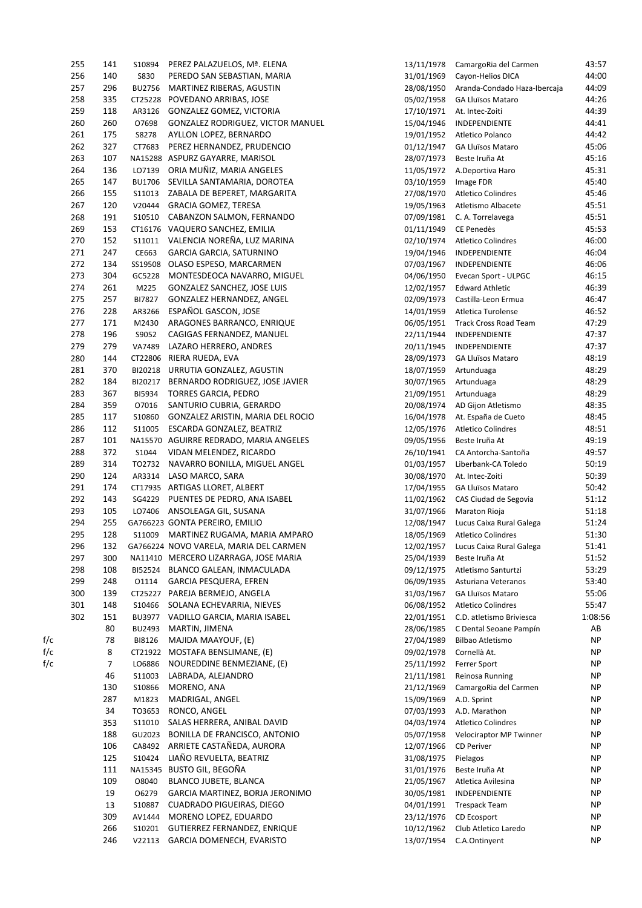| | | | | | | | |
|---|---|---|---|---|---|---|---|
| | 255 | 141 | S10894 | PEREZ PALAZUELOS, Mª. ELENA | 13/11/1978 | CamargoRia del Carmen | 43:57 |
| | 256 | 140 | S830 | PEREDO SAN SEBASTIAN, MARIA | 31/01/1969 | Cayon-Helios DICA | 44:00 |
| | 257 | 296 | BU2756 | MARTINEZ RIBERAS, AGUSTIN | 28/08/1950 | Aranda-Condado Haza-Ibercaja | 44:09 |
| | 258 | 335 | CT25228 | POVEDANO ARRIBAS, JOSE | 05/02/1958 | GA Lluïsos Mataro | 44:26 |
| | 259 | 118 | AR3126 | GONZALEZ GOMEZ, VICTORIA | 17/10/1971 | At. Intec-Zoiti | 44:39 |
| | 260 | 260 | O7698 | GONZALEZ RODRIGUEZ, VICTOR MANUEL | 15/04/1946 | INDEPENDIENTE | 44:41 |
| | 261 | 175 | S8278 | AYLLON LOPEZ, BERNARDO | 19/01/1952 | Atletico Polanco | 44:42 |
| | 262 | 327 | CT7683 | PEREZ HERNANDEZ, PRUDENCIO | 01/12/1947 | GA Lluïsos Mataro | 45:06 |
| | 263 | 107 | NA15288 | ASPURZ GAYARRE, MARISOL | 28/07/1973 | Beste Iruña At | 45:16 |
| | 264 | 136 | LO7139 | ORIA MUÑIZ, MARIA ANGELES | 11/05/1972 | A.Deportiva Haro | 45:31 |
| | 265 | 147 | BU1706 | SEVILLA SANTAMARIA, DOROTEA | 03/10/1959 | Image FDR | 45:40 |
| | 266 | 155 | S11013 | ZABALA DE BEPERET, MARGARITA | 27/08/1970 | Atletico Colindres | 45:46 |
| | 267 | 120 | V20444 | GRACIA GOMEZ, TERESA | 19/05/1963 | Atletismo Albacete | 45:51 |
| | 268 | 191 | S10510 | CABANZON SALMON, FERNANDO | 07/09/1981 | C. A. Torrelavega | 45:51 |
| | 269 | 153 | CT16176 | VAQUERO SANCHEZ, EMILIA | 01/11/1949 | CE Penedès | 45:53 |
| | 270 | 152 | S11011 | VALENCIA NOREÑA, LUZ MARINA | 02/10/1974 | Atletico Colindres | 46:00 |
| | 271 | 247 | CE663 | GARCIA GARCIA, SATURNINO | 19/04/1946 | INDEPENDIENTE | 46:04 |
| | 272 | 134 | SS19508 | OLASO ESPESO, MARCARMEN | 07/03/1967 | INDEPENDIENTE | 46:06 |
| | 273 | 304 | GC5228 | MONTESDEOCA NAVARRO, MIGUEL | 04/06/1950 | Evecan Sport - ULPGC | 46:15 |
| | 274 | 261 | M225 | GONZALEZ SANCHEZ, JOSE LUIS | 12/02/1957 | Edward Athletic | 46:39 |
| | 275 | 257 | BI7827 | GONZALEZ HERNANDEZ, ANGEL | 02/09/1973 | Castilla-Leon Ermua | 46:47 |
| | 276 | 228 | AR3266 | ESPAÑOL GASCON, JOSE | 14/01/1959 | Atletica Turolense | 46:52 |
| | 277 | 171 | M2430 | ARAGONES BARRANCO, ENRIQUE | 06/05/1951 | Track Cross Road Team | 47:29 |
| | 278 | 196 | S9052 | CAGIGAS FERNANDEZ, MANUEL | 22/11/1944 | INDEPENDIENTE | 47:37 |
| | 279 | 279 | VA7489 | LAZARO HERRERO, ANDRES | 20/11/1945 | INDEPENDIENTE | 47:37 |
| | 280 | 144 | CT22806 | RIERA RUEDA, EVA | 28/09/1973 | GA Lluïsos Mataro | 48:19 |
| | 281 | 370 | BI20218 | URRUTIA GONZALEZ, AGUSTIN | 18/07/1959 | Artunduaga | 48:29 |
| | 282 | 184 | BI20217 | BERNARDO RODRIGUEZ, JOSE JAVIER | 30/07/1965 | Artunduaga | 48:29 |
| | 283 | 367 | BI5934 | TORRES GARCIA, PEDRO | 21/09/1951 | Artunduaga | 48:29 |
| | 284 | 359 | O7016 | SANTURIO CUBRIA, GERARDO | 20/08/1974 | AD Gijon Atletismo | 48:35 |
| | 285 | 117 | S10860 | GONZALEZ ARISTIN, MARIA DEL ROCIO | 16/04/1978 | At. España de Cueto | 48:45 |
| | 286 | 112 | S11005 | ESCARDA GONZALEZ, BEATRIZ | 12/05/1976 | Atletico Colindres | 48:51 |
| | 287 | 101 | NA15570 | AGUIRRE REDRADO, MARIA ANGELES | 09/05/1956 | Beste Iruña At | 49:19 |
| | 288 | 372 | S1044 | VIDAN MELENDEZ, RICARDO | 26/10/1941 | CA Antorcha-Santoña | 49:57 |
| | 289 | 314 | TO2732 | NAVARRO BONILLA, MIGUEL ANGEL | 01/03/1957 | Liberbank-CA Toledo | 50:19 |
| | 290 | 124 | AR3314 | LASO MARCO, SARA | 30/08/1970 | At. Intec-Zoiti | 50:39 |
| | 291 | 174 | CT17935 | ARTIGAS LLORET, ALBERT | 17/04/1955 | GA Lluïsos Mataro | 50:42 |
| | 292 | 143 | SG4229 | PUENTES DE PEDRO, ANA ISABEL | 11/02/1962 | CAS Ciudad de Segovia | 51:12 |
| | 293 | 105 | LO7406 | ANSOLEAGA GIL, SUSANA | 31/07/1966 | Maraton Rioja | 51:18 |
| | 294 | 255 | GA766223 | GONTA PEREIRO, EMILIO | 12/08/1947 | Lucus Caixa Rural Galega | 51:24 |
| | 295 | 128 | S11009 | MARTINEZ RUGAMA, MARIA AMPARO | 18/05/1969 | Atletico Colindres | 51:30 |
| | 296 | 132 | GA766224 | NOVO VARELA, MARIA DEL CARMEN | 12/02/1957 | Lucus Caixa Rural Galega | 51:41 |
| | 297 | 300 | NA11410 | MERCERO LIZARRAGA, JOSE MARIA | 25/04/1939 | Beste Iruña At | 51:52 |
| | 298 | 108 | BI52524 | BLANCO GALEAN, INMACULADA | 09/12/1975 | Atletismo Santurtzi | 53:29 |
| | 299 | 248 | O1114 | GARCIA PESQUERA, EFREN | 06/09/1935 | Asturiana Veteranos | 53:40 |
| | 300 | 139 | CT25227 | PAREJA BERMEJO, ANGELA | 31/03/1967 | GA Lluïsos Mataro | 55:06 |
| | 301 | 148 | S10466 | SOLANA ECHEVARRIA, NIEVES | 06/08/1952 | Atletico Colindres | 55:47 |
| | 302 | 151 | BU3977 | VADILLO GARCIA, MARIA ISABEL | 22/01/1951 | C.D. atletismo Briviesca | 1:08:56 |
| | | 80 | BU2493 | MARTIN, JIMENA | 28/06/1985 | C Dental Seoane Pampín | AB |
| f/c | | 78 | BI8126 | MAJIDA MAAYOUF, (E) | 27/04/1989 | Bilbao Atletismo | NP |
| f/c | | 8 | CT21922 | MOSTAFA BENSLIMANE, (E) | 09/02/1978 | Cornellà At. | NP |
| f/c | | 7 | LO6886 | NOUREDDINE BENMEZIANE, (E) | 25/11/1992 | Ferrer Sport | NP |
| | | 46 | S11003 | LABRADA, ALEJANDRO | 21/11/1981 | Reinosa Running | NP |
| | | 130 | S10866 | MORENO, ANA | 21/12/1969 | CamargoRia del Carmen | NP |
| | | 287 | M1823 | MADRIGAL, ANGEL | 15/09/1969 | A.D. Sprint | NP |
| | | 34 | TO3653 | RONCO, ANGEL | 07/03/1993 | A.D. Marathon | NP |
| | | 353 | S11010 | SALAS HERRERA, ANIBAL DAVID | 04/03/1974 | Atletico Colindres | NP |
| | | 188 | GU2023 | BONILLA DE FRANCISCO, ANTONIO | 05/07/1958 | Velociraptor MP Twinner | NP |
| | | 106 | CA8492 | ARRIETE CASTAÑEDA, AURORA | 12/07/1966 | CD Periver | NP |
| | | 125 | S10424 | LIAÑO REVUELTA, BEATRIZ | 31/08/1975 | Pielagos | NP |
| | | 111 | NA15345 | BUSTO GIL, BEGOÑA | 31/01/1976 | Beste Iruña At | NP |
| | | 109 | O8040 | BLANCO JUBETE, BLANCA | 21/05/1967 | Atletica Avilesina | NP |
| | | 19 | O6279 | GARCIA MARTINEZ, BORJA JERONIMO | 30/05/1981 | INDEPENDIENTE | NP |
| | | 13 | S10887 | CUADRADO PIGUEIRAS, DIEGO | 04/01/1991 | Trespack Team | NP |
| | | 309 | AV1444 | MORENO LOPEZ, EDUARDO | 23/12/1976 | CD Ecosport | NP |
| | | 266 | S10201 | GUTIERREZ FERNANDEZ, ENRIQUE | 10/12/1962 | Club Atletico Laredo | NP |
| | | 246 | V22113 | GARCIA DOMENECH, EVARISTO | 13/07/1954 | C.A.Ontinyent | NP |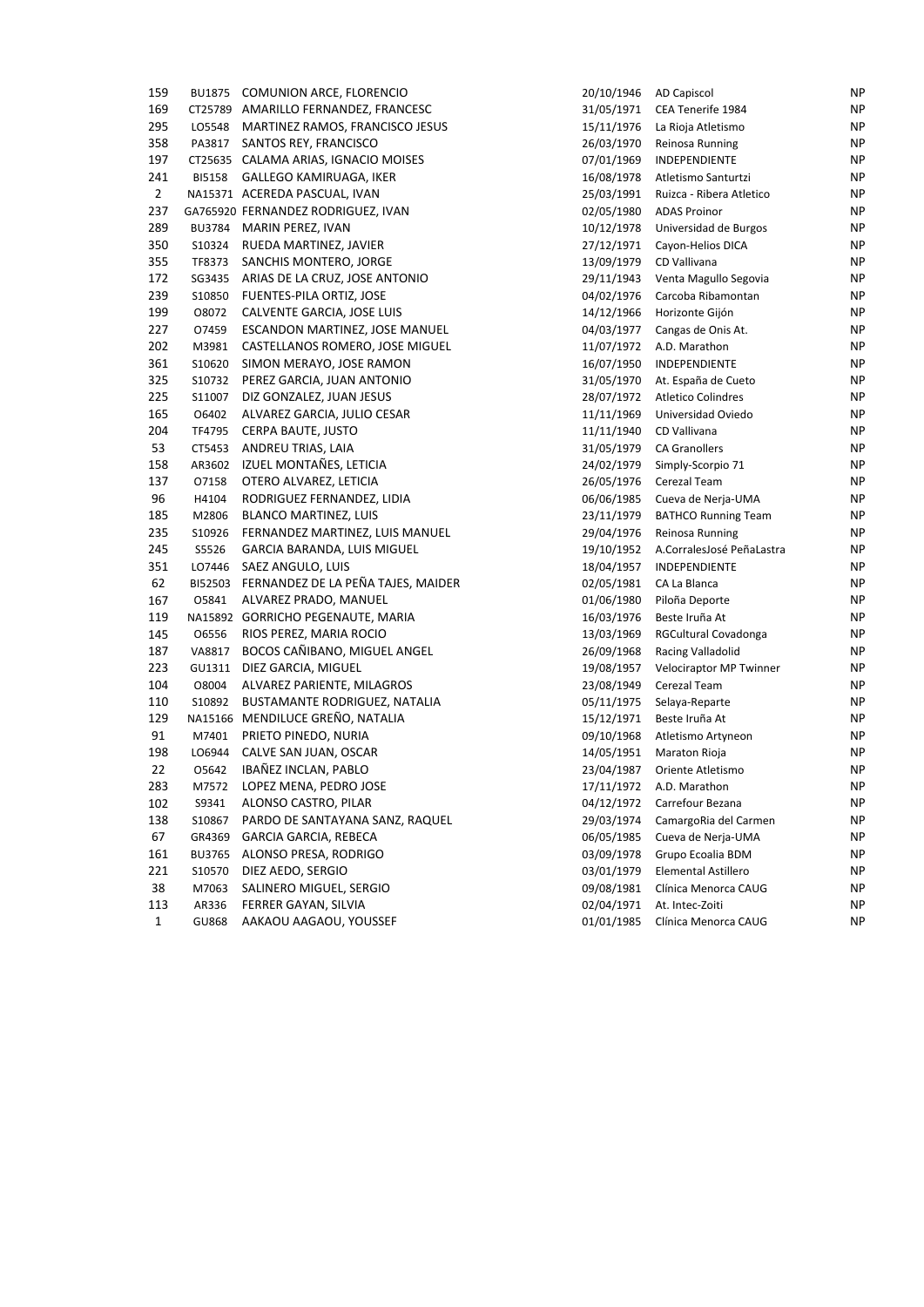| | | | | | |
|---|---|---|---|---|---|
| 159 | BU1875 | COMUNION ARCE, FLORENCIO | 20/10/1946 | AD Capiscol | NP |
| 169 | CT25789 | AMARILLO FERNANDEZ, FRANCESC | 31/05/1971 | CEA Tenerife 1984 | NP |
| 295 | LO5548 | MARTINEZ RAMOS, FRANCISCO JESUS | 15/11/1976 | La Rioja Atletismo | NP |
| 358 | PA3817 | SANTOS REY, FRANCISCO | 26/03/1970 | Reinosa Running | NP |
| 197 | CT25635 | CALAMA ARIAS, IGNACIO MOISES | 07/01/1969 | INDEPENDIENTE | NP |
| 241 | BI5158 | GALLEGO KAMIRUAGA, IKER | 16/08/1978 | Atletismo Santurtzi | NP |
| 2 | NA15371 | ACEREDA PASCUAL, IVAN | 25/03/1991 | Ruizca - Ribera Atletico | NP |
| 237 | GA765920 | FERNANDEZ RODRIGUEZ, IVAN | 02/05/1980 | ADAS Proinor | NP |
| 289 | BU3784 | MARIN PEREZ, IVAN | 10/12/1978 | Universidad de Burgos | NP |
| 350 | S10324 | RUEDA MARTINEZ, JAVIER | 27/12/1971 | Cayon-Helios DICA | NP |
| 355 | TF8373 | SANCHIS MONTERO, JORGE | 13/09/1979 | CD Vallivana | NP |
| 172 | SG3435 | ARIAS DE LA CRUZ, JOSE ANTONIO | 29/11/1943 | Venta Magullo Segovia | NP |
| 239 | S10850 | FUENTES-PILA ORTIZ, JOSE | 04/02/1976 | Carcoba Ribamontan | NP |
| 199 | O8072 | CALVENTE GARCIA, JOSE LUIS | 14/12/1966 | Horizonte Gijón | NP |
| 227 | O7459 | ESCANDON MARTINEZ, JOSE MANUEL | 04/03/1977 | Cangas de Onis At. | NP |
| 202 | M3981 | CASTELLANOS ROMERO, JOSE MIGUEL | 11/07/1972 | A.D. Marathon | NP |
| 361 | S10620 | SIMON MERAYO, JOSE RAMON | 16/07/1950 | INDEPENDIENTE | NP |
| 325 | S10732 | PEREZ GARCIA, JUAN ANTONIO | 31/05/1970 | At. España de Cueto | NP |
| 225 | S11007 | DIZ GONZALEZ, JUAN JESUS | 28/07/1972 | Atletico Colindres | NP |
| 165 | O6402 | ALVAREZ GARCIA, JULIO CESAR | 11/11/1969 | Universidad Oviedo | NP |
| 204 | TF4795 | CERPA BAUTE, JUSTO | 11/11/1940 | CD Vallivana | NP |
| 53 | CT5453 | ANDREU TRIAS, LAIA | 31/05/1979 | CA Granollers | NP |
| 158 | AR3602 | IZUEL MONTAÑES, LETICIA | 24/02/1979 | Simply-Scorpio 71 | NP |
| 137 | O7158 | OTERO ALVAREZ, LETICIA | 26/05/1976 | Cerezal Team | NP |
| 96 | H4104 | RODRIGUEZ FERNANDEZ, LIDIA | 06/06/1985 | Cueva de Nerja-UMA | NP |
| 185 | M2806 | BLANCO MARTINEZ, LUIS | 23/11/1979 | BATHCO Running Team | NP |
| 235 | S10926 | FERNANDEZ MARTINEZ, LUIS MANUEL | 29/04/1976 | Reinosa Running | NP |
| 245 | S5526 | GARCIA BARANDA, LUIS MIGUEL | 19/10/1952 | A.CorralesJosé PeñaLastra | NP |
| 351 | LO7446 | SAEZ ANGULO, LUIS | 18/04/1957 | INDEPENDIENTE | NP |
| 62 | BI52503 | FERNANDEZ DE LA PEÑA TAJES, MAIDER | 02/05/1981 | CA La Blanca | NP |
| 167 | O5841 | ALVAREZ PRADO, MANUEL | 01/06/1980 | Piloña Deporte | NP |
| 119 | NA15892 | GORRICHO PEGENAUTE, MARIA | 16/03/1976 | Beste Iruña At | NP |
| 145 | O6556 | RIOS PEREZ, MARIA ROCIO | 13/03/1969 | RGCultural Covadonga | NP |
| 187 | VA8817 | BOCOS CAÑIBANO, MIGUEL ANGEL | 26/09/1968 | Racing Valladolid | NP |
| 223 | GU1311 | DIEZ GARCIA, MIGUEL | 19/08/1957 | Velociraptor MP Twinner | NP |
| 104 | O8004 | ALVAREZ PARIENTE, MILAGROS | 23/08/1949 | Cerezal Team | NP |
| 110 | S10892 | BUSTAMANTE RODRIGUEZ, NATALIA | 05/11/1975 | Selaya-Reparte | NP |
| 129 | NA15166 | MENDILUCE GREÑO, NATALIA | 15/12/1971 | Beste Iruña At | NP |
| 91 | M7401 | PRIETO PINEDO, NURIA | 09/10/1968 | Atletismo Artyneon | NP |
| 198 | LO6944 | CALVE SAN JUAN, OSCAR | 14/05/1951 | Maraton Rioja | NP |
| 22 | O5642 | IBAÑEZ INCLAN, PABLO | 23/04/1987 | Oriente Atletismo | NP |
| 283 | M7572 | LOPEZ MENA, PEDRO JOSE | 17/11/1972 | A.D. Marathon | NP |
| 102 | S9341 | ALONSO CASTRO, PILAR | 04/12/1972 | Carrefour Bezana | NP |
| 138 | S10867 | PARDO DE SANTAYANA SANZ, RAQUEL | 29/03/1974 | CamargoRia del Carmen | NP |
| 67 | GR4369 | GARCIA GARCIA, REBECA | 06/05/1985 | Cueva de Nerja-UMA | NP |
| 161 | BU3765 | ALONSO PRESA, RODRIGO | 03/09/1978 | Grupo Ecoalia BDM | NP |
| 221 | S10570 | DIEZ AEDO, SERGIO | 03/01/1979 | Elemental Astillero | NP |
| 38 | M7063 | SALINERO MIGUEL, SERGIO | 09/08/1981 | Clínica Menorca CAUG | NP |
| 113 | AR336 | FERRER GAYAN, SILVIA | 02/04/1971 | At. Intec-Zoiti | NP |
| 1 | GU868 | AAKAOU AAGAOU, YOUSSEF | 01/01/1985 | Clínica Menorca CAUG | NP |